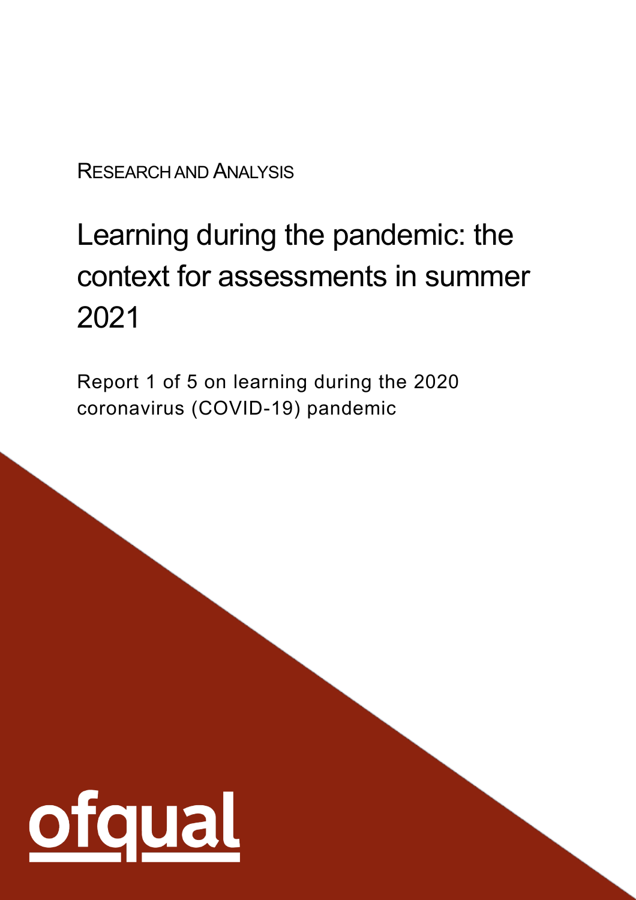RESEARCH AND ANALYSIS

# Learning during the pandemic: the context for assessments in summer 2021

Report 1 of 5 on learning during the 2020 coronavirus (COVID-19) pandemic

ofqual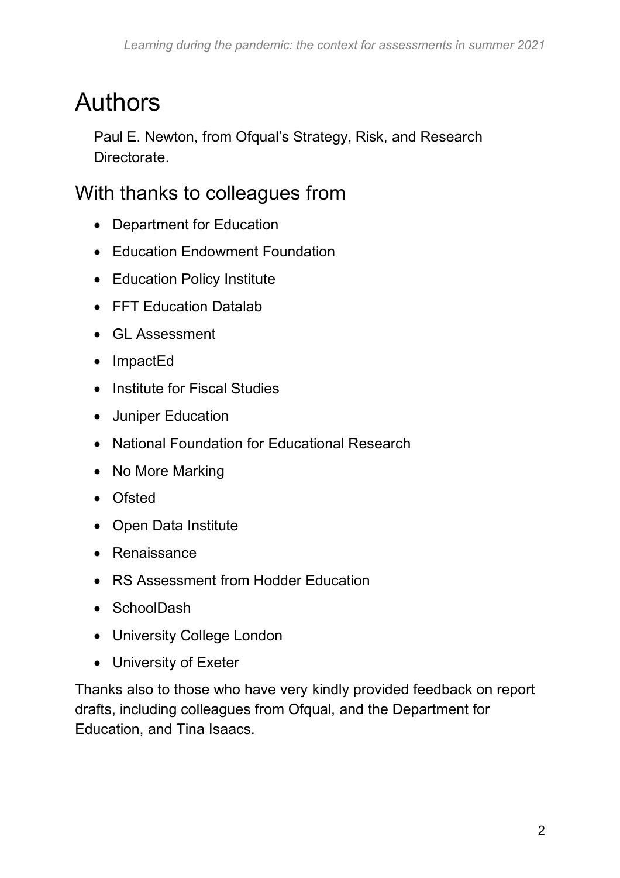# Authors

Paul E. Newton, from Ofqual's Strategy, Risk, and Research Directorate.

## With thanks to colleagues from

- Department for Education
- Education Endowment Foundation
- Education Policy Institute
- FFT Education Datalab
- GL Assessment
- ImpactEd
- Institute for Fiscal Studies
- Juniper Education
- National Foundation for Educational Research
- No More Marking
- Ofsted
- Open Data Institute
- Renaissance
- RS Assessment from Hodder Education
- SchoolDash
- University College London
- University of Exeter

Thanks also to those who have very kindly provided feedback on report drafts, including colleagues from Ofqual, and the Department for Education, and Tina Isaacs.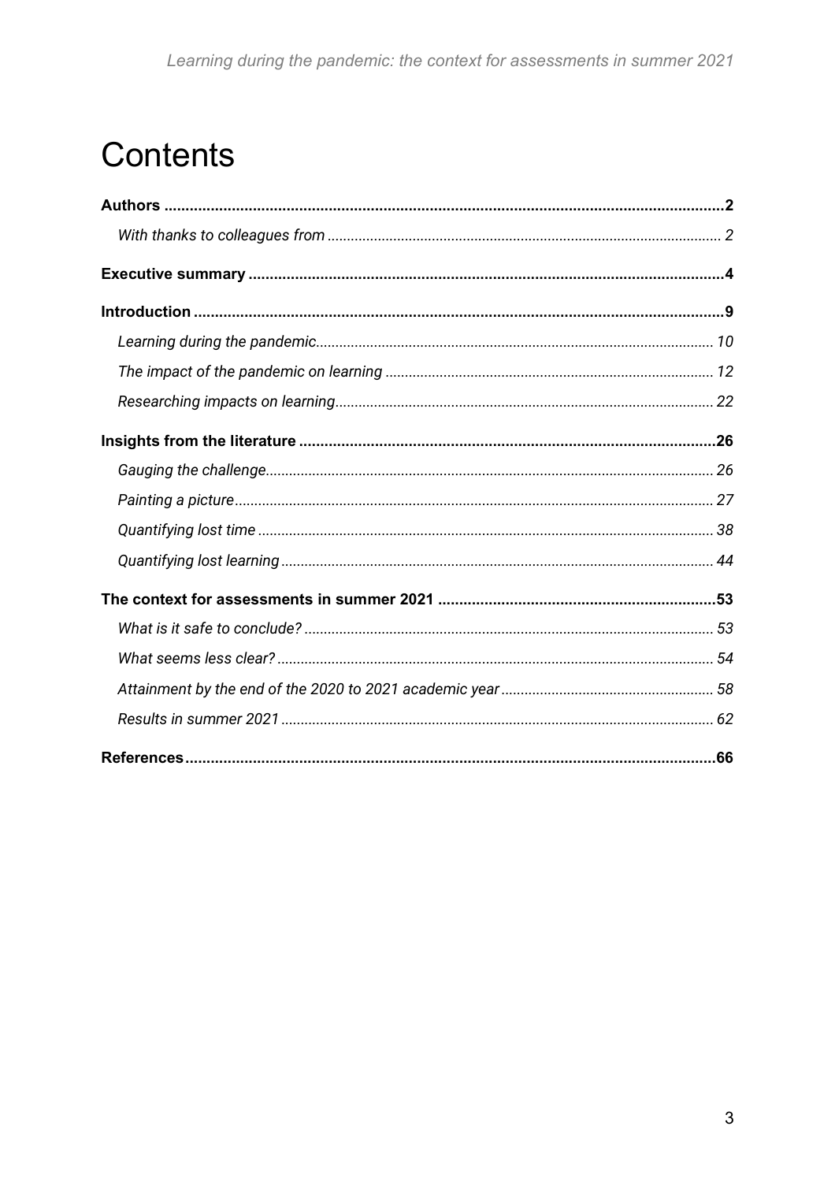# Contents

**Authors** .......... **2**

*With thanks to colleagues from* .......... *2*

**Executive summary** .......... **4**

**Introduction** .......... **9**

*Learning during the pandemic* .......... *10*

*The impact of the pandemic on learning* .......... *12*

*Researching impacts on learning* .......... *22*

**Insights from the literature** .......... **26**

*Gauging the challenge* .......... *26*

*Painting a picture* .......... *27*

*Quantifying lost time* .......... *38*

*Quantifying lost learning* .......... *44*

**The context for assessments in summer 2021** .......... **53**

*What is it safe to conclude?* .......... *53*

*What seems less clear?* .......... *54*

*Attainment by the end of the 2020 to 2021 academic year* .......... *58*

*Results in summer 2021* .......... *62*

**References** .......... **66**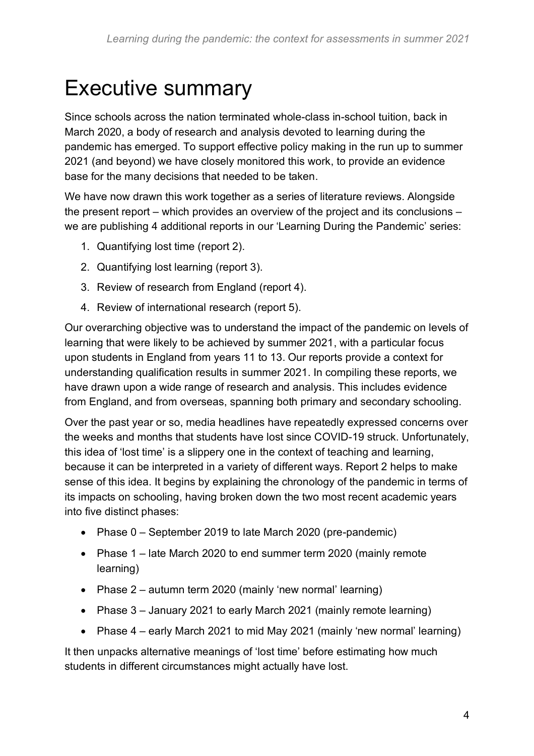# Executive summary

Since schools across the nation terminated whole-class in-school tuition, back in March 2020, a body of research and analysis devoted to learning during the pandemic has emerged. To support effective policy making in the run up to summer 2021 (and beyond) we have closely monitored this work, to provide an evidence base for the many decisions that needed to be taken.

We have now drawn this work together as a series of literature reviews. Alongside the present report – which provides an overview of the project and its conclusions – we are publishing 4 additional reports in our 'Learning During the Pandemic' series:

1. Quantifying lost time (report 2).
2. Quantifying lost learning (report 3).
3. Review of research from England (report 4).
4. Review of international research (report 5).

Our overarching objective was to understand the impact of the pandemic on levels of learning that were likely to be achieved by summer 2021, with a particular focus upon students in England from years 11 to 13. Our reports provide a context for understanding qualification results in summer 2021. In compiling these reports, we have drawn upon a wide range of research and analysis. This includes evidence from England, and from overseas, spanning both primary and secondary schooling.

Over the past year or so, media headlines have repeatedly expressed concerns over the weeks and months that students have lost since COVID-19 struck. Unfortunately, this idea of 'lost time' is a slippery one in the context of teaching and learning, because it can be interpreted in a variety of different ways. Report 2 helps to make sense of this idea. It begins by explaining the chronology of the pandemic in terms of its impacts on schooling, having broken down the two most recent academic years into five distinct phases:

- Phase 0 – September 2019 to late March 2020 (pre-pandemic)
- Phase 1 – late March 2020 to end summer term 2020 (mainly remote learning)
- Phase 2 – autumn term 2020 (mainly 'new normal' learning)
- Phase 3 – January 2021 to early March 2021 (mainly remote learning)
- Phase 4 – early March 2021 to mid May 2021 (mainly 'new normal' learning)

It then unpacks alternative meanings of 'lost time' before estimating how much students in different circumstances might actually have lost.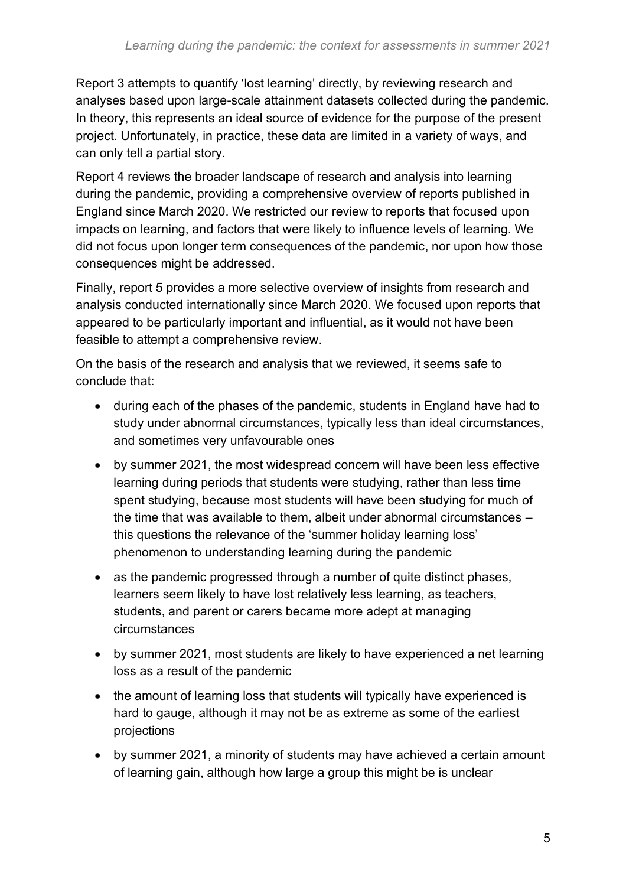Report 3 attempts to quantify 'lost learning' directly, by reviewing research and analyses based upon large-scale attainment datasets collected during the pandemic. In theory, this represents an ideal source of evidence for the purpose of the present project. Unfortunately, in practice, these data are limited in a variety of ways, and can only tell a partial story.

Report 4 reviews the broader landscape of research and analysis into learning during the pandemic, providing a comprehensive overview of reports published in England since March 2020. We restricted our review to reports that focused upon impacts on learning, and factors that were likely to influence levels of learning. We did not focus upon longer term consequences of the pandemic, nor upon how those consequences might be addressed.

Finally, report 5 provides a more selective overview of insights from research and analysis conducted internationally since March 2020. We focused upon reports that appeared to be particularly important and influential, as it would not have been feasible to attempt a comprehensive review.

On the basis of the research and analysis that we reviewed, it seems safe to conclude that:

- during each of the phases of the pandemic, students in England have had to study under abnormal circumstances, typically less than ideal circumstances, and sometimes very unfavourable ones
- by summer 2021, the most widespread concern will have been less effective learning during periods that students were studying, rather than less time spent studying, because most students will have been studying for much of the time that was available to them, albeit under abnormal circumstances – this questions the relevance of the 'summer holiday learning loss' phenomenon to understanding learning during the pandemic
- as the pandemic progressed through a number of quite distinct phases, learners seem likely to have lost relatively less learning, as teachers, students, and parent or carers became more adept at managing circumstances
- by summer 2021, most students are likely to have experienced a net learning loss as a result of the pandemic
- the amount of learning loss that students will typically have experienced is hard to gauge, although it may not be as extreme as some of the earliest projections
- by summer 2021, a minority of students may have achieved a certain amount of learning gain, although how large a group this might be is unclear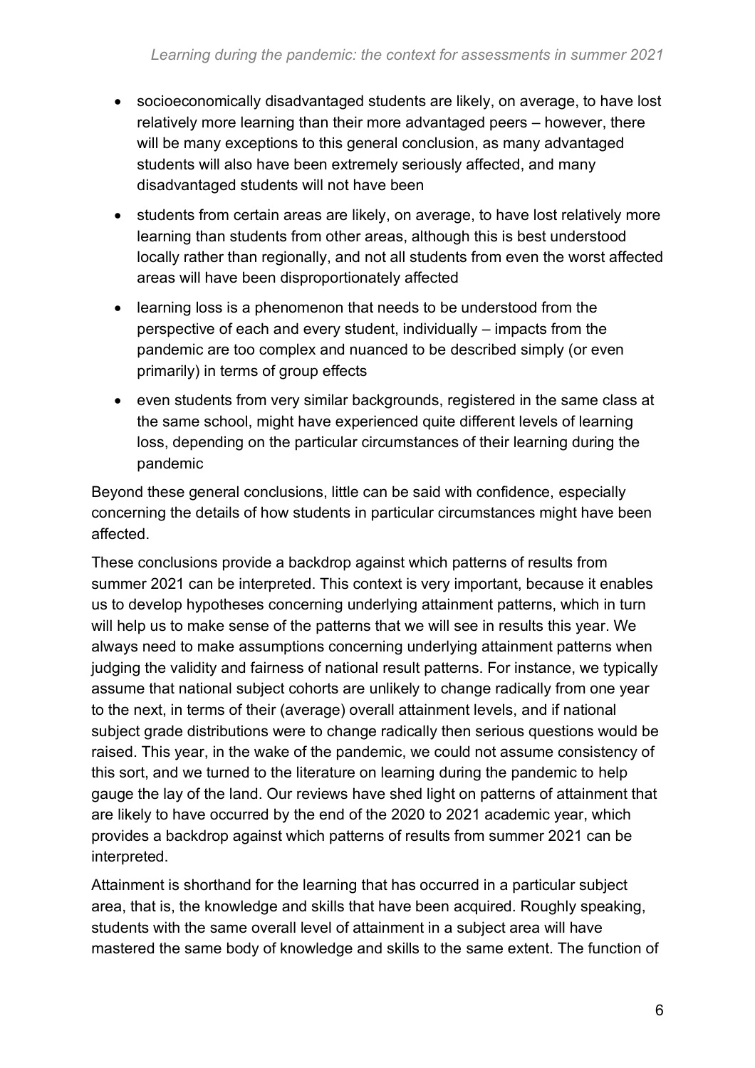- socioeconomically disadvantaged students are likely, on average, to have lost relatively more learning than their more advantaged peers – however, there will be many exceptions to this general conclusion, as many advantaged students will also have been extremely seriously affected, and many disadvantaged students will not have been
- students from certain areas are likely, on average, to have lost relatively more learning than students from other areas, although this is best understood locally rather than regionally, and not all students from even the worst affected areas will have been disproportionately affected
- learning loss is a phenomenon that needs to be understood from the perspective of each and every student, individually – impacts from the pandemic are too complex and nuanced to be described simply (or even primarily) in terms of group effects
- even students from very similar backgrounds, registered in the same class at the same school, might have experienced quite different levels of learning loss, depending on the particular circumstances of their learning during the pandemic

Beyond these general conclusions, little can be said with confidence, especially concerning the details of how students in particular circumstances might have been affected.

These conclusions provide a backdrop against which patterns of results from summer 2021 can be interpreted. This context is very important, because it enables us to develop hypotheses concerning underlying attainment patterns, which in turn will help us to make sense of the patterns that we will see in results this year. We always need to make assumptions concerning underlying attainment patterns when judging the validity and fairness of national result patterns. For instance, we typically assume that national subject cohorts are unlikely to change radically from one year to the next, in terms of their (average) overall attainment levels, and if national subject grade distributions were to change radically then serious questions would be raised. This year, in the wake of the pandemic, we could not assume consistency of this sort, and we turned to the literature on learning during the pandemic to help gauge the lay of the land. Our reviews have shed light on patterns of attainment that are likely to have occurred by the end of the 2020 to 2021 academic year, which provides a backdrop against which patterns of results from summer 2021 can be interpreted.

Attainment is shorthand for the learning that has occurred in a particular subject area, that is, the knowledge and skills that have been acquired. Roughly speaking, students with the same overall level of attainment in a subject area will have mastered the same body of knowledge and skills to the same extent. The function of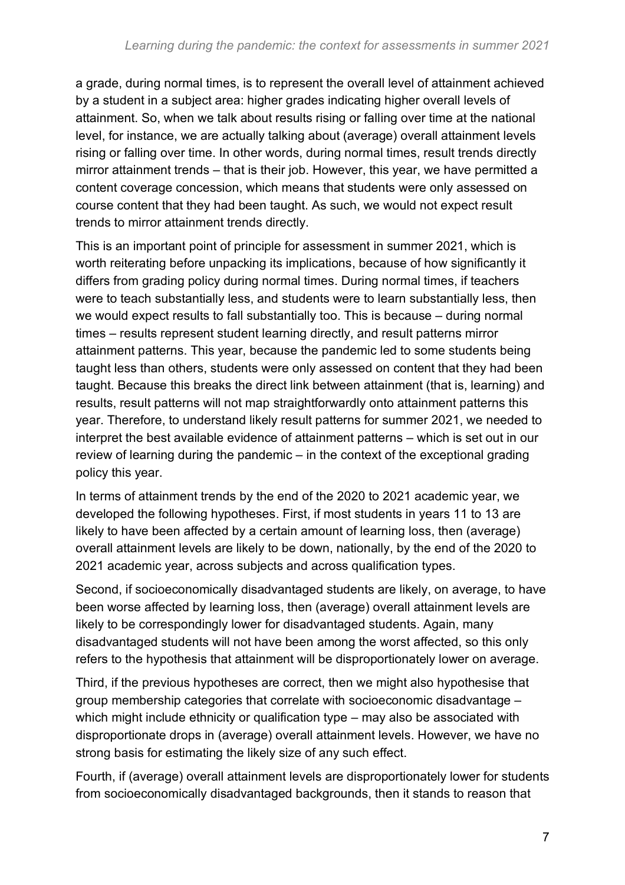a grade, during normal times, is to represent the overall level of attainment achieved by a student in a subject area: higher grades indicating higher overall levels of attainment. So, when we talk about results rising or falling over time at the national level, for instance, we are actually talking about (average) overall attainment levels rising or falling over time. In other words, during normal times, result trends directly mirror attainment trends – that is their job. However, this year, we have permitted a content coverage concession, which means that students were only assessed on course content that they had been taught. As such, we would not expect result trends to mirror attainment trends directly.

This is an important point of principle for assessment in summer 2021, which is worth reiterating before unpacking its implications, because of how significantly it differs from grading policy during normal times. During normal times, if teachers were to teach substantially less, and students were to learn substantially less, then we would expect results to fall substantially too. This is because – during normal times – results represent student learning directly, and result patterns mirror attainment patterns. This year, because the pandemic led to some students being taught less than others, students were only assessed on content that they had been taught. Because this breaks the direct link between attainment (that is, learning) and results, result patterns will not map straightforwardly onto attainment patterns this year. Therefore, to understand likely result patterns for summer 2021, we needed to interpret the best available evidence of attainment patterns – which is set out in our review of learning during the pandemic – in the context of the exceptional grading policy this year.

In terms of attainment trends by the end of the 2020 to 2021 academic year, we developed the following hypotheses. First, if most students in years 11 to 13 are likely to have been affected by a certain amount of learning loss, then (average) overall attainment levels are likely to be down, nationally, by the end of the 2020 to 2021 academic year, across subjects and across qualification types.

Second, if socioeconomically disadvantaged students are likely, on average, to have been worse affected by learning loss, then (average) overall attainment levels are likely to be correspondingly lower for disadvantaged students. Again, many disadvantaged students will not have been among the worst affected, so this only refers to the hypothesis that attainment will be disproportionately lower on average.

Third, if the previous hypotheses are correct, then we might also hypothesise that group membership categories that correlate with socioeconomic disadvantage – which might include ethnicity or qualification type – may also be associated with disproportionate drops in (average) overall attainment levels. However, we have no strong basis for estimating the likely size of any such effect.

Fourth, if (average) overall attainment levels are disproportionately lower for students from socioeconomically disadvantaged backgrounds, then it stands to reason that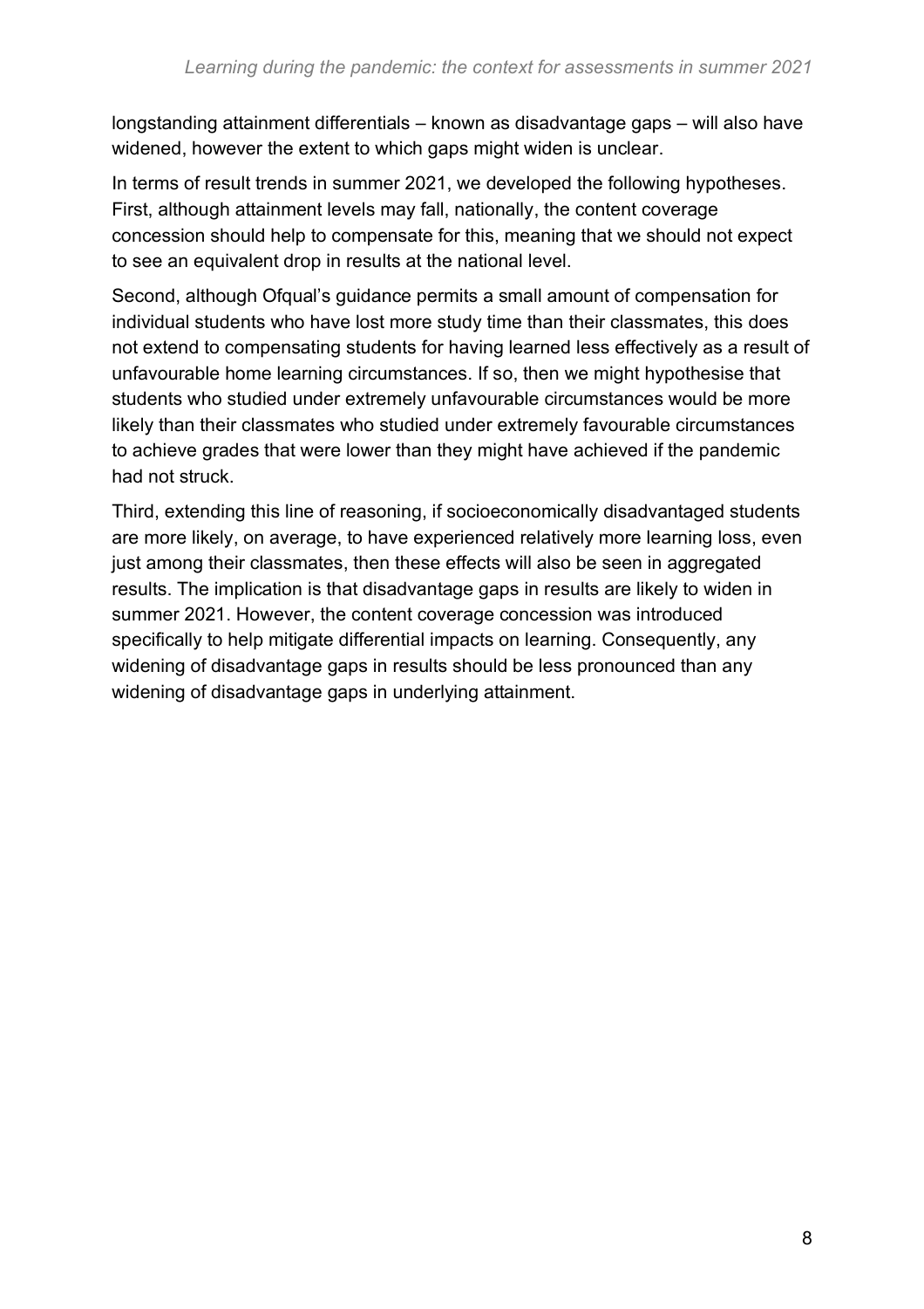longstanding attainment differentials – known as disadvantage gaps – will also have widened, however the extent to which gaps might widen is unclear.

In terms of result trends in summer 2021, we developed the following hypotheses. First, although attainment levels may fall, nationally, the content coverage concession should help to compensate for this, meaning that we should not expect to see an equivalent drop in results at the national level.

Second, although Ofqual's guidance permits a small amount of compensation for individual students who have lost more study time than their classmates, this does not extend to compensating students for having learned less effectively as a result of unfavourable home learning circumstances. If so, then we might hypothesise that students who studied under extremely unfavourable circumstances would be more likely than their classmates who studied under extremely favourable circumstances to achieve grades that were lower than they might have achieved if the pandemic had not struck.

Third, extending this line of reasoning, if socioeconomically disadvantaged students are more likely, on average, to have experienced relatively more learning loss, even just among their classmates, then these effects will also be seen in aggregated results. The implication is that disadvantage gaps in results are likely to widen in summer 2021. However, the content coverage concession was introduced specifically to help mitigate differential impacts on learning. Consequently, any widening of disadvantage gaps in results should be less pronounced than any widening of disadvantage gaps in underlying attainment.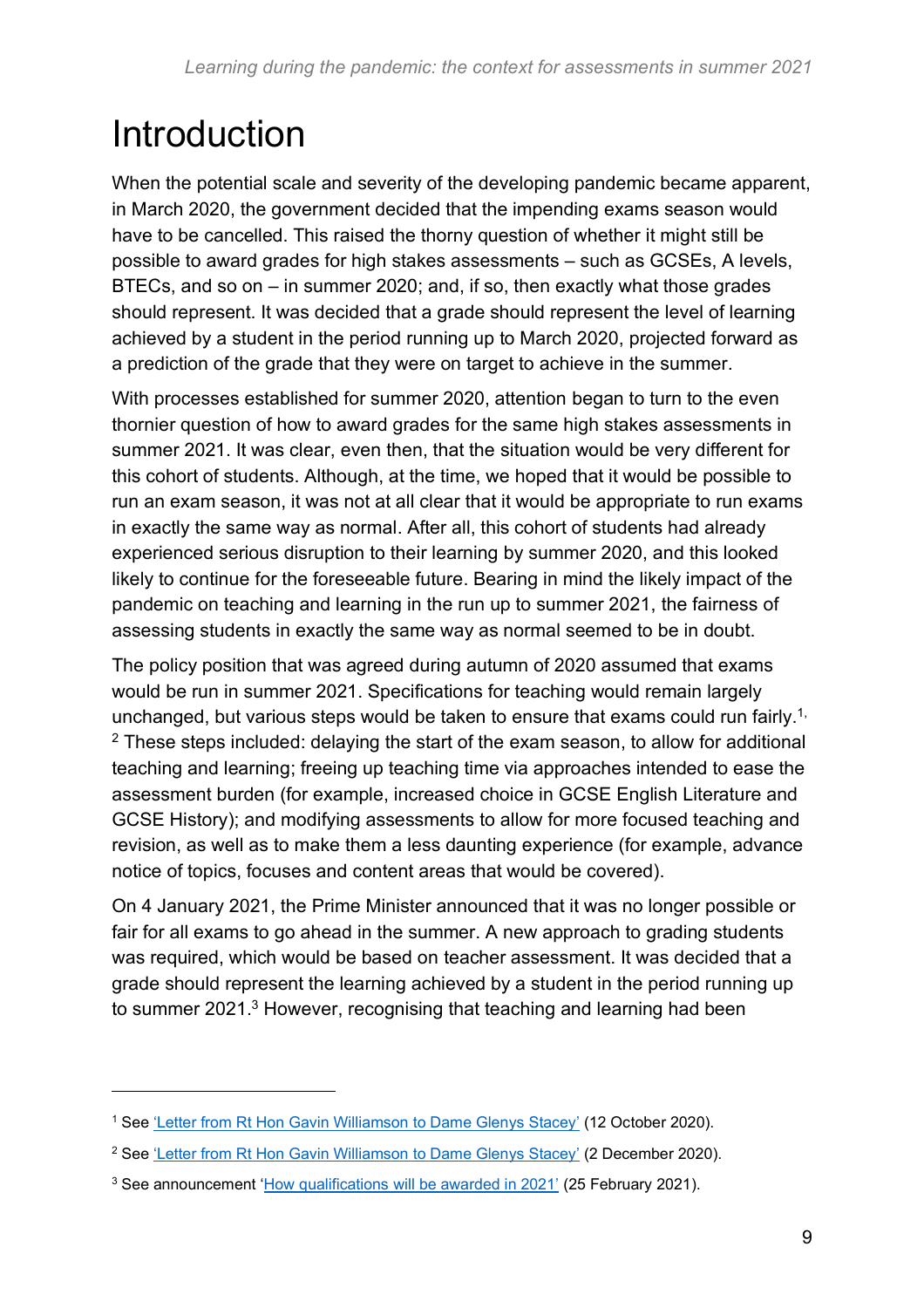# Introduction

When the potential scale and severity of the developing pandemic became apparent, in March 2020, the government decided that the impending exams season would have to be cancelled. This raised the thorny question of whether it might still be possible to award grades for high stakes assessments – such as GCSEs, A levels, BTECs, and so on – in summer 2020; and, if so, then exactly what those grades should represent. It was decided that a grade should represent the level of learning achieved by a student in the period running up to March 2020, projected forward as a prediction of the grade that they were on target to achieve in the summer.

With processes established for summer 2020, attention began to turn to the even thornier question of how to award grades for the same high stakes assessments in summer 2021. It was clear, even then, that the situation would be very different for this cohort of students. Although, at the time, we hoped that it would be possible to run an exam season, it was not at all clear that it would be appropriate to run exams in exactly the same way as normal. After all, this cohort of students had already experienced serious disruption to their learning by summer 2020, and this looked likely to continue for the foreseeable future. Bearing in mind the likely impact of the pandemic on teaching and learning in the run up to summer 2021, the fairness of assessing students in exactly the same way as normal seemed to be in doubt.

The policy position that was agreed during autumn of 2020 assumed that exams would be run in summer 2021. Specifications for teaching would remain largely unchanged, but various steps would be taken to ensure that exams could run fairly.[1,2] These steps included: delaying the start of the exam season, to allow for additional teaching and learning; freeing up teaching time via approaches intended to ease the assessment burden (for example, increased choice in GCSE English Literature and GCSE History); and modifying assessments to allow for more focused teaching and revision, as well as to make them a less daunting experience (for example, advance notice of topics, focuses and content areas that would be covered).

On 4 January 2021, the Prime Minister announced that it was no longer possible or fair for all exams to go ahead in the summer. A new approach to grading students was required, which would be based on teacher assessment. It was decided that a grade should represent the learning achieved by a student in the period running up to summer 2021.[3] However, recognising that teaching and learning had been

---

[1] See 'Letter from Rt Hon Gavin Williamson to Dame Glenys Stacey' (12 October 2020).

[2] See 'Letter from Rt Hon Gavin Williamson to Dame Glenys Stacey' (2 December 2020).

[3] See announcement 'How qualifications will be awarded in 2021' (25 February 2021).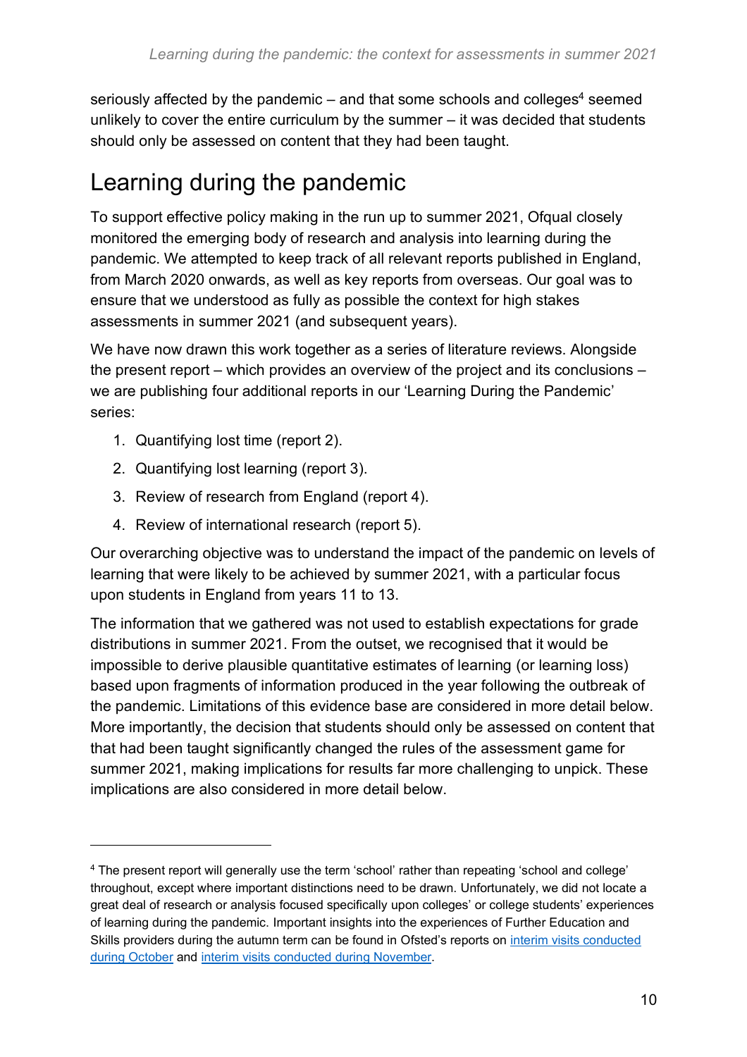seriously affected by the pandemic – and that some schools and colleges[4] seemed unlikely to cover the entire curriculum by the summer – it was decided that students should only be assessed on content that they had been taught.

## Learning during the pandemic

To support effective policy making in the run up to summer 2021, Ofqual closely monitored the emerging body of research and analysis into learning during the pandemic. We attempted to keep track of all relevant reports published in England, from March 2020 onwards, as well as key reports from overseas. Our goal was to ensure that we understood as fully as possible the context for high stakes assessments in summer 2021 (and subsequent years).

We have now drawn this work together as a series of literature reviews. Alongside the present report – which provides an overview of the project and its conclusions – we are publishing four additional reports in our 'Learning During the Pandemic' series:

1. Quantifying lost time (report 2).
2. Quantifying lost learning (report 3).
3. Review of research from England (report 4).
4. Review of international research (report 5).

Our overarching objective was to understand the impact of the pandemic on levels of learning that were likely to be achieved by summer 2021, with a particular focus upon students in England from years 11 to 13.

The information that we gathered was not used to establish expectations for grade distributions in summer 2021. From the outset, we recognised that it would be impossible to derive plausible quantitative estimates of learning (or learning loss) based upon fragments of information produced in the year following the outbreak of the pandemic. Limitations of this evidence base are considered in more detail below. More importantly, the decision that students should only be assessed on content that that had been taught significantly changed the rules of the assessment game for summer 2021, making implications for results far more challenging to unpick. These implications are also considered in more detail below.

---

[4] The present report will generally use the term 'school' rather than repeating 'school and college' throughout, except where important distinctions need to be drawn. Unfortunately, we did not locate a great deal of research or analysis focused specifically upon colleges' or college students' experiences of learning during the pandemic. Important insights into the experiences of Further Education and Skills providers during the autumn term can be found in Ofsted's reports on interim visits conducted during October and interim visits conducted during November.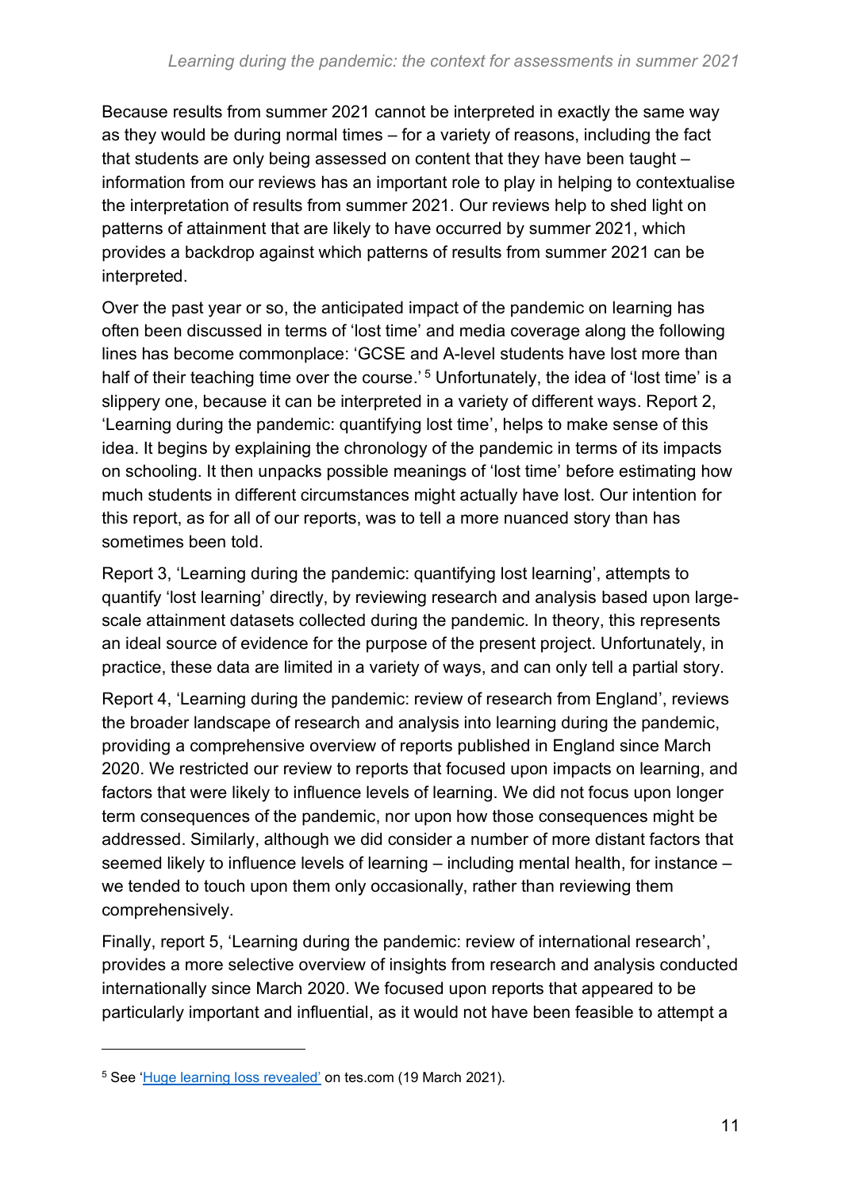Because results from summer 2021 cannot be interpreted in exactly the same way as they would be during normal times – for a variety of reasons, including the fact that students are only being assessed on content that they have been taught – information from our reviews has an important role to play in helping to contextualise the interpretation of results from summer 2021. Our reviews help to shed light on patterns of attainment that are likely to have occurred by summer 2021, which provides a backdrop against which patterns of results from summer 2021 can be interpreted.

Over the past year or so, the anticipated impact of the pandemic on learning has often been discussed in terms of 'lost time' and media coverage along the following lines has become commonplace: 'GCSE and A-level students have lost more than half of their teaching time over the course.' [5] Unfortunately, the idea of 'lost time' is a slippery one, because it can be interpreted in a variety of different ways. Report 2, 'Learning during the pandemic: quantifying lost time', helps to make sense of this idea. It begins by explaining the chronology of the pandemic in terms of its impacts on schooling. It then unpacks possible meanings of 'lost time' before estimating how much students in different circumstances might actually have lost. Our intention for this report, as for all of our reports, was to tell a more nuanced story than has sometimes been told.

Report 3, 'Learning during the pandemic: quantifying lost learning', attempts to quantify 'lost learning' directly, by reviewing research and analysis based upon large-scale attainment datasets collected during the pandemic. In theory, this represents an ideal source of evidence for the purpose of the present project. Unfortunately, in practice, these data are limited in a variety of ways, and can only tell a partial story.

Report 4, 'Learning during the pandemic: review of research from England', reviews the broader landscape of research and analysis into learning during the pandemic, providing a comprehensive overview of reports published in England since March 2020. We restricted our review to reports that focused upon impacts on learning, and factors that were likely to influence levels of learning. We did not focus upon longer term consequences of the pandemic, nor upon how those consequences might be addressed. Similarly, although we did consider a number of more distant factors that seemed likely to influence levels of learning – including mental health, for instance – we tended to touch upon them only occasionally, rather than reviewing them comprehensively.

Finally, report 5, 'Learning during the pandemic: review of international research', provides a more selective overview of insights from research and analysis conducted internationally since March 2020. We focused upon reports that appeared to be particularly important and influential, as it would not have been feasible to attempt a

---

[5] See 'Huge learning loss revealed' on tes.com (19 March 2021).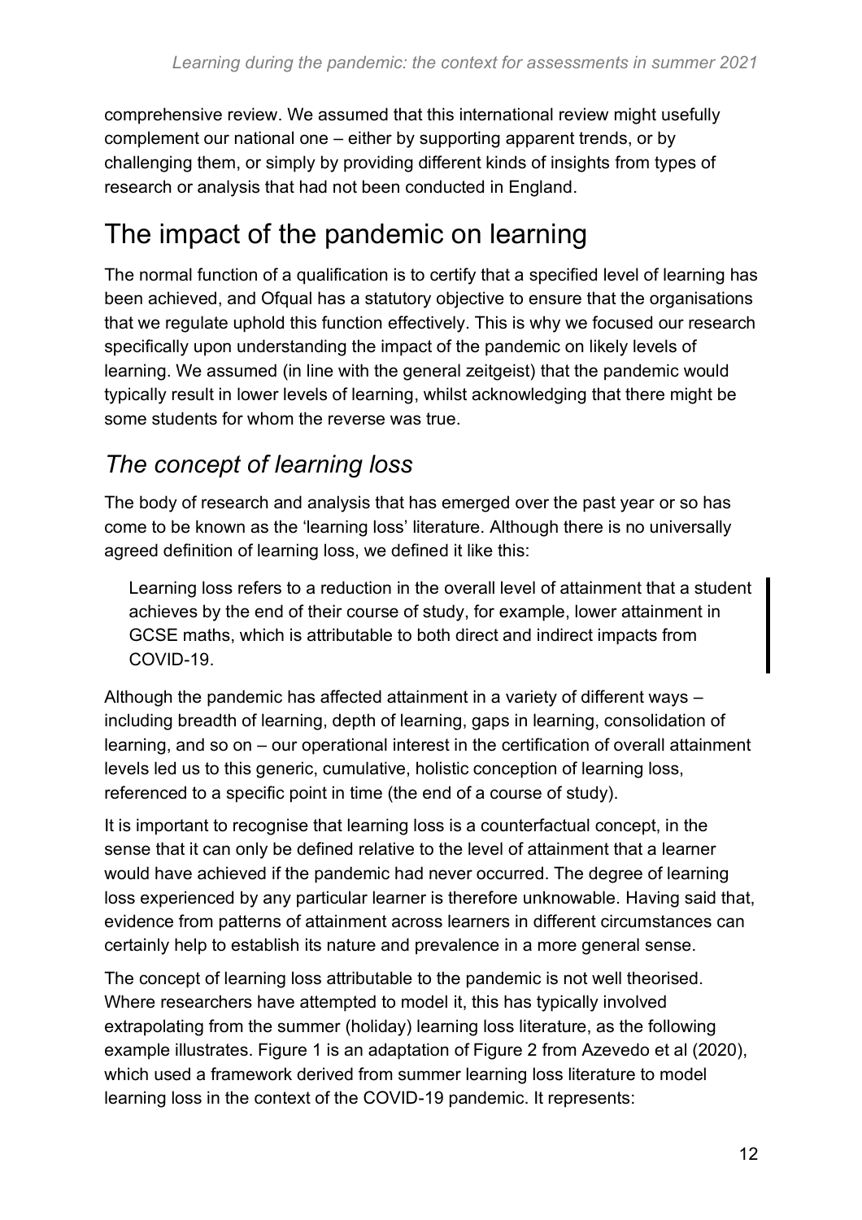comprehensive review. We assumed that this international review might usefully complement our national one – either by supporting apparent trends, or by challenging them, or simply by providing different kinds of insights from types of research or analysis that had not been conducted in England.

## The impact of the pandemic on learning

The normal function of a qualification is to certify that a specified level of learning has been achieved, and Ofqual has a statutory objective to ensure that the organisations that we regulate uphold this function effectively. This is why we focused our research specifically upon understanding the impact of the pandemic on likely levels of learning. We assumed (in line with the general zeitgeist) that the pandemic would typically result in lower levels of learning, whilst acknowledging that there might be some students for whom the reverse was true.

### *The concept of learning loss*

The body of research and analysis that has emerged over the past year or so has come to be known as the 'learning loss' literature. Although there is no universally agreed definition of learning loss, we defined it like this:

> Learning loss refers to a reduction in the overall level of attainment that a student achieves by the end of their course of study, for example, lower attainment in GCSE maths, which is attributable to both direct and indirect impacts from COVID-19.

Although the pandemic has affected attainment in a variety of different ways – including breadth of learning, depth of learning, gaps in learning, consolidation of learning, and so on – our operational interest in the certification of overall attainment levels led us to this generic, cumulative, holistic conception of learning loss, referenced to a specific point in time (the end of a course of study).

It is important to recognise that learning loss is a counterfactual concept, in the sense that it can only be defined relative to the level of attainment that a learner would have achieved if the pandemic had never occurred. The degree of learning loss experienced by any particular learner is therefore unknowable. Having said that, evidence from patterns of attainment across learners in different circumstances can certainly help to establish its nature and prevalence in a more general sense.

The concept of learning loss attributable to the pandemic is not well theorised. Where researchers have attempted to model it, this has typically involved extrapolating from the summer (holiday) learning loss literature, as the following example illustrates. Figure 1 is an adaptation of Figure 2 from Azevedo et al (2020), which used a framework derived from summer learning loss literature to model learning loss in the context of the COVID-19 pandemic. It represents: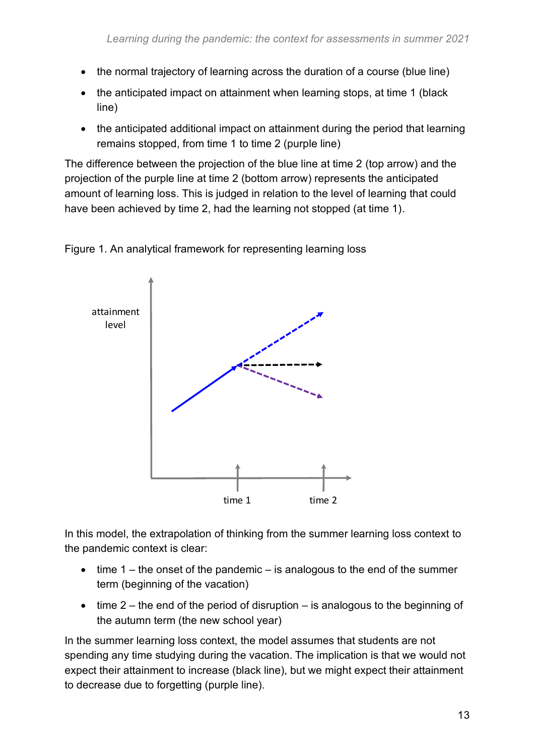- the normal trajectory of learning across the duration of a course (blue line)
- the anticipated impact on attainment when learning stops, at time 1 (black line)
- the anticipated additional impact on attainment during the period that learning remains stopped, from time 1 to time 2 (purple line)

The difference between the projection of the blue line at time 2 (top arrow) and the projection of the purple line at time 2 (bottom arrow) represents the anticipated amount of learning loss. This is judged in relation to the level of learning that could have been achieved by time 2, had the learning not stopped (at time 1).

Figure 1. An analytical framework for representing learning loss

In this model, the extrapolation of thinking from the summer learning loss context to the pandemic context is clear:

- time 1 – the onset of the pandemic – is analogous to the end of the summer term (beginning of the vacation)
- time 2 – the end of the period of disruption – is analogous to the beginning of the autumn term (the new school year)

In the summer learning loss context, the model assumes that students are not spending any time studying during the vacation. The implication is that we would not expect their attainment to increase (black line), but we might expect their attainment to decrease due to forgetting (purple line).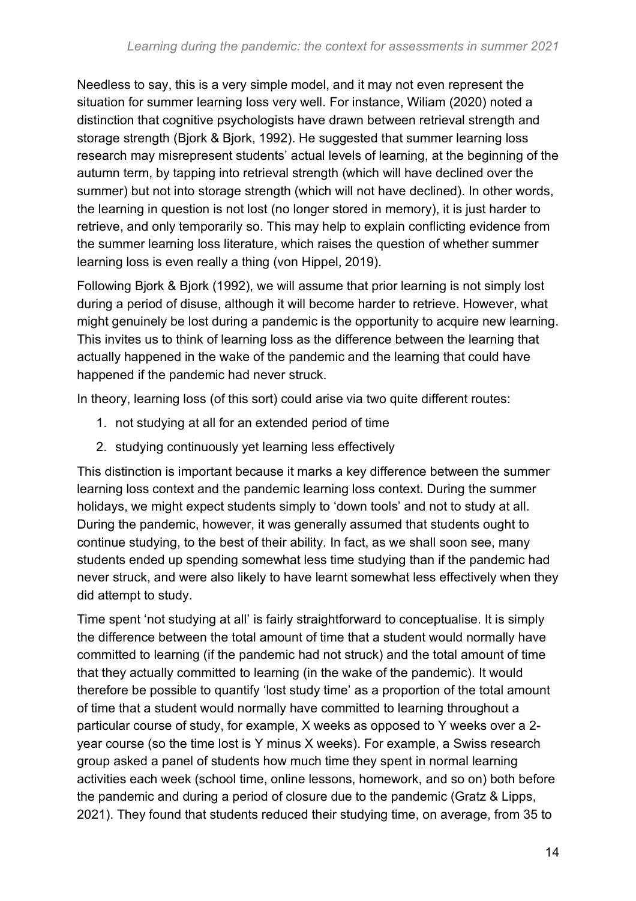Needless to say, this is a very simple model, and it may not even represent the situation for summer learning loss very well. For instance, Wiliam (2020) noted a distinction that cognitive psychologists have drawn between retrieval strength and storage strength (Bjork & Bjork, 1992). He suggested that summer learning loss research may misrepresent students' actual levels of learning, at the beginning of the autumn term, by tapping into retrieval strength (which will have declined over the summer) but not into storage strength (which will not have declined). In other words, the learning in question is not lost (no longer stored in memory), it is just harder to retrieve, and only temporarily so. This may help to explain conflicting evidence from the summer learning loss literature, which raises the question of whether summer learning loss is even really a thing (von Hippel, 2019).

Following Bjork & Bjork (1992), we will assume that prior learning is not simply lost during a period of disuse, although it will become harder to retrieve. However, what might genuinely be lost during a pandemic is the opportunity to acquire new learning. This invites us to think of learning loss as the difference between the learning that actually happened in the wake of the pandemic and the learning that could have happened if the pandemic had never struck.

In theory, learning loss (of this sort) could arise via two quite different routes:

1. not studying at all for an extended period of time
2. studying continuously yet learning less effectively

This distinction is important because it marks a key difference between the summer learning loss context and the pandemic learning loss context. During the summer holidays, we might expect students simply to 'down tools' and not to study at all. During the pandemic, however, it was generally assumed that students ought to continue studying, to the best of their ability. In fact, as we shall soon see, many students ended up spending somewhat less time studying than if the pandemic had never struck, and were also likely to have learnt somewhat less effectively when they did attempt to study.

Time spent 'not studying at all' is fairly straightforward to conceptualise. It is simply the difference between the total amount of time that a student would normally have committed to learning (if the pandemic had not struck) and the total amount of time that they actually committed to learning (in the wake of the pandemic). It would therefore be possible to quantify 'lost study time' as a proportion of the total amount of time that a student would normally have committed to learning throughout a particular course of study, for example, X weeks as opposed to Y weeks over a 2-year course (so the time lost is Y minus X weeks). For example, a Swiss research group asked a panel of students how much time they spent in normal learning activities each week (school time, online lessons, homework, and so on) both before the pandemic and during a period of closure due to the pandemic (Gratz & Lipps, 2021). They found that students reduced their studying time, on average, from 35 to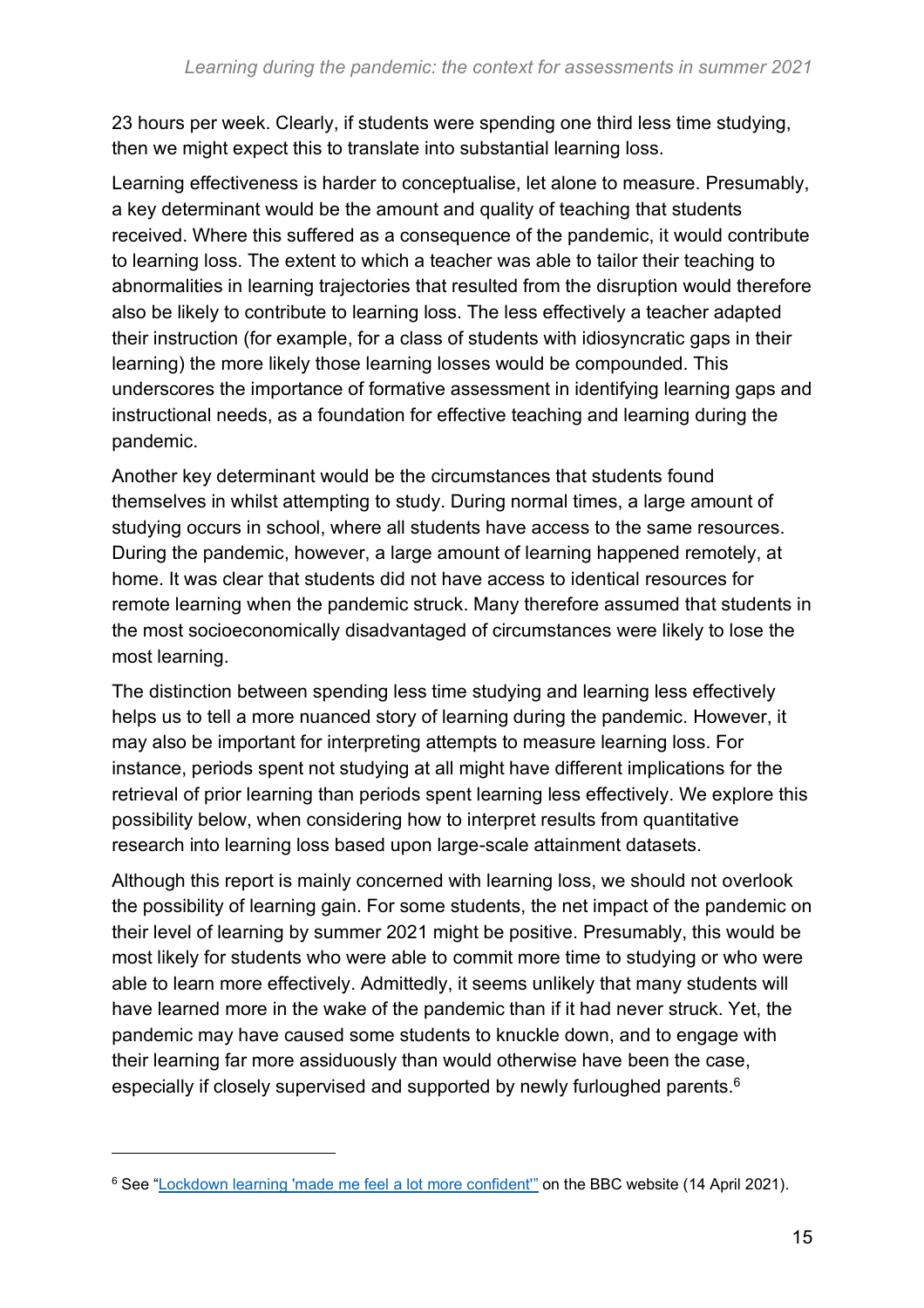23 hours per week. Clearly, if students were spending one third less time studying, then we might expect this to translate into substantial learning loss.

Learning effectiveness is harder to conceptualise, let alone to measure. Presumably, a key determinant would be the amount and quality of teaching that students received. Where this suffered as a consequence of the pandemic, it would contribute to learning loss. The extent to which a teacher was able to tailor their teaching to abnormalities in learning trajectories that resulted from the disruption would therefore also be likely to contribute to learning loss. The less effectively a teacher adapted their instruction (for example, for a class of students with idiosyncratic gaps in their learning) the more likely those learning losses would be compounded. This underscores the importance of formative assessment in identifying learning gaps and instructional needs, as a foundation for effective teaching and learning during the pandemic.

Another key determinant would be the circumstances that students found themselves in whilst attempting to study. During normal times, a large amount of studying occurs in school, where all students have access to the same resources. During the pandemic, however, a large amount of learning happened remotely, at home. It was clear that students did not have access to identical resources for remote learning when the pandemic struck. Many therefore assumed that students in the most socioeconomically disadvantaged of circumstances were likely to lose the most learning.

The distinction between spending less time studying and learning less effectively helps us to tell a more nuanced story of learning during the pandemic. However, it may also be important for interpreting attempts to measure learning loss. For instance, periods spent not studying at all might have different implications for the retrieval of prior learning than periods spent learning less effectively. We explore this possibility below, when considering how to interpret results from quantitative research into learning loss based upon large-scale attainment datasets.

Although this report is mainly concerned with learning loss, we should not overlook the possibility of learning gain. For some students, the net impact of the pandemic on their level of learning by summer 2021 might be positive. Presumably, this would be most likely for students who were able to commit more time to studying or who were able to learn more effectively. Admittedly, it seems unlikely that many students will have learned more in the wake of the pandemic than if it had never struck. Yet, the pandemic may have caused some students to knuckle down, and to engage with their learning far more assiduously than would otherwise have been the case, especially if closely supervised and supported by newly furloughed parents.[6]

---

[6] See "Lockdown learning 'made me feel a lot more confident'" on the BBC website (14 April 2021).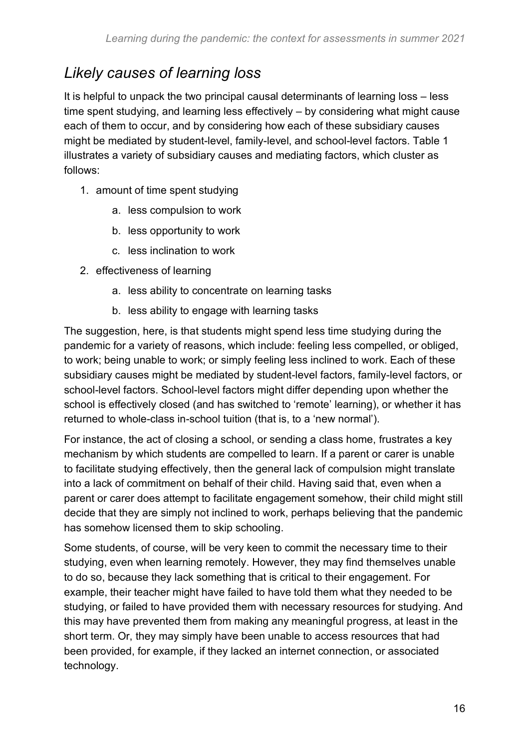## *Likely causes of learning loss*

It is helpful to unpack the two principal causal determinants of learning loss – less time spent studying, and learning less effectively – by considering what might cause each of them to occur, and by considering how each of these subsidiary causes might be mediated by student-level, family-level, and school-level factors. Table 1 illustrates a variety of subsidiary causes and mediating factors, which cluster as follows:

1. amount of time spent studying
    a. less compulsion to work
    b. less opportunity to work
    c. less inclination to work
2. effectiveness of learning
    a. less ability to concentrate on learning tasks
    b. less ability to engage with learning tasks

The suggestion, here, is that students might spend less time studying during the pandemic for a variety of reasons, which include: feeling less compelled, or obliged, to work; being unable to work; or simply feeling less inclined to work. Each of these subsidiary causes might be mediated by student-level factors, family-level factors, or school-level factors. School-level factors might differ depending upon whether the school is effectively closed (and has switched to 'remote' learning), or whether it has returned to whole-class in-school tuition (that is, to a 'new normal').

For instance, the act of closing a school, or sending a class home, frustrates a key mechanism by which students are compelled to learn. If a parent or carer is unable to facilitate studying effectively, then the general lack of compulsion might translate into a lack of commitment on behalf of their child. Having said that, even when a parent or carer does attempt to facilitate engagement somehow, their child might still decide that they are simply not inclined to work, perhaps believing that the pandemic has somehow licensed them to skip schooling.

Some students, of course, will be very keen to commit the necessary time to their studying, even when learning remotely. However, they may find themselves unable to do so, because they lack something that is critical to their engagement. For example, their teacher might have failed to have told them what they needed to be studying, or failed to have provided them with necessary resources for studying. And this may have prevented them from making any meaningful progress, at least in the short term. Or, they may simply have been unable to access resources that had been provided, for example, if they lacked an internet connection, or associated technology.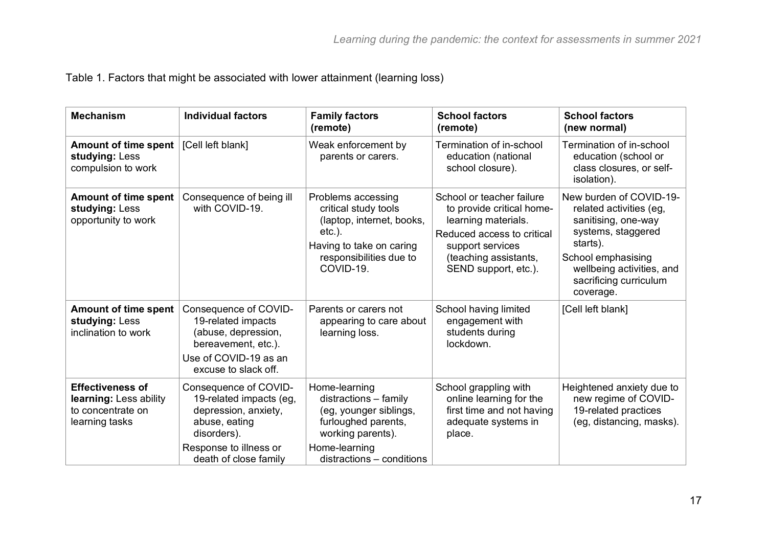Table 1. Factors that might be associated with lower attainment (learning loss)

| Mechanism | Individual factors | Family factors (remote) | School factors (remote) | School factors (new normal) |
|---|---|---|---|---|
| **Amount of time spent studying:** Less compulsion to work | [Cell left blank] | Weak enforcement by parents or carers. | Termination of in-school education (national school closure). | Termination of in-school education (school or class closures, or self-isolation). |
| **Amount of time spent studying:** Less opportunity to work | Consequence of being ill with COVID-19. | Problems accessing critical study tools (laptop, internet, books, etc.).<br>Having to take on caring responsibilities due to COVID-19. | School or teacher failure to provide critical home-learning materials.<br>Reduced access to critical support services (teaching assistants, SEND support, etc.). | New burden of COVID-19-related activities (eg, sanitising, one-way systems, staggered starts).<br>School emphasising wellbeing activities, and sacrificing curriculum coverage. |
| **Amount of time spent studying:** Less inclination to work | Consequence of COVID-19-related impacts (abuse, depression, bereavement, etc.).<br>Use of COVID-19 as an excuse to slack off. | Parents or carers not appearing to care about learning loss. | School having limited engagement with students during lockdown. | [Cell left blank] |
| **Effectiveness of learning:** Less ability to concentrate on learning tasks | Consequence of COVID-19-related impacts (eg, depression, anxiety, abuse, eating disorders).<br>Response to illness or death of close family | Home-learning distractions – family (eg, younger siblings, furloughed parents, working parents).<br>Home-learning distractions – conditions | School grappling with online learning for the first time and not having adequate systems in place. | Heightened anxiety due to new regime of COVID-19-related practices (eg, distancing, masks). |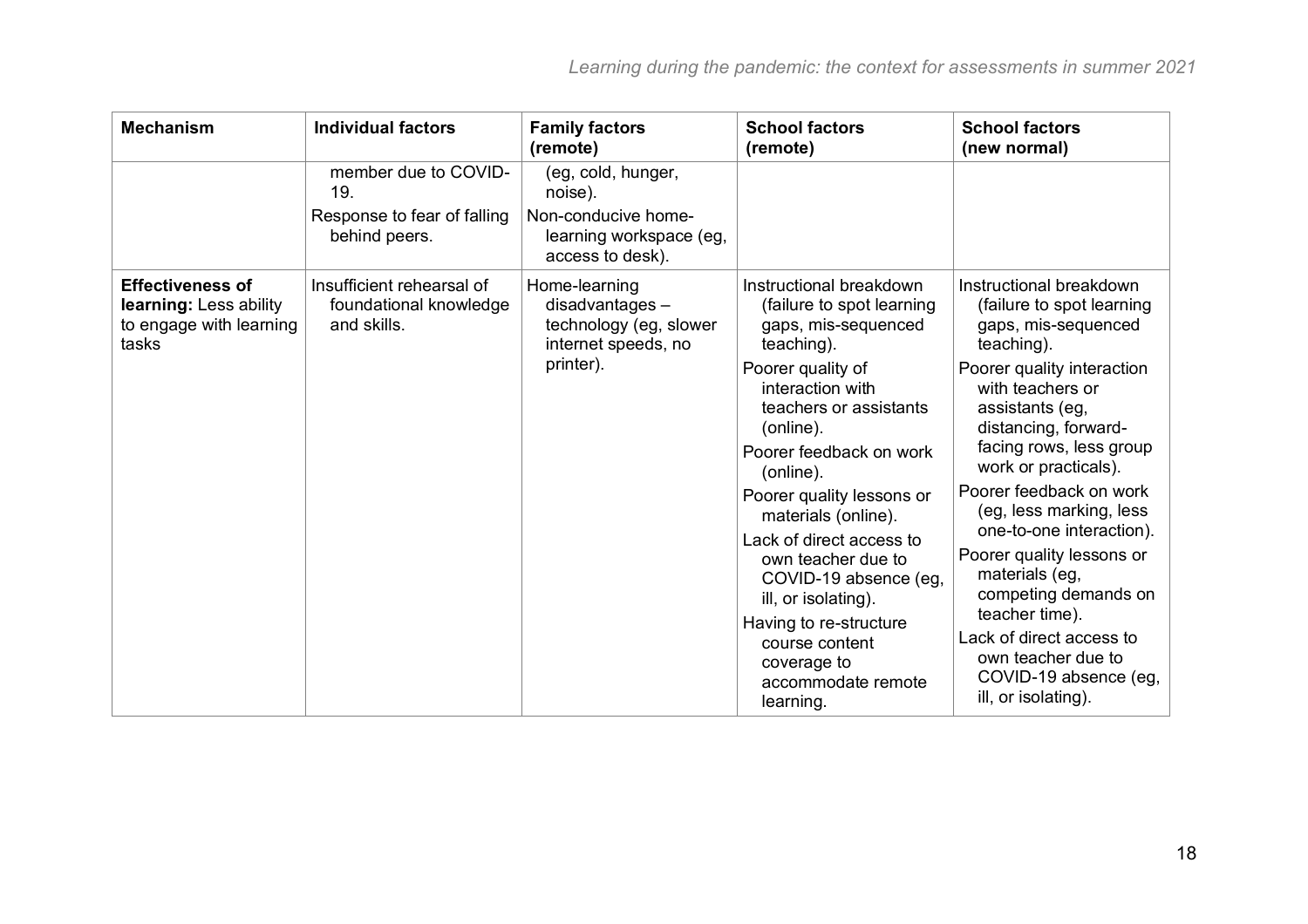| Mechanism | Individual factors | Family factors (remote) | School factors (remote) | School factors (new normal) |
|---|---|---|---|---|
| | member due to COVID-19.<br>Response to fear of falling behind peers. | (eg, cold, hunger, noise).<br>Non-conducive home-learning workspace (eg, access to desk). | | |
| **Effectiveness of learning:** Less ability to engage with learning tasks | Insufficient rehearsal of foundational knowledge and skills. | Home-learning disadvantages – technology (eg, slower internet speeds, no printer). | Instructional breakdown (failure to spot learning gaps, mis-sequenced teaching).<br>Poorer quality of interaction with teachers or assistants (online).<br>Poorer feedback on work (online).<br>Poorer quality lessons or materials (online).<br>Lack of direct access to own teacher due to COVID-19 absence (eg, ill, or isolating).<br>Having to re-structure course content coverage to accommodate remote learning. | Instructional breakdown (failure to spot learning gaps, mis-sequenced teaching).<br>Poorer quality interaction with teachers or assistants (eg, distancing, forward-facing rows, less group work or practicals).<br>Poorer feedback on work (eg, less marking, less one-to-one interaction).<br>Poorer quality lessons or materials (eg, competing demands on teacher time).<br>Lack of direct access to own teacher due to COVID-19 absence (eg, ill, or isolating). |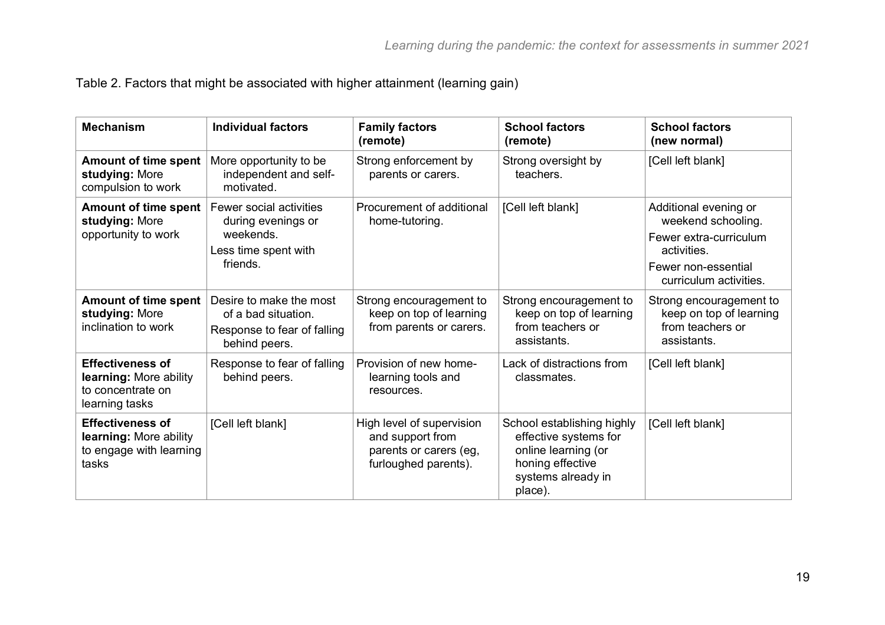Table 2. Factors that might be associated with higher attainment (learning gain)

| Mechanism | Individual factors | Family factors (remote) | School factors (remote) | School factors (new normal) |
|---|---|---|---|---|
| **Amount of time spent studying:** More compulsion to work | More opportunity to be independent and self-motivated. | Strong enforcement by parents or carers. | Strong oversight by teachers. | [Cell left blank] |
| **Amount of time spent studying:** More opportunity to work | Fewer social activities during evenings or weekends.<br>Less time spent with friends. | Procurement of additional home-tutoring. | [Cell left blank] | Additional evening or weekend schooling.<br>Fewer extra-curriculum activities.<br>Fewer non-essential curriculum activities. |
| **Amount of time spent studying:** More inclination to work | Desire to make the most of a bad situation.<br>Response to fear of falling behind peers. | Strong encouragement to keep on top of learning from parents or carers. | Strong encouragement to keep on top of learning from teachers or assistants. | Strong encouragement to keep on top of learning from teachers or assistants. |
| **Effectiveness of learning:** More ability to concentrate on learning tasks | Response to fear of falling behind peers. | Provision of new home-learning tools and resources. | Lack of distractions from classmates. | [Cell left blank] |
| **Effectiveness of learning:** More ability to engage with learning tasks | [Cell left blank] | High level of supervision and support from parents or carers (eg, furloughed parents). | School establishing highly effective systems for online learning (or honing effective systems already in place). | [Cell left blank] |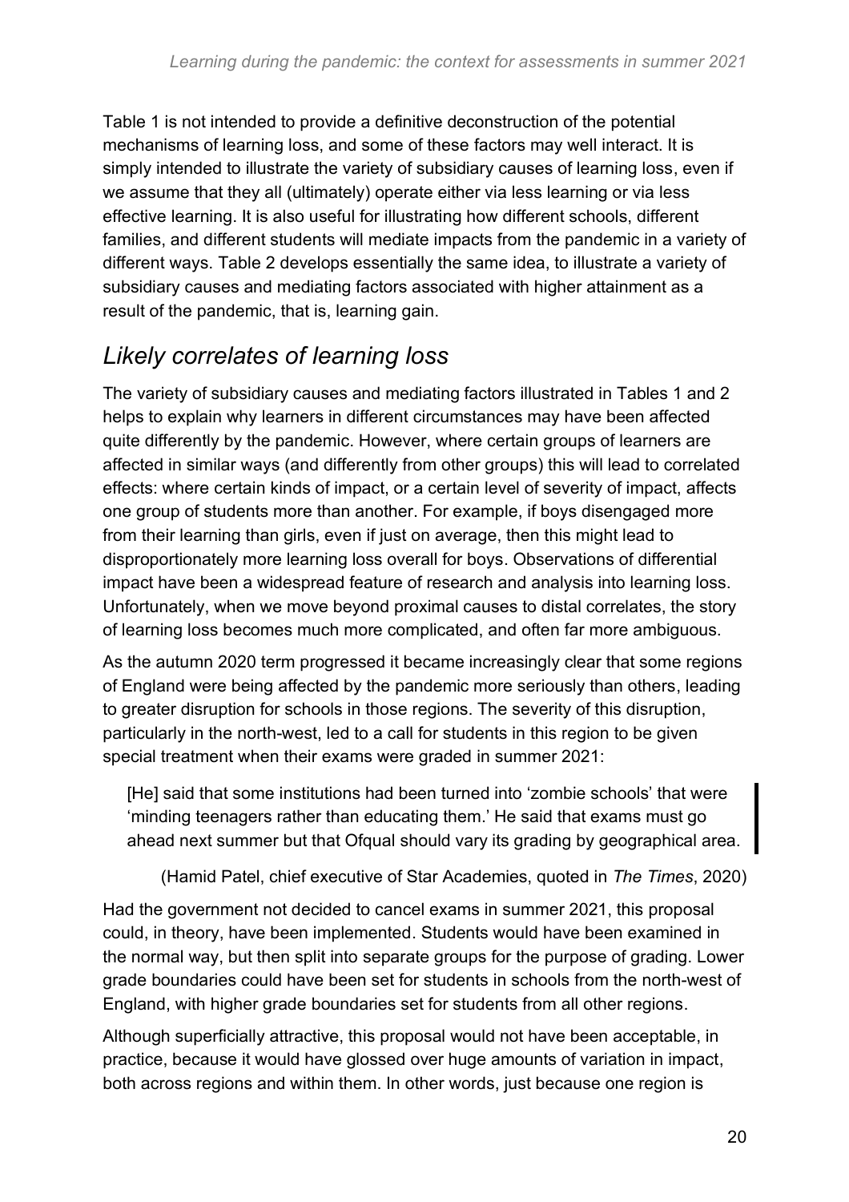Table 1 is not intended to provide a definitive deconstruction of the potential mechanisms of learning loss, and some of these factors may well interact. It is simply intended to illustrate the variety of subsidiary causes of learning loss, even if we assume that they all (ultimately) operate either via less learning or via less effective learning. It is also useful for illustrating how different schools, different families, and different students will mediate impacts from the pandemic in a variety of different ways. Table 2 develops essentially the same idea, to illustrate a variety of subsidiary causes and mediating factors associated with higher attainment as a result of the pandemic, that is, learning gain.

## *Likely correlates of learning loss*

The variety of subsidiary causes and mediating factors illustrated in Tables 1 and 2 helps to explain why learners in different circumstances may have been affected quite differently by the pandemic. However, where certain groups of learners are affected in similar ways (and differently from other groups) this will lead to correlated effects: where certain kinds of impact, or a certain level of severity of impact, affects one group of students more than another. For example, if boys disengaged more from their learning than girls, even if just on average, then this might lead to disproportionately more learning loss overall for boys. Observations of differential impact have been a widespread feature of research and analysis into learning loss. Unfortunately, when we move beyond proximal causes to distal correlates, the story of learning loss becomes much more complicated, and often far more ambiguous.

As the autumn 2020 term progressed it became increasingly clear that some regions of England were being affected by the pandemic more seriously than others, leading to greater disruption for schools in those regions. The severity of this disruption, particularly in the north-west, led to a call for students in this region to be given special treatment when their exams were graded in summer 2021:

> [He] said that some institutions had been turned into 'zombie schools' that were 'minding teenagers rather than educating them.' He said that exams must go ahead next summer but that Ofqual should vary its grading by geographical area.
>
> (Hamid Patel, chief executive of Star Academies, quoted in *The Times*, 2020)

Had the government not decided to cancel exams in summer 2021, this proposal could, in theory, have been implemented. Students would have been examined in the normal way, but then split into separate groups for the purpose of grading. Lower grade boundaries could have been set for students in schools from the north-west of England, with higher grade boundaries set for students from all other regions.

Although superficially attractive, this proposal would not have been acceptable, in practice, because it would have glossed over huge amounts of variation in impact, both across regions and within them. In other words, just because one region is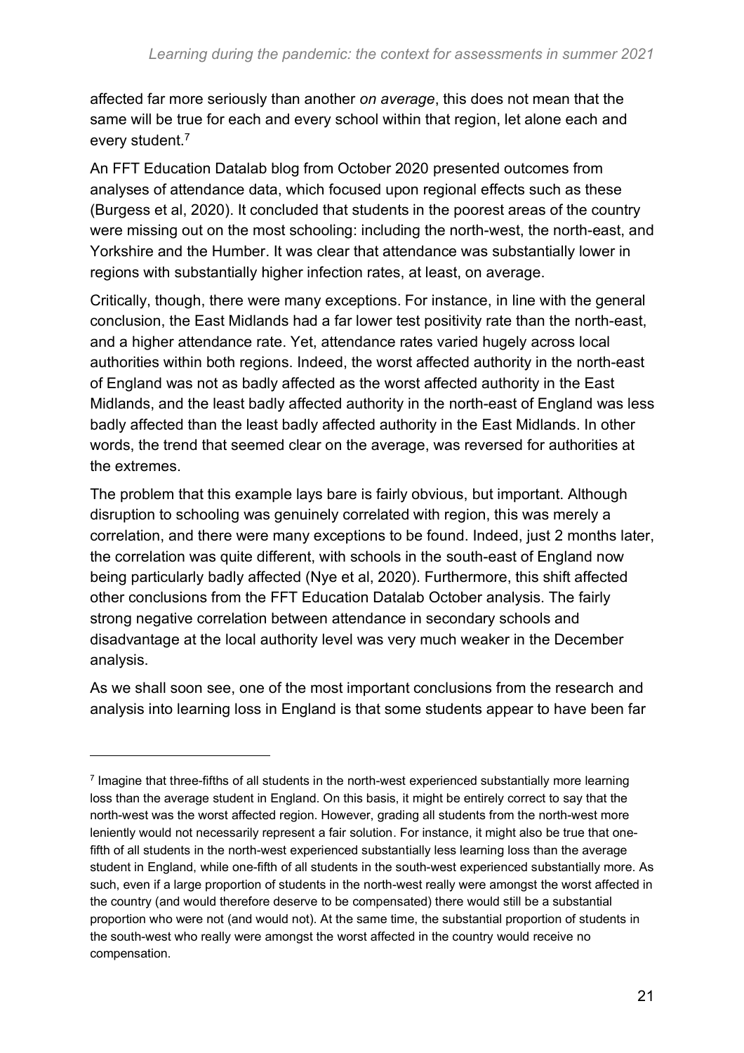affected far more seriously than another *on average*, this does not mean that the same will be true for each and every school within that region, let alone each and every student.[7]

An FFT Education Datalab blog from October 2020 presented outcomes from analyses of attendance data, which focused upon regional effects such as these (Burgess et al, 2020). It concluded that students in the poorest areas of the country were missing out on the most schooling: including the north-west, the north-east, and Yorkshire and the Humber. It was clear that attendance was substantially lower in regions with substantially higher infection rates, at least, on average.

Critically, though, there were many exceptions. For instance, in line with the general conclusion, the East Midlands had a far lower test positivity rate than the north-east, and a higher attendance rate. Yet, attendance rates varied hugely across local authorities within both regions. Indeed, the worst affected authority in the north-east of England was not as badly affected as the worst affected authority in the East Midlands, and the least badly affected authority in the north-east of England was less badly affected than the least badly affected authority in the East Midlands. In other words, the trend that seemed clear on the average, was reversed for authorities at the extremes.

The problem that this example lays bare is fairly obvious, but important. Although disruption to schooling was genuinely correlated with region, this was merely a correlation, and there were many exceptions to be found. Indeed, just 2 months later, the correlation was quite different, with schools in the south-east of England now being particularly badly affected (Nye et al, 2020). Furthermore, this shift affected other conclusions from the FFT Education Datalab October analysis. The fairly strong negative correlation between attendance in secondary schools and disadvantage at the local authority level was very much weaker in the December analysis.

As we shall soon see, one of the most important conclusions from the research and analysis into learning loss in England is that some students appear to have been far

---

[7] Imagine that three-fifths of all students in the north-west experienced substantially more learning loss than the average student in England. On this basis, it might be entirely correct to say that the north-west was the worst affected region. However, grading all students from the north-west more leniently would not necessarily represent a fair solution. For instance, it might also be true that one-fifth of all students in the north-west experienced substantially less learning loss than the average student in England, while one-fifth of all students in the south-west experienced substantially more. As such, even if a large proportion of students in the north-west really were amongst the worst affected in the country (and would therefore deserve to be compensated) there would still be a substantial proportion who were not (and would not). At the same time, the substantial proportion of students in the south-west who really were amongst the worst affected in the country would receive no compensation.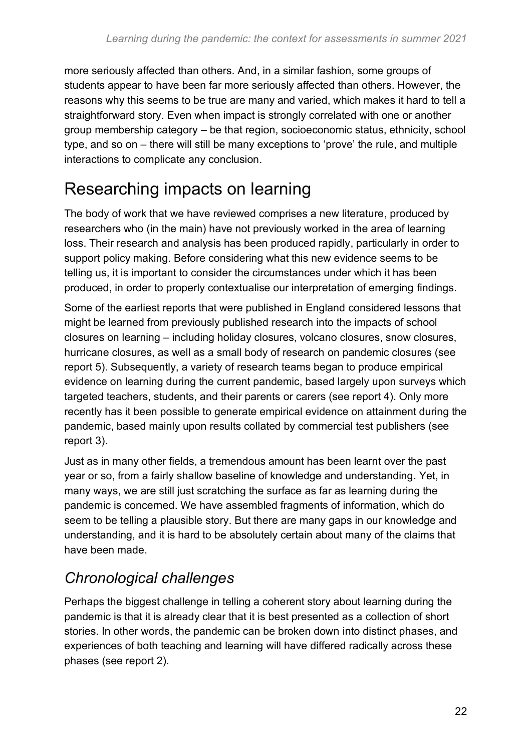more seriously affected than others. And, in a similar fashion, some groups of students appear to have been far more seriously affected than others. However, the reasons why this seems to be true are many and varied, which makes it hard to tell a straightforward story. Even when impact is strongly correlated with one or another group membership category – be that region, socioeconomic status, ethnicity, school type, and so on – there will still be many exceptions to 'prove' the rule, and multiple interactions to complicate any conclusion.

# Researching impacts on learning

The body of work that we have reviewed comprises a new literature, produced by researchers who (in the main) have not previously worked in the area of learning loss. Their research and analysis has been produced rapidly, particularly in order to support policy making. Before considering what this new evidence seems to be telling us, it is important to consider the circumstances under which it has been produced, in order to properly contextualise our interpretation of emerging findings.

Some of the earliest reports that were published in England considered lessons that might be learned from previously published research into the impacts of school closures on learning – including holiday closures, volcano closures, snow closures, hurricane closures, as well as a small body of research on pandemic closures (see report 5). Subsequently, a variety of research teams began to produce empirical evidence on learning during the current pandemic, based largely upon surveys which targeted teachers, students, and their parents or carers (see report 4). Only more recently has it been possible to generate empirical evidence on attainment during the pandemic, based mainly upon results collated by commercial test publishers (see report 3).

Just as in many other fields, a tremendous amount has been learnt over the past year or so, from a fairly shallow baseline of knowledge and understanding. Yet, in many ways, we are still just scratching the surface as far as learning during the pandemic is concerned. We have assembled fragments of information, which do seem to be telling a plausible story. But there are many gaps in our knowledge and understanding, and it is hard to be absolutely certain about many of the claims that have been made.

## *Chronological challenges*

Perhaps the biggest challenge in telling a coherent story about learning during the pandemic is that it is already clear that it is best presented as a collection of short stories. In other words, the pandemic can be broken down into distinct phases, and experiences of both teaching and learning will have differed radically across these phases (see report 2).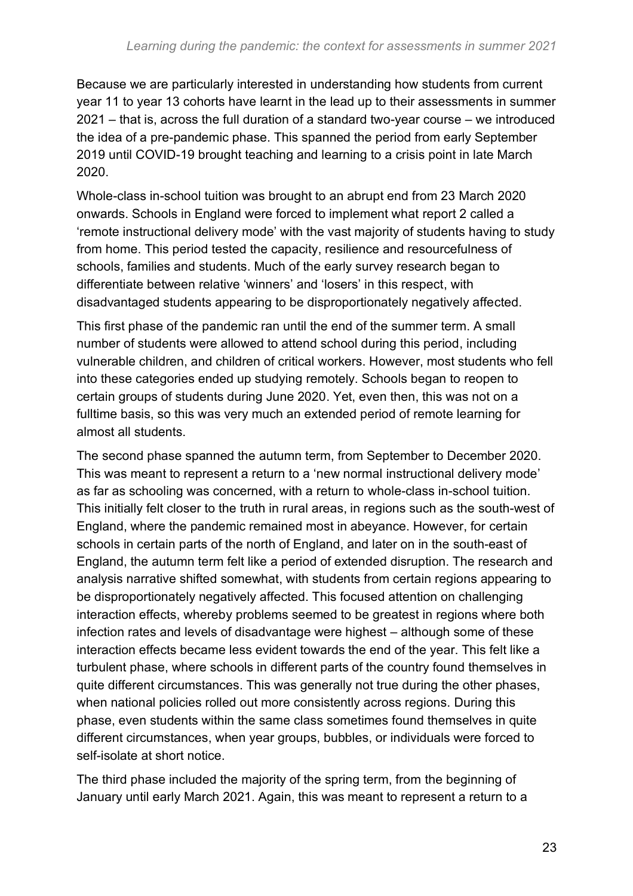Because we are particularly interested in understanding how students from current year 11 to year 13 cohorts have learnt in the lead up to their assessments in summer 2021 – that is, across the full duration of a standard two-year course – we introduced the idea of a pre-pandemic phase. This spanned the period from early September 2019 until COVID-19 brought teaching and learning to a crisis point in late March 2020.

Whole-class in-school tuition was brought to an abrupt end from 23 March 2020 onwards. Schools in England were forced to implement what report 2 called a 'remote instructional delivery mode' with the vast majority of students having to study from home. This period tested the capacity, resilience and resourcefulness of schools, families and students. Much of the early survey research began to differentiate between relative 'winners' and 'losers' in this respect, with disadvantaged students appearing to be disproportionately negatively affected.

This first phase of the pandemic ran until the end of the summer term. A small number of students were allowed to attend school during this period, including vulnerable children, and children of critical workers. However, most students who fell into these categories ended up studying remotely. Schools began to reopen to certain groups of students during June 2020. Yet, even then, this was not on a fulltime basis, so this was very much an extended period of remote learning for almost all students.

The second phase spanned the autumn term, from September to December 2020. This was meant to represent a return to a 'new normal instructional delivery mode' as far as schooling was concerned, with a return to whole-class in-school tuition. This initially felt closer to the truth in rural areas, in regions such as the south-west of England, where the pandemic remained most in abeyance. However, for certain schools in certain parts of the north of England, and later on in the south-east of England, the autumn term felt like a period of extended disruption. The research and analysis narrative shifted somewhat, with students from certain regions appearing to be disproportionately negatively affected. This focused attention on challenging interaction effects, whereby problems seemed to be greatest in regions where both infection rates and levels of disadvantage were highest – although some of these interaction effects became less evident towards the end of the year. This felt like a turbulent phase, where schools in different parts of the country found themselves in quite different circumstances. This was generally not true during the other phases, when national policies rolled out more consistently across regions. During this phase, even students within the same class sometimes found themselves in quite different circumstances, when year groups, bubbles, or individuals were forced to self-isolate at short notice.

The third phase included the majority of the spring term, from the beginning of January until early March 2021. Again, this was meant to represent a return to a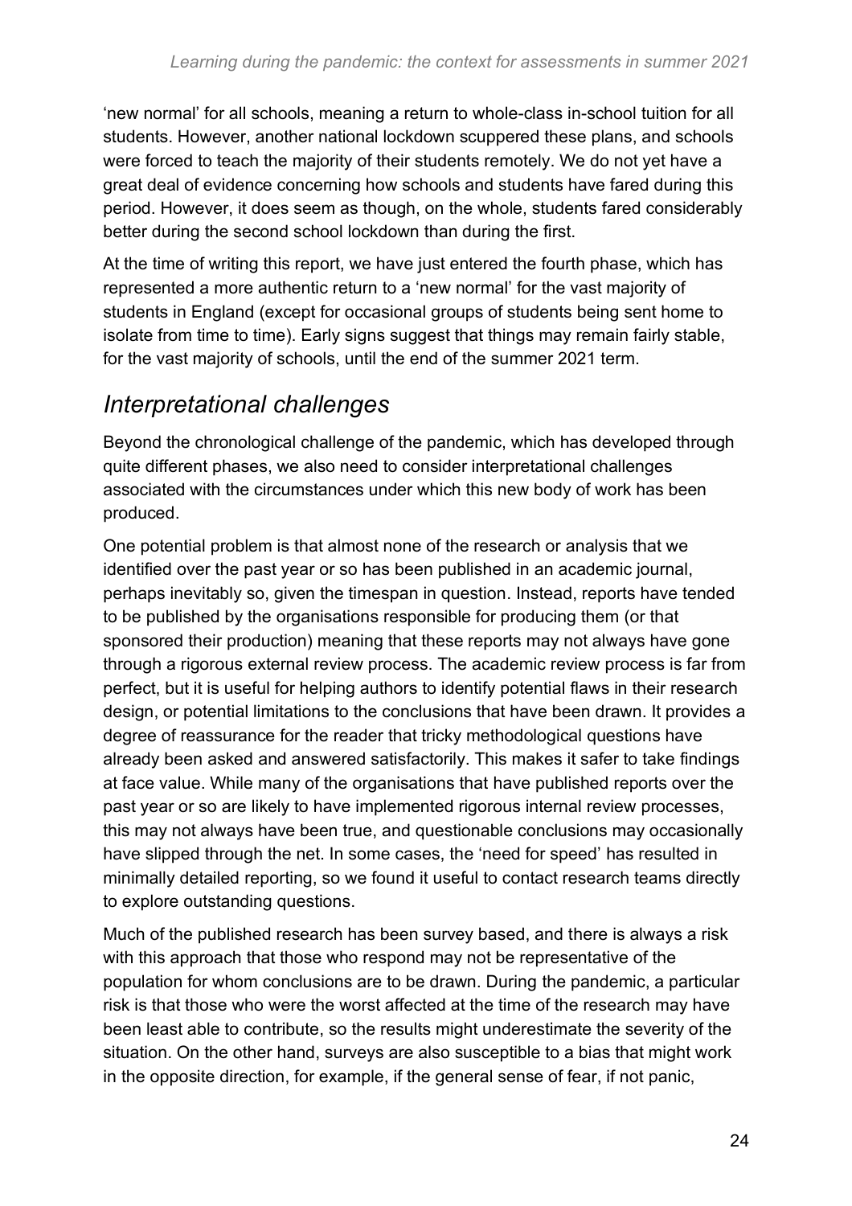'new normal' for all schools, meaning a return to whole-class in-school tuition for all students. However, another national lockdown scuppered these plans, and schools were forced to teach the majority of their students remotely. We do not yet have a great deal of evidence concerning how schools and students have fared during this period. However, it does seem as though, on the whole, students fared considerably better during the second school lockdown than during the first.

At the time of writing this report, we have just entered the fourth phase, which has represented a more authentic return to a 'new normal' for the vast majority of students in England (except for occasional groups of students being sent home to isolate from time to time). Early signs suggest that things may remain fairly stable, for the vast majority of schools, until the end of the summer 2021 term.

## *Interpretational challenges*

Beyond the chronological challenge of the pandemic, which has developed through quite different phases, we also need to consider interpretational challenges associated with the circumstances under which this new body of work has been produced.

One potential problem is that almost none of the research or analysis that we identified over the past year or so has been published in an academic journal, perhaps inevitably so, given the timespan in question. Instead, reports have tended to be published by the organisations responsible for producing them (or that sponsored their production) meaning that these reports may not always have gone through a rigorous external review process. The academic review process is far from perfect, but it is useful for helping authors to identify potential flaws in their research design, or potential limitations to the conclusions that have been drawn. It provides a degree of reassurance for the reader that tricky methodological questions have already been asked and answered satisfactorily. This makes it safer to take findings at face value. While many of the organisations that have published reports over the past year or so are likely to have implemented rigorous internal review processes, this may not always have been true, and questionable conclusions may occasionally have slipped through the net. In some cases, the 'need for speed' has resulted in minimally detailed reporting, so we found it useful to contact research teams directly to explore outstanding questions.

Much of the published research has been survey based, and there is always a risk with this approach that those who respond may not be representative of the population for whom conclusions are to be drawn. During the pandemic, a particular risk is that those who were the worst affected at the time of the research may have been least able to contribute, so the results might underestimate the severity of the situation. On the other hand, surveys are also susceptible to a bias that might work in the opposite direction, for example, if the general sense of fear, if not panic,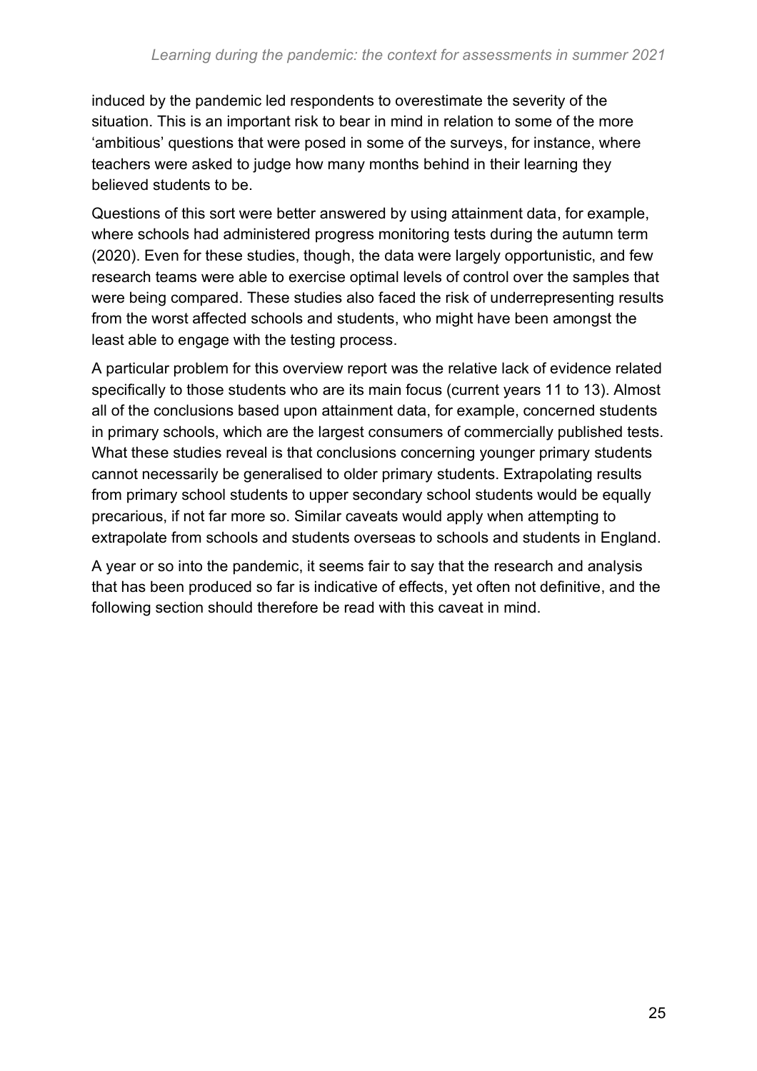induced by the pandemic led respondents to overestimate the severity of the situation. This is an important risk to bear in mind in relation to some of the more 'ambitious' questions that were posed in some of the surveys, for instance, where teachers were asked to judge how many months behind in their learning they believed students to be.

Questions of this sort were better answered by using attainment data, for example, where schools had administered progress monitoring tests during the autumn term (2020). Even for these studies, though, the data were largely opportunistic, and few research teams were able to exercise optimal levels of control over the samples that were being compared. These studies also faced the risk of underrepresenting results from the worst affected schools and students, who might have been amongst the least able to engage with the testing process.

A particular problem for this overview report was the relative lack of evidence related specifically to those students who are its main focus (current years 11 to 13). Almost all of the conclusions based upon attainment data, for example, concerned students in primary schools, which are the largest consumers of commercially published tests. What these studies reveal is that conclusions concerning younger primary students cannot necessarily be generalised to older primary students. Extrapolating results from primary school students to upper secondary school students would be equally precarious, if not far more so. Similar caveats would apply when attempting to extrapolate from schools and students overseas to schools and students in England.

A year or so into the pandemic, it seems fair to say that the research and analysis that has been produced so far is indicative of effects, yet often not definitive, and the following section should therefore be read with this caveat in mind.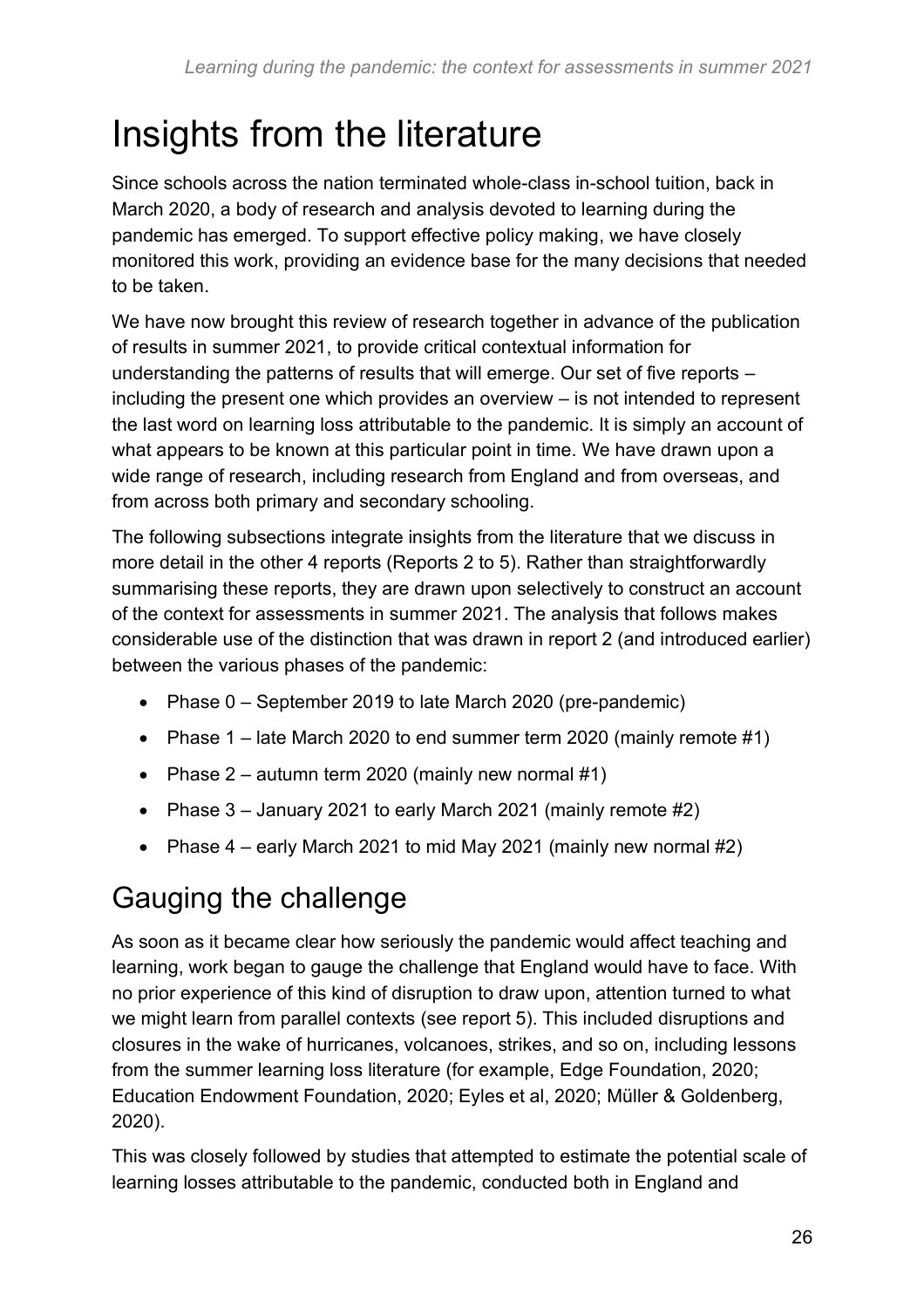# Insights from the literature

Since schools across the nation terminated whole-class in-school tuition, back in March 2020, a body of research and analysis devoted to learning during the pandemic has emerged. To support effective policy making, we have closely monitored this work, providing an evidence base for the many decisions that needed to be taken.

We have now brought this review of research together in advance of the publication of results in summer 2021, to provide critical contextual information for understanding the patterns of results that will emerge. Our set of five reports – including the present one which provides an overview – is not intended to represent the last word on learning loss attributable to the pandemic. It is simply an account of what appears to be known at this particular point in time. We have drawn upon a wide range of research, including research from England and from overseas, and from across both primary and secondary schooling.

The following subsections integrate insights from the literature that we discuss in more detail in the other 4 reports (Reports 2 to 5). Rather than straightforwardly summarising these reports, they are drawn upon selectively to construct an account of the context for assessments in summer 2021. The analysis that follows makes considerable use of the distinction that was drawn in report 2 (and introduced earlier) between the various phases of the pandemic:

- Phase 0 – September 2019 to late March 2020 (pre-pandemic)
- Phase 1 – late March 2020 to end summer term 2020 (mainly remote #1)
- Phase 2 – autumn term 2020 (mainly new normal #1)
- Phase 3 – January 2021 to early March 2021 (mainly remote #2)
- Phase 4 – early March 2021 to mid May 2021 (mainly new normal #2)

## Gauging the challenge

As soon as it became clear how seriously the pandemic would affect teaching and learning, work began to gauge the challenge that England would have to face. With no prior experience of this kind of disruption to draw upon, attention turned to what we might learn from parallel contexts (see report 5). This included disruptions and closures in the wake of hurricanes, volcanoes, strikes, and so on, including lessons from the summer learning loss literature (for example, Edge Foundation, 2020; Education Endowment Foundation, 2020; Eyles et al, 2020; Müller & Goldenberg, 2020).

This was closely followed by studies that attempted to estimate the potential scale of learning losses attributable to the pandemic, conducted both in England and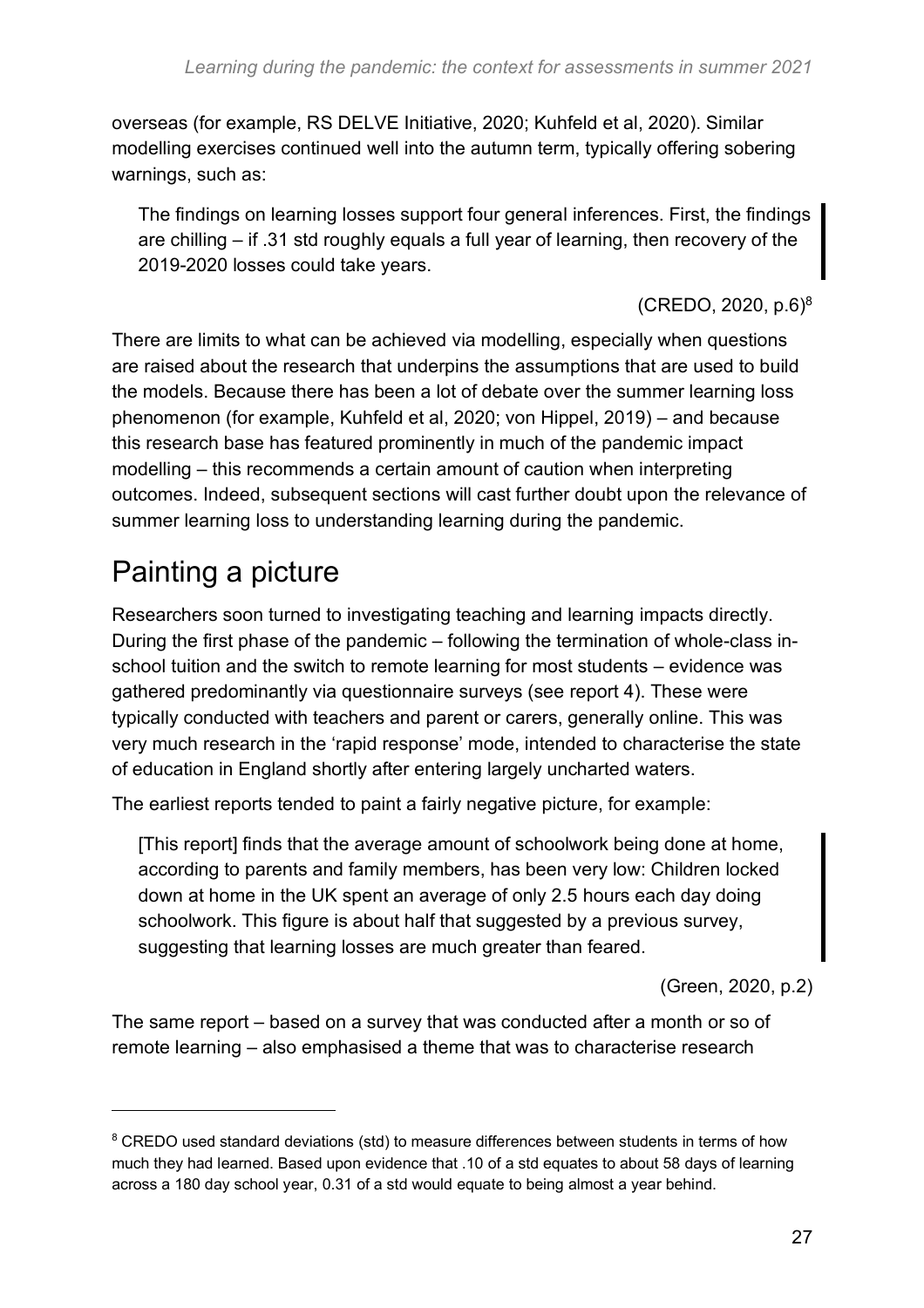overseas (for example, RS DELVE Initiative, 2020; Kuhfeld et al, 2020). Similar modelling exercises continued well into the autumn term, typically offering sobering warnings, such as:

> The findings on learning losses support four general inferences. First, the findings are chilling – if .31 std roughly equals a full year of learning, then recovery of the 2019-2020 losses could take years.
>
> (CREDO, 2020, p.6)[8]

There are limits to what can be achieved via modelling, especially when questions are raised about the research that underpins the assumptions that are used to build the models. Because there has been a lot of debate over the summer learning loss phenomenon (for example, Kuhfeld et al, 2020; von Hippel, 2019) – and because this research base has featured prominently in much of the pandemic impact modelling – this recommends a certain amount of caution when interpreting outcomes. Indeed, subsequent sections will cast further doubt upon the relevance of summer learning loss to understanding learning during the pandemic.

## Painting a picture

Researchers soon turned to investigating teaching and learning impacts directly. During the first phase of the pandemic – following the termination of whole-class in-school tuition and the switch to remote learning for most students – evidence was gathered predominantly via questionnaire surveys (see report 4). These were typically conducted with teachers and parent or carers, generally online. This was very much research in the 'rapid response' mode, intended to characterise the state of education in England shortly after entering largely uncharted waters.

The earliest reports tended to paint a fairly negative picture, for example:

> [This report] finds that the average amount of schoolwork being done at home, according to parents and family members, has been very low: Children locked down at home in the UK spent an average of only 2.5 hours each day doing schoolwork. This figure is about half that suggested by a previous survey, suggesting that learning losses are much greater than feared.
>
> (Green, 2020, p.2)

The same report – based on a survey that was conducted after a month or so of remote learning – also emphasised a theme that was to characterise research

---

[8] CREDO used standard deviations (std) to measure differences between students in terms of how much they had learned. Based upon evidence that .10 of a std equates to about 58 days of learning across a 180 day school year, 0.31 of a std would equate to being almost a year behind.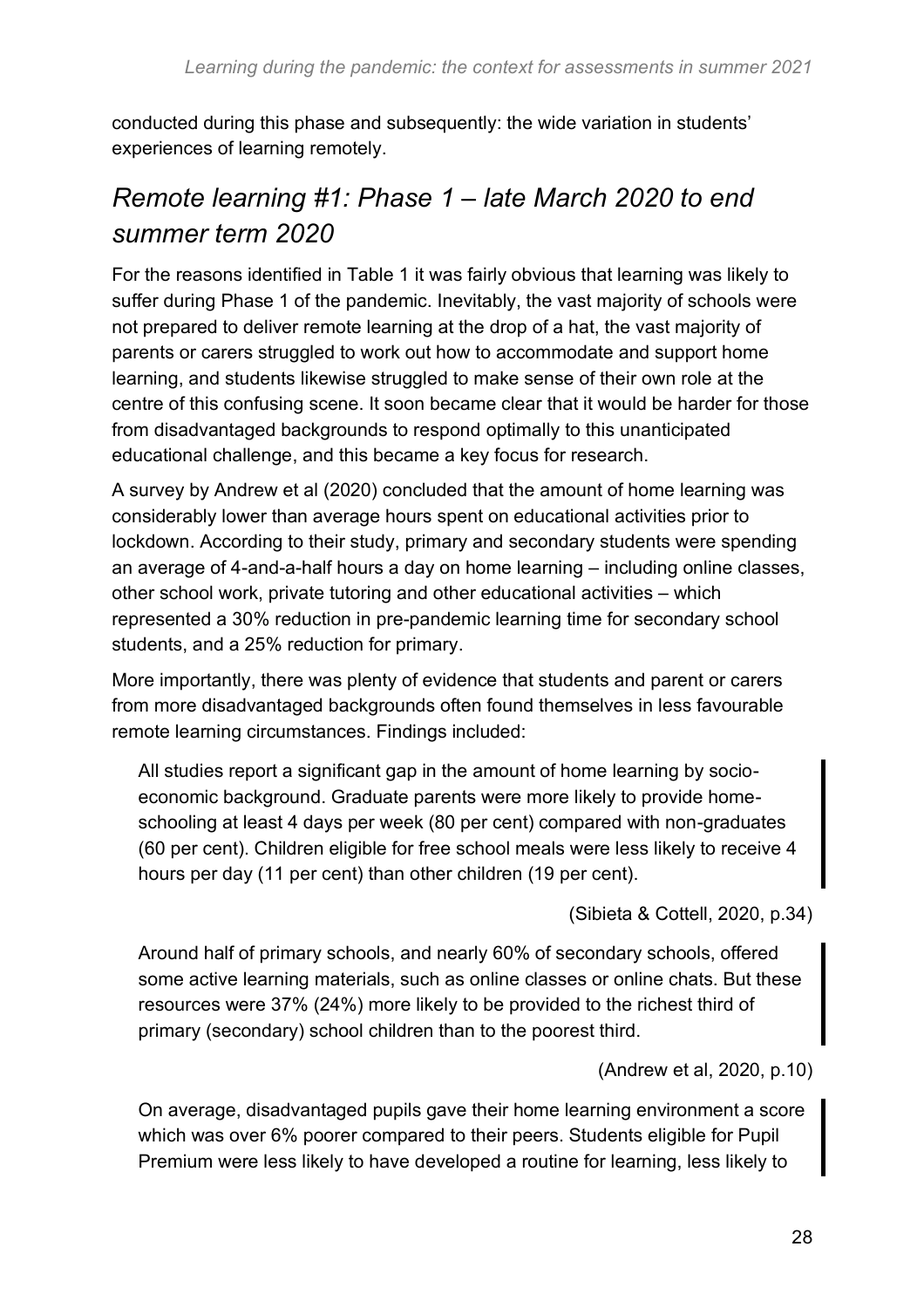conducted during this phase and subsequently: the wide variation in students' experiences of learning remotely.

## *Remote learning #1: Phase 1 – late March 2020 to end summer term 2020*

For the reasons identified in Table 1 it was fairly obvious that learning was likely to suffer during Phase 1 of the pandemic. Inevitably, the vast majority of schools were not prepared to deliver remote learning at the drop of a hat, the vast majority of parents or carers struggled to work out how to accommodate and support home learning, and students likewise struggled to make sense of their own role at the centre of this confusing scene. It soon became clear that it would be harder for those from disadvantaged backgrounds to respond optimally to this unanticipated educational challenge, and this became a key focus for research.

A survey by Andrew et al (2020) concluded that the amount of home learning was considerably lower than average hours spent on educational activities prior to lockdown. According to their study, primary and secondary students were spending an average of 4-and-a-half hours a day on home learning – including online classes, other school work, private tutoring and other educational activities – which represented a 30% reduction in pre-pandemic learning time for secondary school students, and a 25% reduction for primary.

More importantly, there was plenty of evidence that students and parent or carers from more disadvantaged backgrounds often found themselves in less favourable remote learning circumstances. Findings included:

> All studies report a significant gap in the amount of home learning by socio-economic background. Graduate parents were more likely to provide home-schooling at least 4 days per week (80 per cent) compared with non-graduates (60 per cent). Children eligible for free school meals were less likely to receive 4 hours per day (11 per cent) than other children (19 per cent).
>
> (Sibieta & Cottell, 2020, p.34)

> Around half of primary schools, and nearly 60% of secondary schools, offered some active learning materials, such as online classes or online chats. But these resources were 37% (24%) more likely to be provided to the richest third of primary (secondary) school children than to the poorest third.
>
> (Andrew et al, 2020, p.10)

> On average, disadvantaged pupils gave their home learning environment a score which was over 6% poorer compared to their peers. Students eligible for Pupil Premium were less likely to have developed a routine for learning, less likely to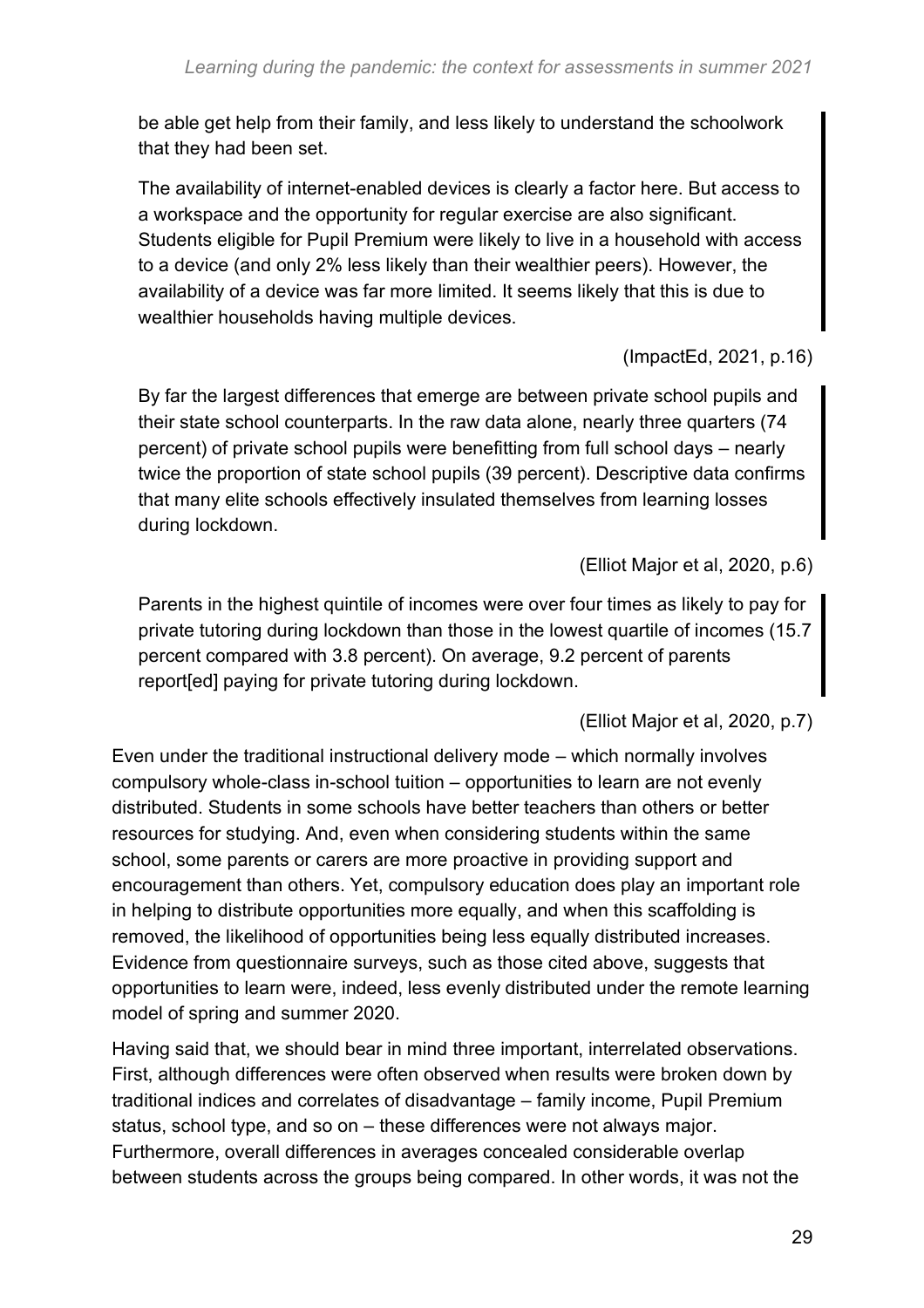> be able get help from their family, and less likely to understand the schoolwork that they had been set.
>
> The availability of internet-enabled devices is clearly a factor here. But access to a workspace and the opportunity for regular exercise are also significant. Students eligible for Pupil Premium were likely to live in a household with access to a device (and only 2% less likely than their wealthier peers). However, the availability of a device was far more limited. It seems likely that this is due to wealthier households having multiple devices.
>
> (ImpactEd, 2021, p.16)

> By far the largest differences that emerge are between private school pupils and their state school counterparts. In the raw data alone, nearly three quarters (74 percent) of private school pupils were benefitting from full school days – nearly twice the proportion of state school pupils (39 percent). Descriptive data confirms that many elite schools effectively insulated themselves from learning losses during lockdown.
>
> (Elliot Major et al, 2020, p.6)

> Parents in the highest quintile of incomes were over four times as likely to pay for private tutoring during lockdown than those in the lowest quartile of incomes (15.7 percent compared with 3.8 percent). On average, 9.2 percent of parents report[ed] paying for private tutoring during lockdown.
>
> (Elliot Major et al, 2020, p.7)

Even under the traditional instructional delivery mode – which normally involves compulsory whole-class in-school tuition – opportunities to learn are not evenly distributed. Students in some schools have better teachers than others or better resources for studying. And, even when considering students within the same school, some parents or carers are more proactive in providing support and encouragement than others. Yet, compulsory education does play an important role in helping to distribute opportunities more equally, and when this scaffolding is removed, the likelihood of opportunities being less equally distributed increases. Evidence from questionnaire surveys, such as those cited above, suggests that opportunities to learn were, indeed, less evenly distributed under the remote learning model of spring and summer 2020.

Having said that, we should bear in mind three important, interrelated observations. First, although differences were often observed when results were broken down by traditional indices and correlates of disadvantage – family income, Pupil Premium status, school type, and so on – these differences were not always major. Furthermore, overall differences in averages concealed considerable overlap between students across the groups being compared. In other words, it was not the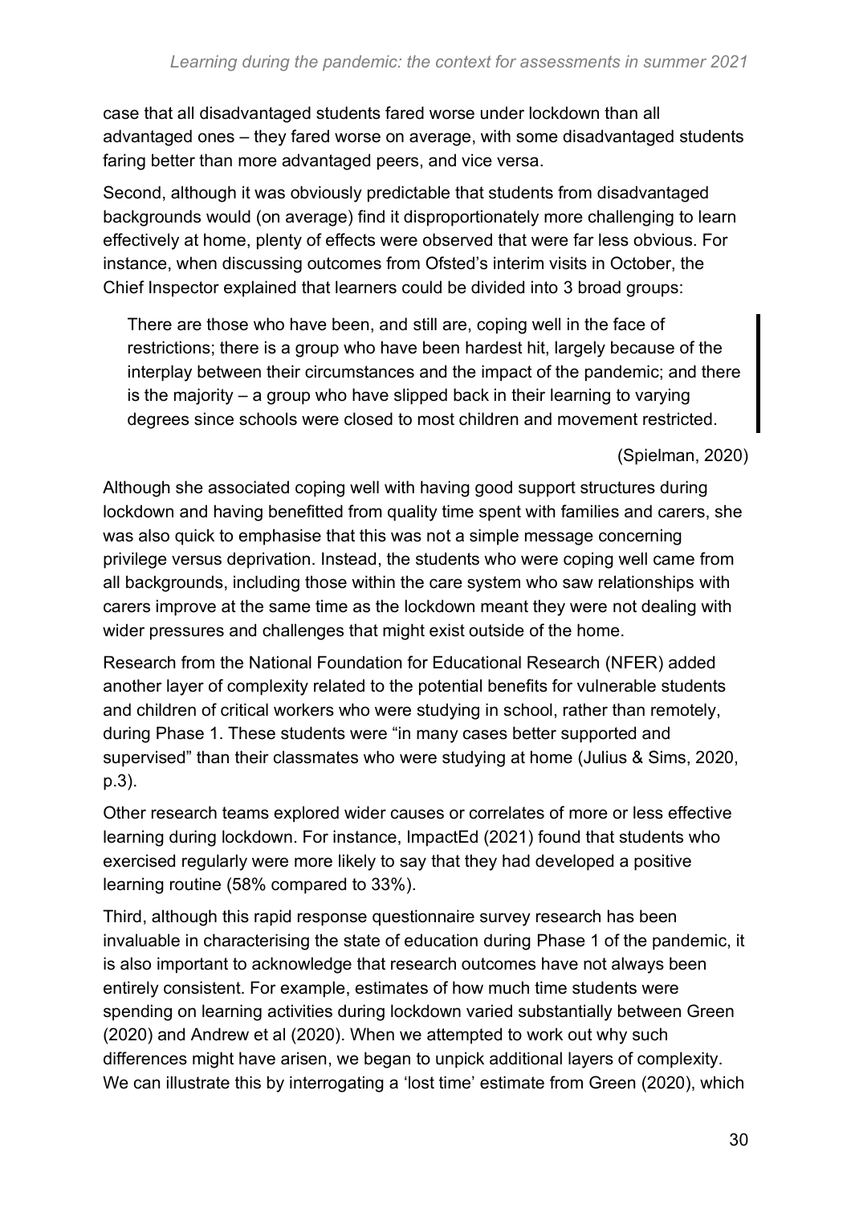case that all disadvantaged students fared worse under lockdown than all advantaged ones – they fared worse on average, with some disadvantaged students faring better than more advantaged peers, and vice versa.

Second, although it was obviously predictable that students from disadvantaged backgrounds would (on average) find it disproportionately more challenging to learn effectively at home, plenty of effects were observed that were far less obvious. For instance, when discussing outcomes from Ofsted's interim visits in October, the Chief Inspector explained that learners could be divided into 3 broad groups:

> There are those who have been, and still are, coping well in the face of restrictions; there is a group who have been hardest hit, largely because of the interplay between their circumstances and the impact of the pandemic; and there is the majority – a group who have slipped back in their learning to varying degrees since schools were closed to most children and movement restricted.
>
> (Spielman, 2020)

Although she associated coping well with having good support structures during lockdown and having benefitted from quality time spent with families and carers, she was also quick to emphasise that this was not a simple message concerning privilege versus deprivation. Instead, the students who were coping well came from all backgrounds, including those within the care system who saw relationships with carers improve at the same time as the lockdown meant they were not dealing with wider pressures and challenges that might exist outside of the home.

Research from the National Foundation for Educational Research (NFER) added another layer of complexity related to the potential benefits for vulnerable students and children of critical workers who were studying in school, rather than remotely, during Phase 1. These students were "in many cases better supported and supervised" than their classmates who were studying at home (Julius & Sims, 2020, p.3).

Other research teams explored wider causes or correlates of more or less effective learning during lockdown. For instance, ImpactEd (2021) found that students who exercised regularly were more likely to say that they had developed a positive learning routine (58% compared to 33%).

Third, although this rapid response questionnaire survey research has been invaluable in characterising the state of education during Phase 1 of the pandemic, it is also important to acknowledge that research outcomes have not always been entirely consistent. For example, estimates of how much time students were spending on learning activities during lockdown varied substantially between Green (2020) and Andrew et al (2020). When we attempted to work out why such differences might have arisen, we began to unpick additional layers of complexity. We can illustrate this by interrogating a 'lost time' estimate from Green (2020), which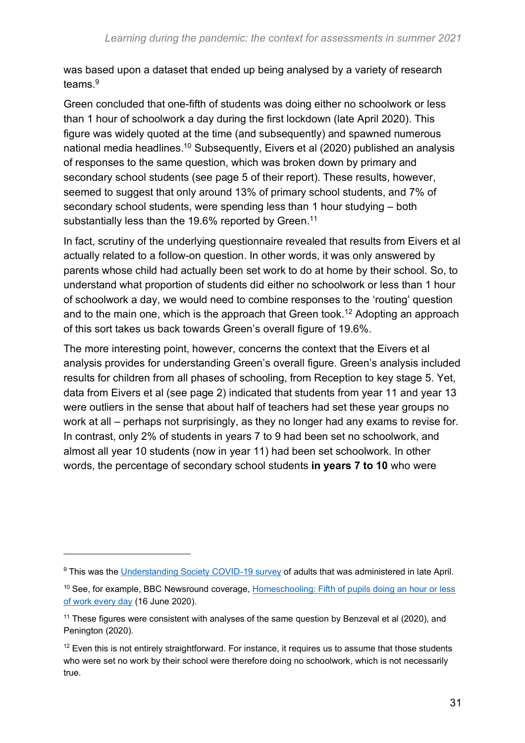was based upon a dataset that ended up being analysed by a variety of research teams.[9]

Green concluded that one-fifth of students was doing either no schoolwork or less than 1 hour of schoolwork a day during the first lockdown (late April 2020). This figure was widely quoted at the time (and subsequently) and spawned numerous national media headlines.[10] Subsequently, Eivers et al (2020) published an analysis of responses to the same question, which was broken down by primary and secondary school students (see page 5 of their report). These results, however, seemed to suggest that only around 13% of primary school students, and 7% of secondary school students, were spending less than 1 hour studying – both substantially less than the 19.6% reported by Green.[11]

In fact, scrutiny of the underlying questionnaire revealed that results from Eivers et al actually related to a follow-on question. In other words, it was only answered by parents whose child had actually been set work to do at home by their school. So, to understand what proportion of students did either no schoolwork or less than 1 hour of schoolwork a day, we would need to combine responses to the 'routing' question and to the main one, which is the approach that Green took.[12] Adopting an approach of this sort takes us back towards Green's overall figure of 19.6%.

The more interesting point, however, concerns the context that the Eivers et al analysis provides for understanding Green's overall figure. Green's analysis included results for children from all phases of schooling, from Reception to key stage 5. Yet, data from Eivers et al (see page 2) indicated that students from year 11 and year 13 were outliers in the sense that about half of teachers had set these year groups no work at all – perhaps not surprisingly, as they no longer had any exams to revise for. In contrast, only 2% of students in years 7 to 9 had been set no schoolwork, and almost all year 10 students (now in year 11) had been set schoolwork. In other words, the percentage of secondary school students **in years 7 to 10** who were

---

[9] This was the [Understanding Society COVID-19 survey](#) of adults that was administered in late April.

[10] See, for example, BBC Newsround coverage, [Homeschooling: Fifth of pupils doing an hour or less of work every day](#) (16 June 2020).

[11] These figures were consistent with analyses of the same question by Benzeval et al (2020), and Penington (2020).

[12] Even this is not entirely straightforward. For instance, it requires us to assume that those students who were set no work by their school were therefore doing no schoolwork, which is not necessarily true.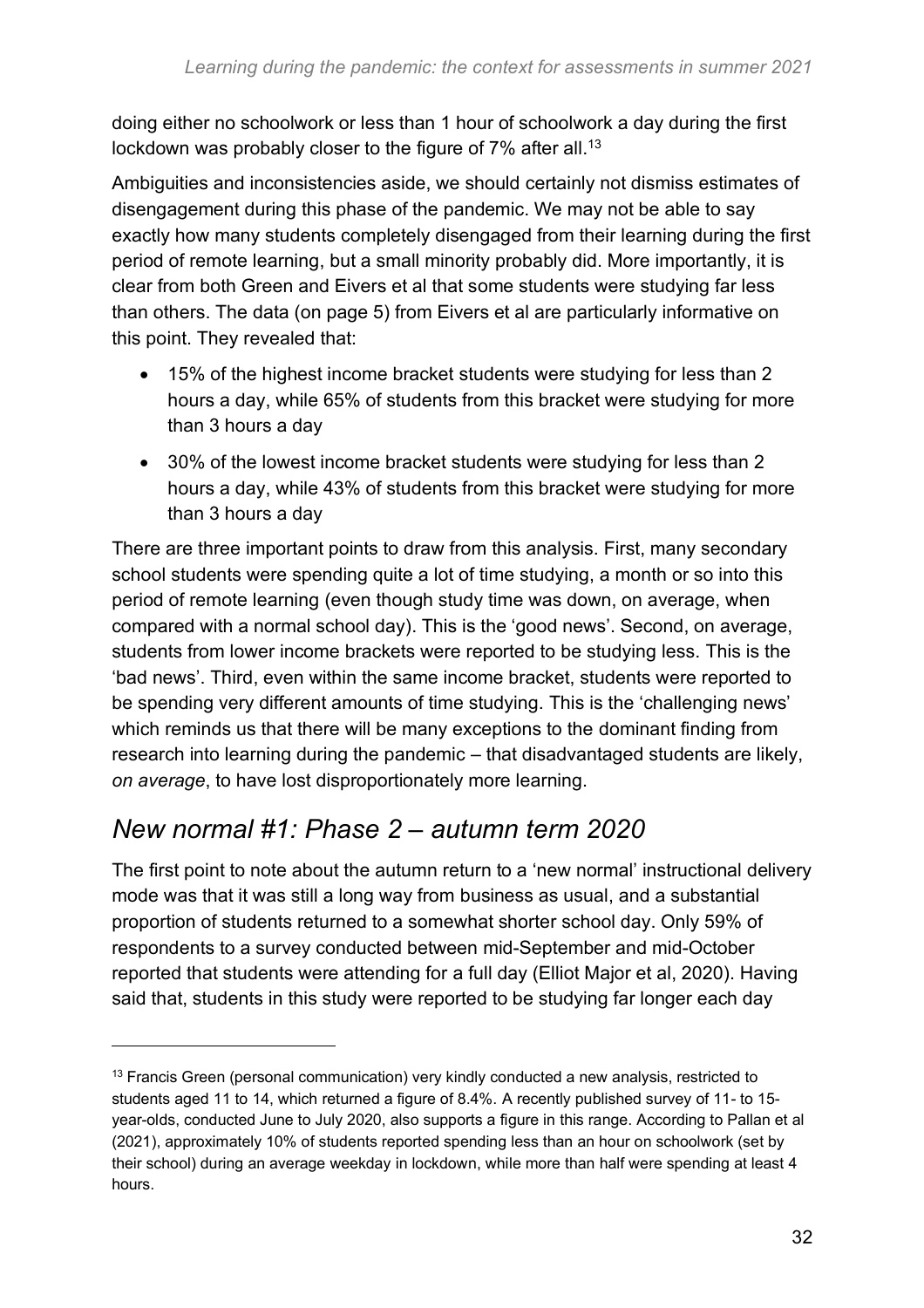doing either no schoolwork or less than 1 hour of schoolwork a day during the first lockdown was probably closer to the figure of 7% after all.[13]

Ambiguities and inconsistencies aside, we should certainly not dismiss estimates of disengagement during this phase of the pandemic. We may not be able to say exactly how many students completely disengaged from their learning during the first period of remote learning, but a small minority probably did. More importantly, it is clear from both Green and Eivers et al that some students were studying far less than others. The data (on page 5) from Eivers et al are particularly informative on this point. They revealed that:

- 15% of the highest income bracket students were studying for less than 2 hours a day, while 65% of students from this bracket were studying for more than 3 hours a day
- 30% of the lowest income bracket students were studying for less than 2 hours a day, while 43% of students from this bracket were studying for more than 3 hours a day

There are three important points to draw from this analysis. First, many secondary school students were spending quite a lot of time studying, a month or so into this period of remote learning (even though study time was down, on average, when compared with a normal school day). This is the 'good news'. Second, on average, students from lower income brackets were reported to be studying less. This is the 'bad news'. Third, even within the same income bracket, students were reported to be spending very different amounts of time studying. This is the 'challenging news' which reminds us that there will be many exceptions to the dominant finding from research into learning during the pandemic – that disadvantaged students are likely, *on average*, to have lost disproportionately more learning.

## *New normal #1: Phase 2 – autumn term 2020*

The first point to note about the autumn return to a 'new normal' instructional delivery mode was that it was still a long way from business as usual, and a substantial proportion of students returned to a somewhat shorter school day. Only 59% of respondents to a survey conducted between mid-September and mid-October reported that students were attending for a full day (Elliot Major et al, 2020). Having said that, students in this study were reported to be studying far longer each day

---

[13] Francis Green (personal communication) very kindly conducted a new analysis, restricted to students aged 11 to 14, which returned a figure of 8.4%. A recently published survey of 11- to 15-year-olds, conducted June to July 2020, also supports a figure in this range. According to Pallan et al (2021), approximately 10% of students reported spending less than an hour on schoolwork (set by their school) during an average weekday in lockdown, while more than half were spending at least 4 hours.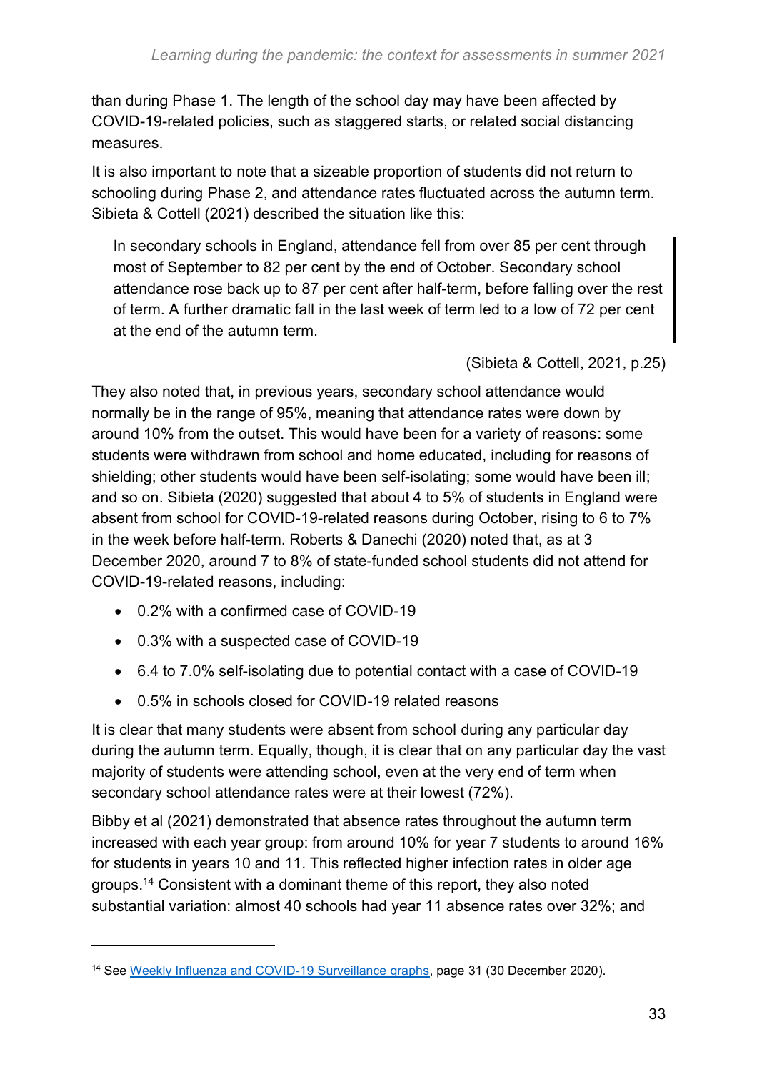than during Phase 1. The length of the school day may have been affected by COVID-19-related policies, such as staggered starts, or related social distancing measures.

It is also important to note that a sizeable proportion of students did not return to schooling during Phase 2, and attendance rates fluctuated across the autumn term. Sibieta & Cottell (2021) described the situation like this:

> In secondary schools in England, attendance fell from over 85 per cent through most of September to 82 per cent by the end of October. Secondary school attendance rose back up to 87 per cent after half-term, before falling over the rest of term. A further dramatic fall in the last week of term led to a low of 72 per cent at the end of the autumn term.
>
> (Sibieta & Cottell, 2021, p.25)

They also noted that, in previous years, secondary school attendance would normally be in the range of 95%, meaning that attendance rates were down by around 10% from the outset. This would have been for a variety of reasons: some students were withdrawn from school and home educated, including for reasons of shielding; other students would have been self-isolating; some would have been ill; and so on. Sibieta (2020) suggested that about 4 to 5% of students in England were absent from school for COVID-19-related reasons during October, rising to 6 to 7% in the week before half-term. Roberts & Danechi (2020) noted that, as at 3 December 2020, around 7 to 8% of state-funded school students did not attend for COVID-19-related reasons, including:

- 0.2% with a confirmed case of COVID-19
- 0.3% with a suspected case of COVID-19
- 6.4 to 7.0% self-isolating due to potential contact with a case of COVID-19
- 0.5% in schools closed for COVID-19 related reasons

It is clear that many students were absent from school during any particular day during the autumn term. Equally, though, it is clear that on any particular day the vast majority of students were attending school, even at the very end of term when secondary school attendance rates were at their lowest (72%).

Bibby et al (2021) demonstrated that absence rates throughout the autumn term increased with each year group: from around 10% for year 7 students to around 16% for students in years 10 and 11. This reflected higher infection rates in older age groups.[14] Consistent with a dominant theme of this report, they also noted substantial variation: almost 40 schools had year 11 absence rates over 32%; and

[14] See Weekly Influenza and COVID-19 Surveillance graphs, page 31 (30 December 2020).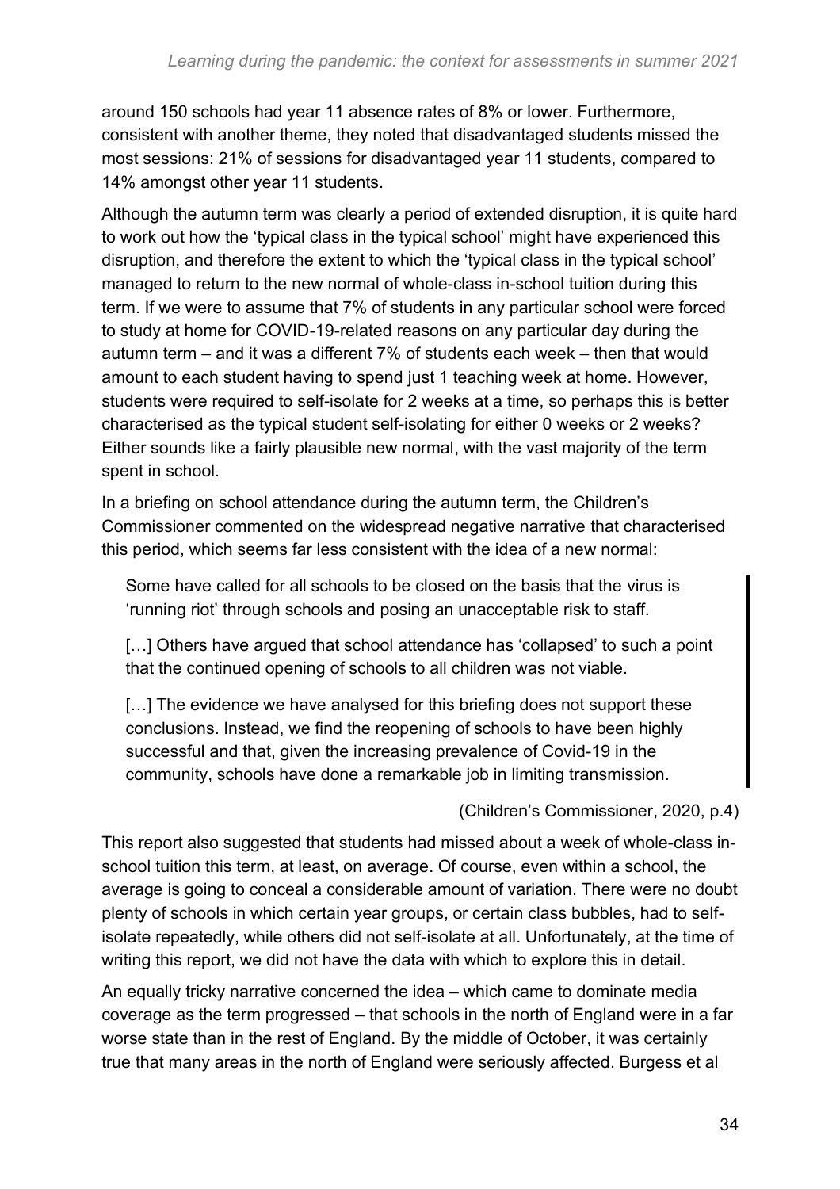around 150 schools had year 11 absence rates of 8% or lower. Furthermore, consistent with another theme, they noted that disadvantaged students missed the most sessions: 21% of sessions for disadvantaged year 11 students, compared to 14% amongst other year 11 students.

Although the autumn term was clearly a period of extended disruption, it is quite hard to work out how the 'typical class in the typical school' might have experienced this disruption, and therefore the extent to which the 'typical class in the typical school' managed to return to the new normal of whole-class in-school tuition during this term. If we were to assume that 7% of students in any particular school were forced to study at home for COVID-19-related reasons on any particular day during the autumn term – and it was a different 7% of students each week – then that would amount to each student having to spend just 1 teaching week at home. However, students were required to self-isolate for 2 weeks at a time, so perhaps this is better characterised as the typical student self-isolating for either 0 weeks or 2 weeks? Either sounds like a fairly plausible new normal, with the vast majority of the term spent in school.

In a briefing on school attendance during the autumn term, the Children's Commissioner commented on the widespread negative narrative that characterised this period, which seems far less consistent with the idea of a new normal:

> Some have called for all schools to be closed on the basis that the virus is 'running riot' through schools and posing an unacceptable risk to staff.
>
> […] Others have argued that school attendance has 'collapsed' to such a point that the continued opening of schools to all children was not viable.
>
> […] The evidence we have analysed for this briefing does not support these conclusions. Instead, we find the reopening of schools to have been highly successful and that, given the increasing prevalence of Covid-19 in the community, schools have done a remarkable job in limiting transmission.

(Children's Commissioner, 2020, p.4)

This report also suggested that students had missed about a week of whole-class in-school tuition this term, at least, on average. Of course, even within a school, the average is going to conceal a considerable amount of variation. There were no doubt plenty of schools in which certain year groups, or certain class bubbles, had to self-isolate repeatedly, while others did not self-isolate at all. Unfortunately, at the time of writing this report, we did not have the data with which to explore this in detail.

An equally tricky narrative concerned the idea – which came to dominate media coverage as the term progressed – that schools in the north of England were in a far worse state than in the rest of England. By the middle of October, it was certainly true that many areas in the north of England were seriously affected. Burgess et al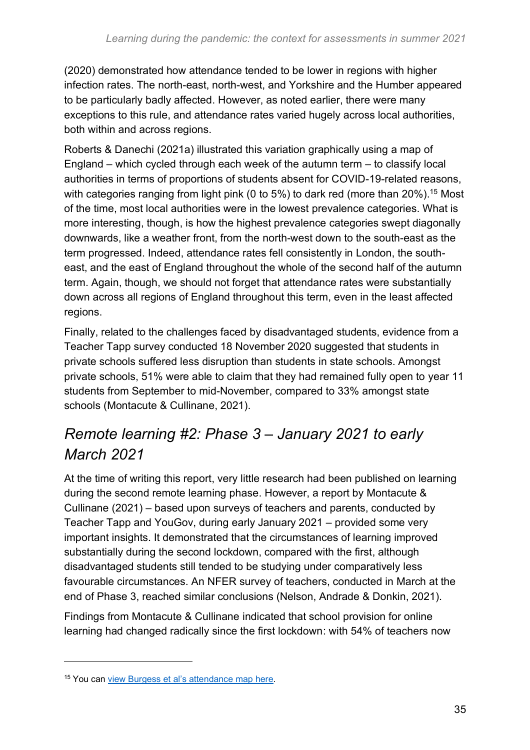(2020) demonstrated how attendance tended to be lower in regions with higher infection rates. The north-east, north-west, and Yorkshire and the Humber appeared to be particularly badly affected. However, as noted earlier, there were many exceptions to this rule, and attendance rates varied hugely across local authorities, both within and across regions.

Roberts & Danechi (2021a) illustrated this variation graphically using a map of England – which cycled through each week of the autumn term – to classify local authorities in terms of proportions of students absent for COVID-19-related reasons, with categories ranging from light pink (0 to 5%) to dark red (more than 20%).[15] Most of the time, most local authorities were in the lowest prevalence categories. What is more interesting, though, is how the highest prevalence categories swept diagonally downwards, like a weather front, from the north-west down to the south-east as the term progressed. Indeed, attendance rates fell consistently in London, the south-east, and the east of England throughout the whole of the second half of the autumn term. Again, though, we should not forget that attendance rates were substantially down across all regions of England throughout this term, even in the least affected regions.

Finally, related to the challenges faced by disadvantaged students, evidence from a Teacher Tapp survey conducted 18 November 2020 suggested that students in private schools suffered less disruption than students in state schools. Amongst private schools, 51% were able to claim that they had remained fully open to year 11 students from September to mid-November, compared to 33% amongst state schools (Montacute & Cullinane, 2021).

## *Remote learning #2: Phase 3 – January 2021 to early March 2021*

At the time of writing this report, very little research had been published on learning during the second remote learning phase. However, a report by Montacute & Cullinane (2021) – based upon surveys of teachers and parents, conducted by Teacher Tapp and YouGov, during early January 2021 – provided some very important insights. It demonstrated that the circumstances of learning improved substantially during the second lockdown, compared with the first, although disadvantaged students still tended to be studying under comparatively less favourable circumstances. An NFER survey of teachers, conducted in March at the end of Phase 3, reached similar conclusions (Nelson, Andrade & Donkin, 2021).

Findings from Montacute & Cullinane indicated that school provision for online learning had changed radically since the first lockdown: with 54% of teachers now

---

[15] You can [view Burgess et al's attendance map here](#).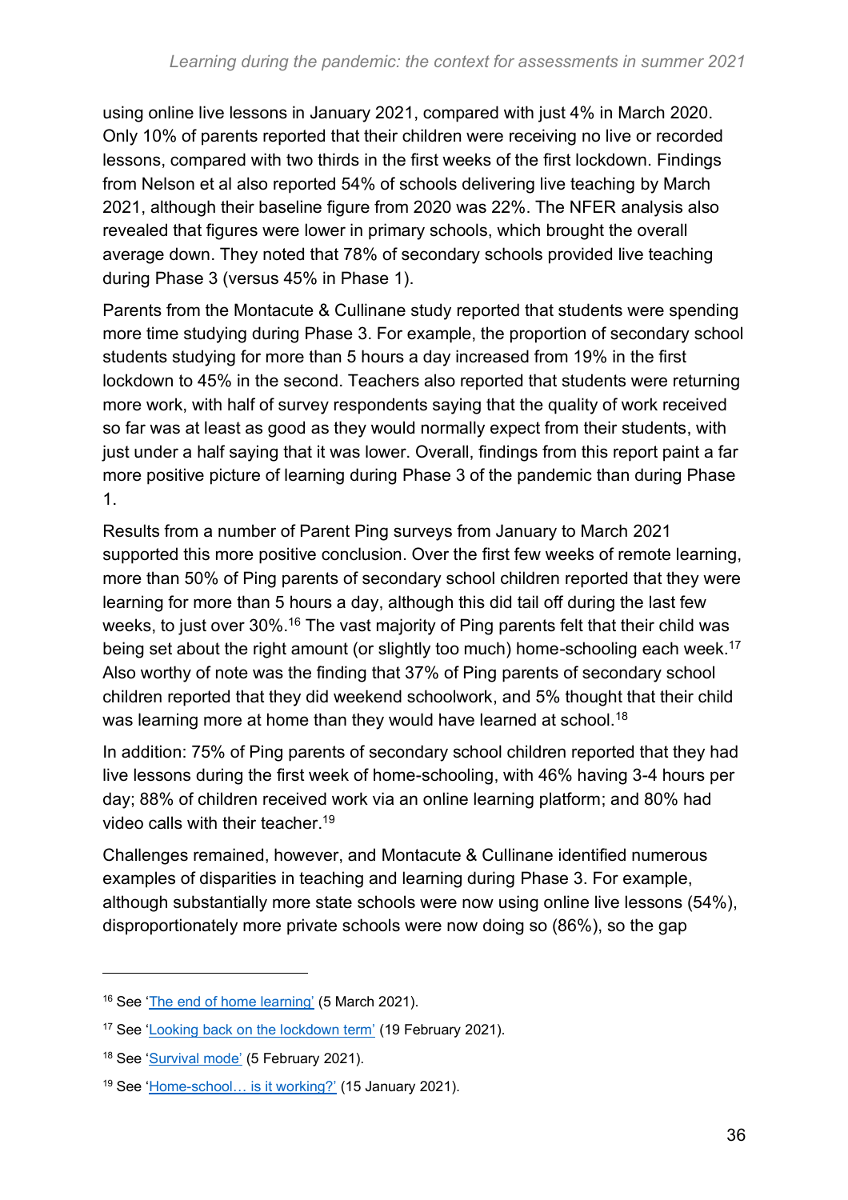using online live lessons in January 2021, compared with just 4% in March 2020. Only 10% of parents reported that their children were receiving no live or recorded lessons, compared with two thirds in the first weeks of the first lockdown. Findings from Nelson et al also reported 54% of schools delivering live teaching by March 2021, although their baseline figure from 2020 was 22%. The NFER analysis also revealed that figures were lower in primary schools, which brought the overall average down. They noted that 78% of secondary schools provided live teaching during Phase 3 (versus 45% in Phase 1).

Parents from the Montacute & Cullinane study reported that students were spending more time studying during Phase 3. For example, the proportion of secondary school students studying for more than 5 hours a day increased from 19% in the first lockdown to 45% in the second. Teachers also reported that students were returning more work, with half of survey respondents saying that the quality of work received so far was at least as good as they would normally expect from their students, with just under a half saying that it was lower. Overall, findings from this report paint a far more positive picture of learning during Phase 3 of the pandemic than during Phase 1.

Results from a number of Parent Ping surveys from January to March 2021 supported this more positive conclusion. Over the first few weeks of remote learning, more than 50% of Ping parents of secondary school children reported that they were learning for more than 5 hours a day, although this did tail off during the last few weeks, to just over 30%.[16] The vast majority of Ping parents felt that their child was being set about the right amount (or slightly too much) home-schooling each week.[17] Also worthy of note was the finding that 37% of Ping parents of secondary school children reported that they did weekend schoolwork, and 5% thought that their child was learning more at home than they would have learned at school.[18]

In addition: 75% of Ping parents of secondary school children reported that they had live lessons during the first week of home-schooling, with 46% having 3-4 hours per day; 88% of children received work via an online learning platform; and 80% had video calls with their teacher.[19]

Challenges remained, however, and Montacute & Cullinane identified numerous examples of disparities in teaching and learning during Phase 3. For example, although substantially more state schools were now using online live lessons (54%), disproportionately more private schools were now doing so (86%), so the gap

---

[16] See 'The end of home learning' (5 March 2021).

[17] See 'Looking back on the lockdown term' (19 February 2021).

[18] See 'Survival mode' (5 February 2021).

[19] See 'Home-school… is it working?' (15 January 2021).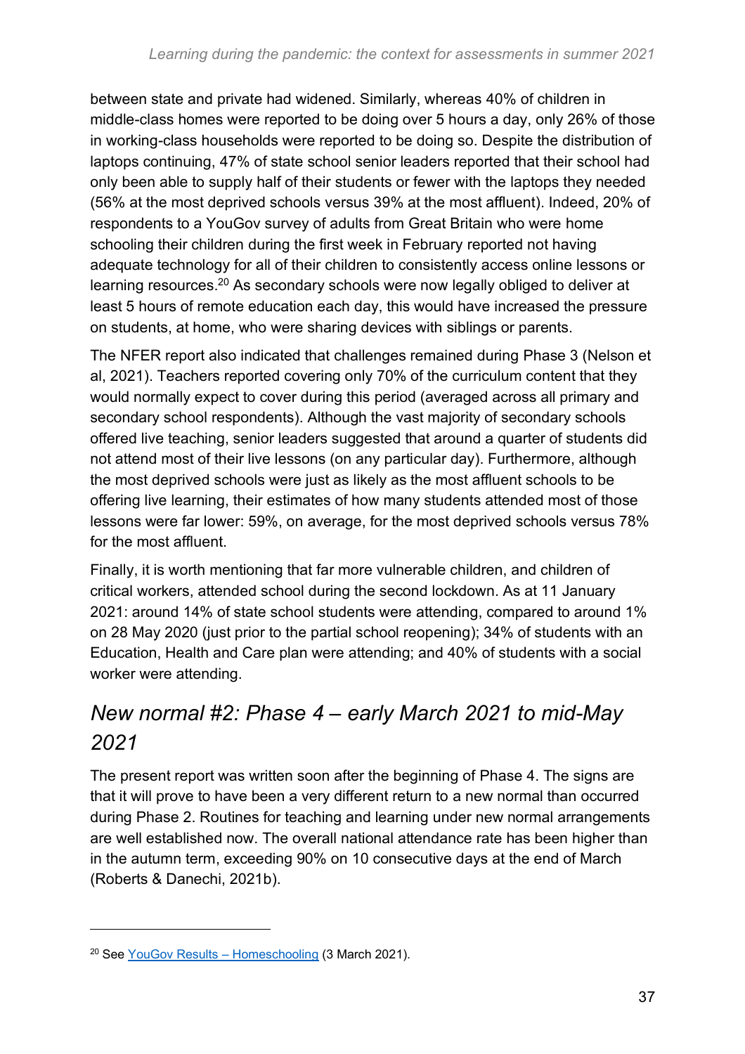between state and private had widened. Similarly, whereas 40% of children in middle-class homes were reported to be doing over 5 hours a day, only 26% of those in working-class households were reported to be doing so. Despite the distribution of laptops continuing, 47% of state school senior leaders reported that their school had only been able to supply half of their students or fewer with the laptops they needed (56% at the most deprived schools versus 39% at the most affluent). Indeed, 20% of respondents to a YouGov survey of adults from Great Britain who were home schooling their children during the first week in February reported not having adequate technology for all of their children to consistently access online lessons or learning resources.[20] As secondary schools were now legally obliged to deliver at least 5 hours of remote education each day, this would have increased the pressure on students, at home, who were sharing devices with siblings or parents.

The NFER report also indicated that challenges remained during Phase 3 (Nelson et al, 2021). Teachers reported covering only 70% of the curriculum content that they would normally expect to cover during this period (averaged across all primary and secondary school respondents). Although the vast majority of secondary schools offered live teaching, senior leaders suggested that around a quarter of students did not attend most of their live lessons (on any particular day). Furthermore, although the most deprived schools were just as likely as the most affluent schools to be offering live learning, their estimates of how many students attended most of those lessons were far lower: 59%, on average, for the most deprived schools versus 78% for the most affluent.

Finally, it is worth mentioning that far more vulnerable children, and children of critical workers, attended school during the second lockdown. As at 11 January 2021: around 14% of state school students were attending, compared to around 1% on 28 May 2020 (just prior to the partial school reopening); 34% of students with an Education, Health and Care plan were attending; and 40% of students with a social worker were attending.

## *New normal #2: Phase 4 – early March 2021 to mid-May 2021*

The present report was written soon after the beginning of Phase 4. The signs are that it will prove to have been a very different return to a new normal than occurred during Phase 2. Routines for teaching and learning under new normal arrangements are well established now. The overall national attendance rate has been higher than in the autumn term, exceeding 90% on 10 consecutive days at the end of March (Roberts & Danechi, 2021b).

---

[20] See YouGov Results – Homeschooling (3 March 2021).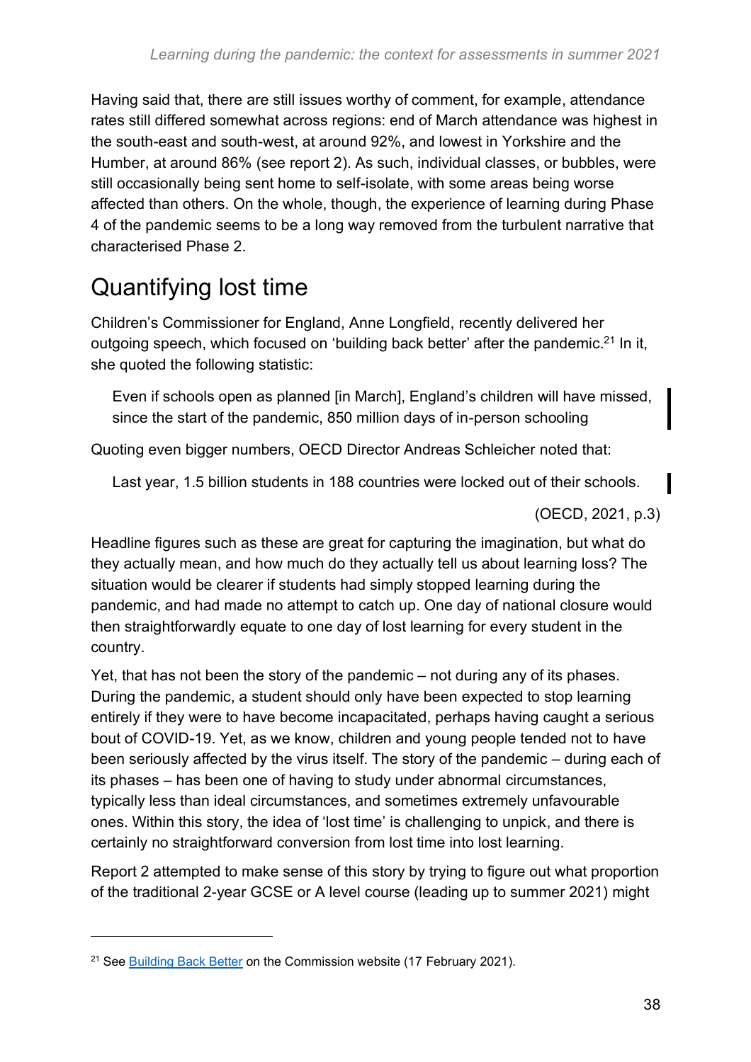Having said that, there are still issues worthy of comment, for example, attendance rates still differed somewhat across regions: end of March attendance was highest in the south-east and south-west, at around 92%, and lowest in Yorkshire and the Humber, at around 86% (see report 2). As such, individual classes, or bubbles, were still occasionally being sent home to self-isolate, with some areas being worse affected than others. On the whole, though, the experience of learning during Phase 4 of the pandemic seems to be a long way removed from the turbulent narrative that characterised Phase 2.

## Quantifying lost time

Children's Commissioner for England, Anne Longfield, recently delivered her outgoing speech, which focused on 'building back better' after the pandemic.[21] In it, she quoted the following statistic:

> Even if schools open as planned [in March], England's children will have missed, since the start of the pandemic, 850 million days of in-person schooling

Quoting even bigger numbers, OECD Director Andreas Schleicher noted that:

> Last year, 1.5 billion students in 188 countries were locked out of their schools.
>
> (OECD, 2021, p.3)

Headline figures such as these are great for capturing the imagination, but what do they actually mean, and how much do they actually tell us about learning loss? The situation would be clearer if students had simply stopped learning during the pandemic, and had made no attempt to catch up. One day of national closure would then straightforwardly equate to one day of lost learning for every student in the country.

Yet, that has not been the story of the pandemic – not during any of its phases. During the pandemic, a student should only have been expected to stop learning entirely if they were to have become incapacitated, perhaps having caught a serious bout of COVID-19. Yet, as we know, children and young people tended not to have been seriously affected by the virus itself. The story of the pandemic – during each of its phases – has been one of having to study under abnormal circumstances, typically less than ideal circumstances, and sometimes extremely unfavourable ones. Within this story, the idea of 'lost time' is challenging to unpick, and there is certainly no straightforward conversion from lost time into lost learning.

Report 2 attempted to make sense of this story by trying to figure out what proportion of the traditional 2-year GCSE or A level course (leading up to summer 2021) might

---

[21] See Building Back Better on the Commission website (17 February 2021).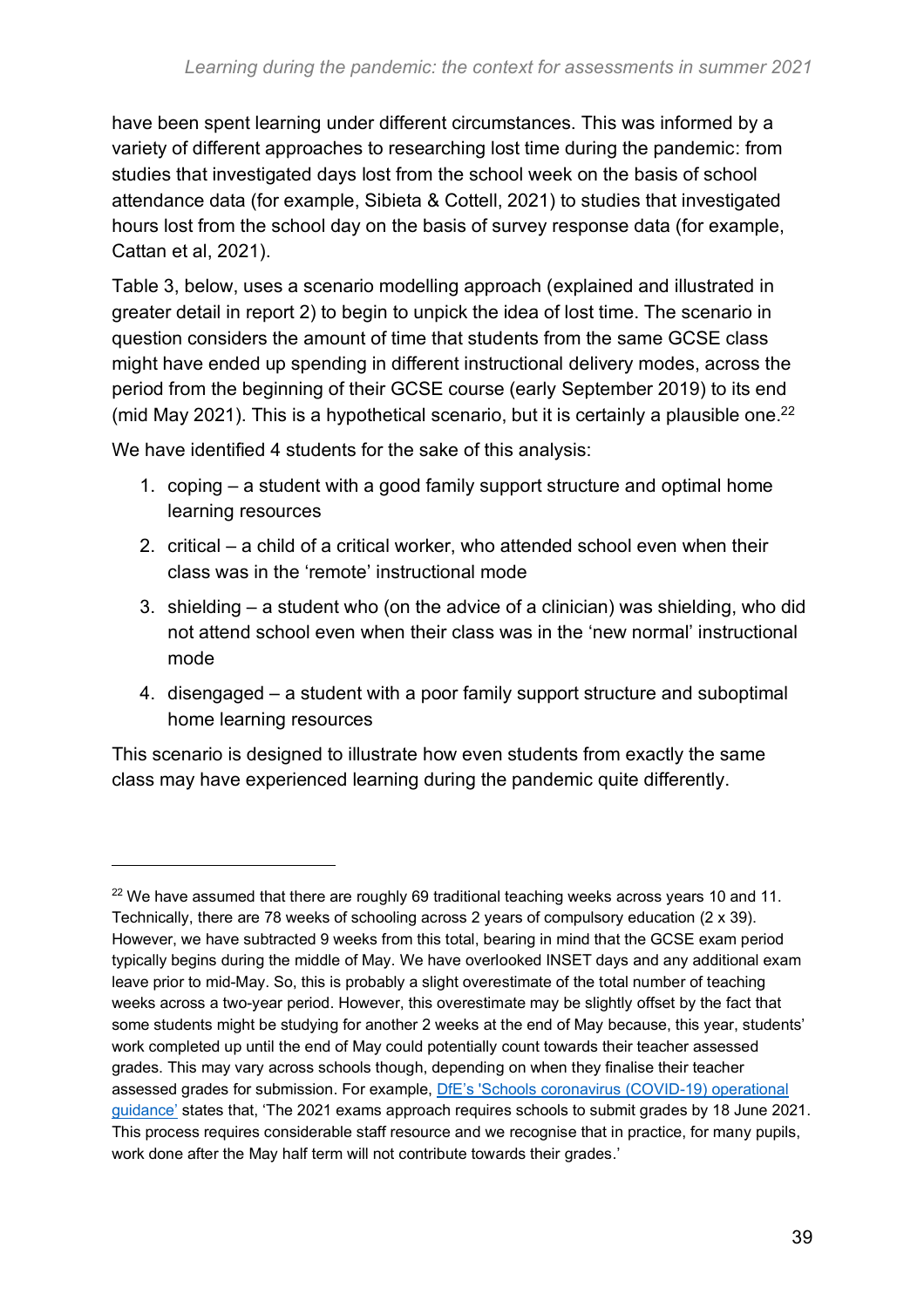have been spent learning under different circumstances. This was informed by a variety of different approaches to researching lost time during the pandemic: from studies that investigated days lost from the school week on the basis of school attendance data (for example, Sibieta & Cottell, 2021) to studies that investigated hours lost from the school day on the basis of survey response data (for example, Cattan et al, 2021).

Table 3, below, uses a scenario modelling approach (explained and illustrated in greater detail in report 2) to begin to unpick the idea of lost time. The scenario in question considers the amount of time that students from the same GCSE class might have ended up spending in different instructional delivery modes, across the period from the beginning of their GCSE course (early September 2019) to its end (mid May 2021). This is a hypothetical scenario, but it is certainly a plausible one.[22]

We have identified 4 students for the sake of this analysis:

1. coping – a student with a good family support structure and optimal home learning resources
2. critical – a child of a critical worker, who attended school even when their class was in the 'remote' instructional mode
3. shielding – a student who (on the advice of a clinician) was shielding, who did not attend school even when their class was in the 'new normal' instructional mode
4. disengaged – a student with a poor family support structure and suboptimal home learning resources

This scenario is designed to illustrate how even students from exactly the same class may have experienced learning during the pandemic quite differently.

---

[22] We have assumed that there are roughly 69 traditional teaching weeks across years 10 and 11. Technically, there are 78 weeks of schooling across 2 years of compulsory education (2 x 39). However, we have subtracted 9 weeks from this total, bearing in mind that the GCSE exam period typically begins during the middle of May. We have overlooked INSET days and any additional exam leave prior to mid-May. So, this is probably a slight overestimate of the total number of teaching weeks across a two-year period. However, this overestimate may be slightly offset by the fact that some students might be studying for another 2 weeks at the end of May because, this year, students' work completed up until the end of May could potentially count towards their teacher assessed grades. This may vary across schools though, depending on when they finalise their teacher assessed grades for submission. For example, [DfE's 'Schools coronavirus (COVID-19) operational guidance'](#) states that, 'The 2021 exams approach requires schools to submit grades by 18 June 2021. This process requires considerable staff resource and we recognise that in practice, for many pupils, work done after the May half term will not contribute towards their grades.'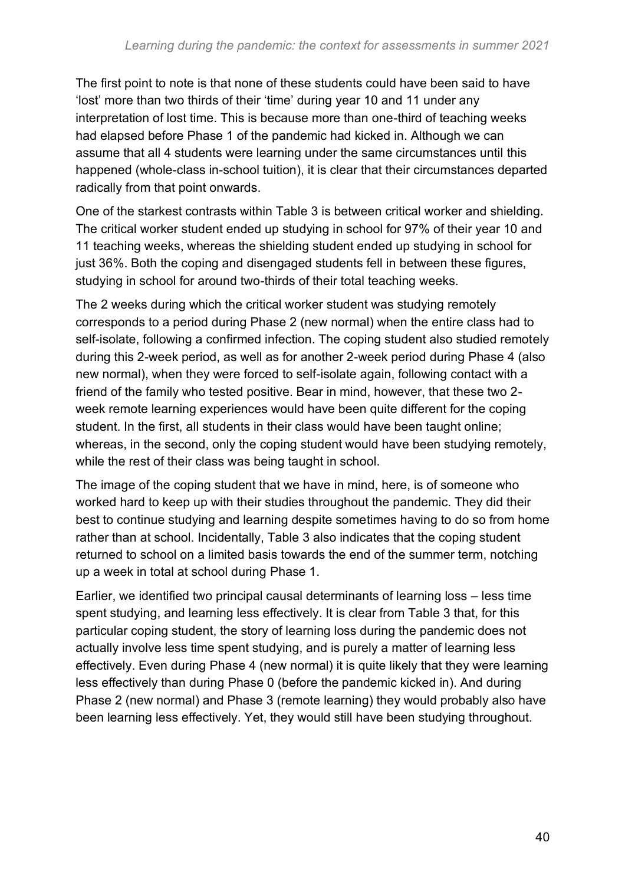The first point to note is that none of these students could have been said to have 'lost' more than two thirds of their 'time' during year 10 and 11 under any interpretation of lost time. This is because more than one-third of teaching weeks had elapsed before Phase 1 of the pandemic had kicked in. Although we can assume that all 4 students were learning under the same circumstances until this happened (whole-class in-school tuition), it is clear that their circumstances departed radically from that point onwards.

One of the starkest contrasts within Table 3 is between critical worker and shielding. The critical worker student ended up studying in school for 97% of their year 10 and 11 teaching weeks, whereas the shielding student ended up studying in school for just 36%. Both the coping and disengaged students fell in between these figures, studying in school for around two-thirds of their total teaching weeks.

The 2 weeks during which the critical worker student was studying remotely corresponds to a period during Phase 2 (new normal) when the entire class had to self-isolate, following a confirmed infection. The coping student also studied remotely during this 2-week period, as well as for another 2-week period during Phase 4 (also new normal), when they were forced to self-isolate again, following contact with a friend of the family who tested positive. Bear in mind, however, that these two 2-week remote learning experiences would have been quite different for the coping student. In the first, all students in their class would have been taught online; whereas, in the second, only the coping student would have been studying remotely, while the rest of their class was being taught in school.

The image of the coping student that we have in mind, here, is of someone who worked hard to keep up with their studies throughout the pandemic. They did their best to continue studying and learning despite sometimes having to do so from home rather than at school. Incidentally, Table 3 also indicates that the coping student returned to school on a limited basis towards the end of the summer term, notching up a week in total at school during Phase 1.

Earlier, we identified two principal causal determinants of learning loss – less time spent studying, and learning less effectively. It is clear from Table 3 that, for this particular coping student, the story of learning loss during the pandemic does not actually involve less time spent studying, and is purely a matter of learning less effectively. Even during Phase 4 (new normal) it is quite likely that they were learning less effectively than during Phase 0 (before the pandemic kicked in). And during Phase 2 (new normal) and Phase 3 (remote learning) they would probably also have been learning less effectively. Yet, they would still have been studying throughout.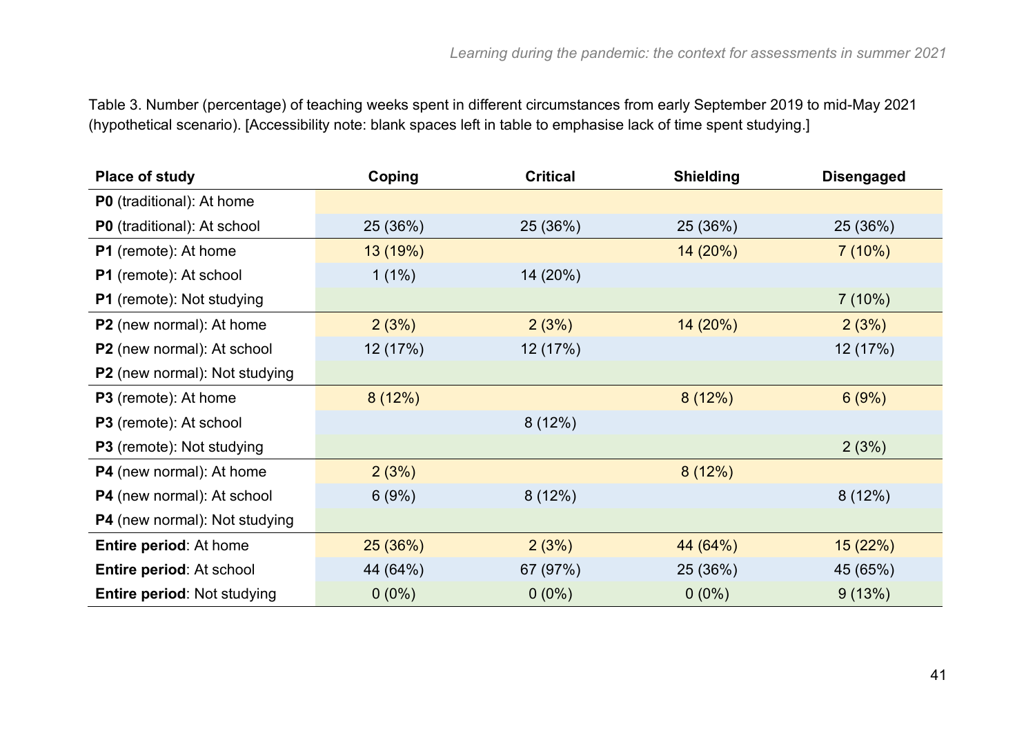Table 3. Number (percentage) of teaching weeks spent in different circumstances from early September 2019 to mid-May 2021 (hypothetical scenario). [Accessibility note: blank spaces left in table to emphasise lack of time spent studying.]

| Place of study | Coping | Critical | Shielding | Disengaged |
|---|---|---|---|---|
| **P0** (traditional): At home | | | | |
| **P0** (traditional): At school | 25 (36%) | 25 (36%) | 25 (36%) | 25 (36%) |
| **P1** (remote): At home | 13 (19%) | | 14 (20%) | 7 (10%) |
| **P1** (remote): At school | 1 (1%) | 14 (20%) | | |
| **P1** (remote): Not studying | | | | 7 (10%) |
| **P2** (new normal): At home | 2 (3%) | 2 (3%) | 14 (20%) | 2 (3%) |
| **P2** (new normal): At school | 12 (17%) | 12 (17%) | | 12 (17%) |
| **P2** (new normal): Not studying | | | | |
| **P3** (remote): At home | 8 (12%) | | 8 (12%) | 6 (9%) |
| **P3** (remote): At school | | 8 (12%) | | |
| **P3** (remote): Not studying | | | | 2 (3%) |
| **P4** (new normal): At home | 2 (3%) | | 8 (12%) | |
| **P4** (new normal): At school | 6 (9%) | 8 (12%) | | 8 (12%) |
| **P4** (new normal): Not studying | | | | |
| **Entire period**: At home | 25 (36%) | 2 (3%) | 44 (64%) | 15 (22%) |
| **Entire period**: At school | 44 (64%) | 67 (97%) | 25 (36%) | 45 (65%) |
| **Entire period**: Not studying | 0 (0%) | 0 (0%) | 0 (0%) | 9 (13%) |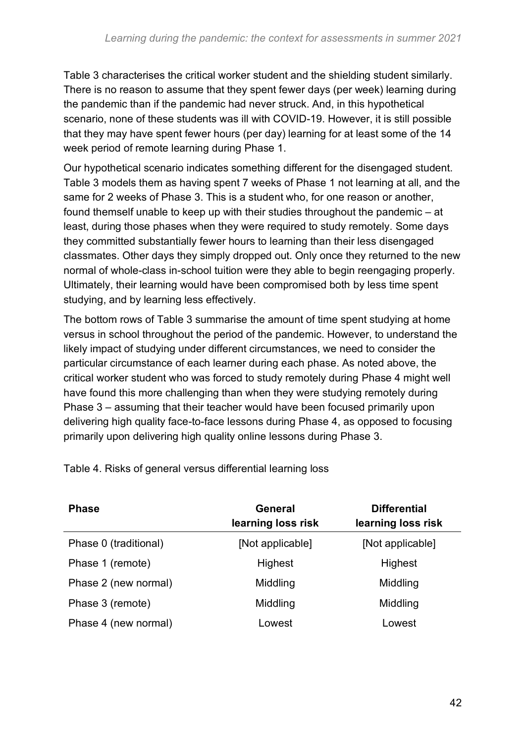Table 3 characterises the critical worker student and the shielding student similarly. There is no reason to assume that they spent fewer days (per week) learning during the pandemic than if the pandemic had never struck. And, in this hypothetical scenario, none of these students was ill with COVID-19. However, it is still possible that they may have spent fewer hours (per day) learning for at least some of the 14 week period of remote learning during Phase 1.

Our hypothetical scenario indicates something different for the disengaged student. Table 3 models them as having spent 7 weeks of Phase 1 not learning at all, and the same for 2 weeks of Phase 3. This is a student who, for one reason or another, found themself unable to keep up with their studies throughout the pandemic – at least, during those phases when they were required to study remotely. Some days they committed substantially fewer hours to learning than their less disengaged classmates. Other days they simply dropped out. Only once they returned to the new normal of whole-class in-school tuition were they able to begin reengaging properly. Ultimately, their learning would have been compromised both by less time spent studying, and by learning less effectively.

The bottom rows of Table 3 summarise the amount of time spent studying at home versus in school throughout the period of the pandemic. However, to understand the likely impact of studying under different circumstances, we need to consider the particular circumstance of each learner during each phase. As noted above, the critical worker student who was forced to study remotely during Phase 4 might well have found this more challenging than when they were studying remotely during Phase 3 – assuming that their teacher would have been focused primarily upon delivering high quality face-to-face lessons during Phase 4, as opposed to focusing primarily upon delivering high quality online lessons during Phase 3.

Table 4. Risks of general versus differential learning loss

| Phase | General learning loss risk | Differential learning loss risk |
|---|---|---|
| Phase 0 (traditional) | [Not applicable] | [Not applicable] |
| Phase 1 (remote) | Highest | Highest |
| Phase 2 (new normal) | Middling | Middling |
| Phase 3 (remote) | Middling | Middling |
| Phase 4 (new normal) | Lowest | Lowest |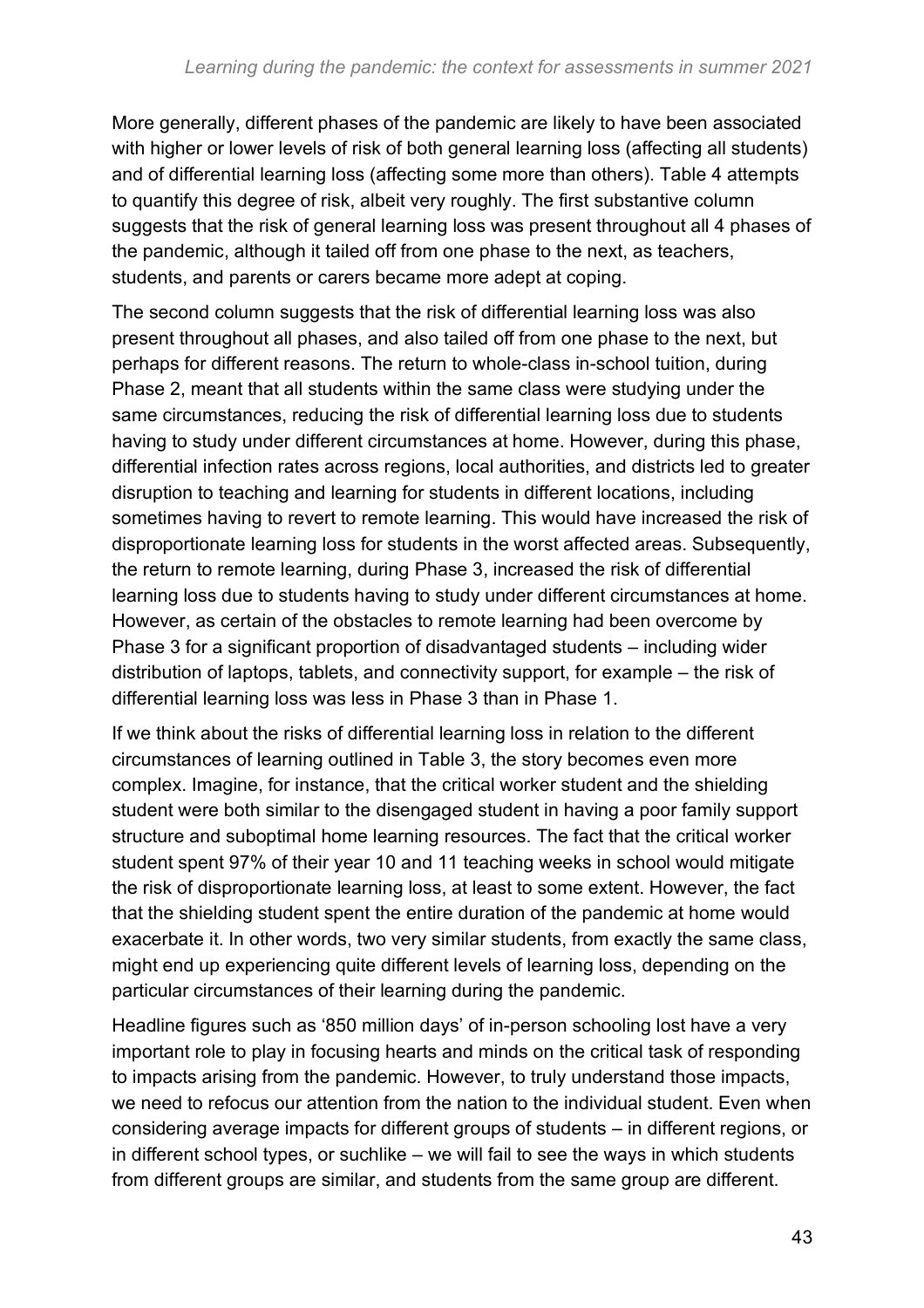More generally, different phases of the pandemic are likely to have been associated with higher or lower levels of risk of both general learning loss (affecting all students) and of differential learning loss (affecting some more than others). Table 4 attempts to quantify this degree of risk, albeit very roughly. The first substantive column suggests that the risk of general learning loss was present throughout all 4 phases of the pandemic, although it tailed off from one phase to the next, as teachers, students, and parents or carers became more adept at coping.

The second column suggests that the risk of differential learning loss was also present throughout all phases, and also tailed off from one phase to the next, but perhaps for different reasons. The return to whole-class in-school tuition, during Phase 2, meant that all students within the same class were studying under the same circumstances, reducing the risk of differential learning loss due to students having to study under different circumstances at home. However, during this phase, differential infection rates across regions, local authorities, and districts led to greater disruption to teaching and learning for students in different locations, including sometimes having to revert to remote learning. This would have increased the risk of disproportionate learning loss for students in the worst affected areas. Subsequently, the return to remote learning, during Phase 3, increased the risk of differential learning loss due to students having to study under different circumstances at home. However, as certain of the obstacles to remote learning had been overcome by Phase 3 for a significant proportion of disadvantaged students – including wider distribution of laptops, tablets, and connectivity support, for example – the risk of differential learning loss was less in Phase 3 than in Phase 1.

If we think about the risks of differential learning loss in relation to the different circumstances of learning outlined in Table 3, the story becomes even more complex. Imagine, for instance, that the critical worker student and the shielding student were both similar to the disengaged student in having a poor family support structure and suboptimal home learning resources. The fact that the critical worker student spent 97% of their year 10 and 11 teaching weeks in school would mitigate the risk of disproportionate learning loss, at least to some extent. However, the fact that the shielding student spent the entire duration of the pandemic at home would exacerbate it. In other words, two very similar students, from exactly the same class, might end up experiencing quite different levels of learning loss, depending on the particular circumstances of their learning during the pandemic.

Headline figures such as '850 million days' of in-person schooling lost have a very important role to play in focusing hearts and minds on the critical task of responding to impacts arising from the pandemic. However, to truly understand those impacts, we need to refocus our attention from the nation to the individual student. Even when considering average impacts for different groups of students – in different regions, or in different school types, or suchlike – we will fail to see the ways in which students from different groups are similar, and students from the same group are different.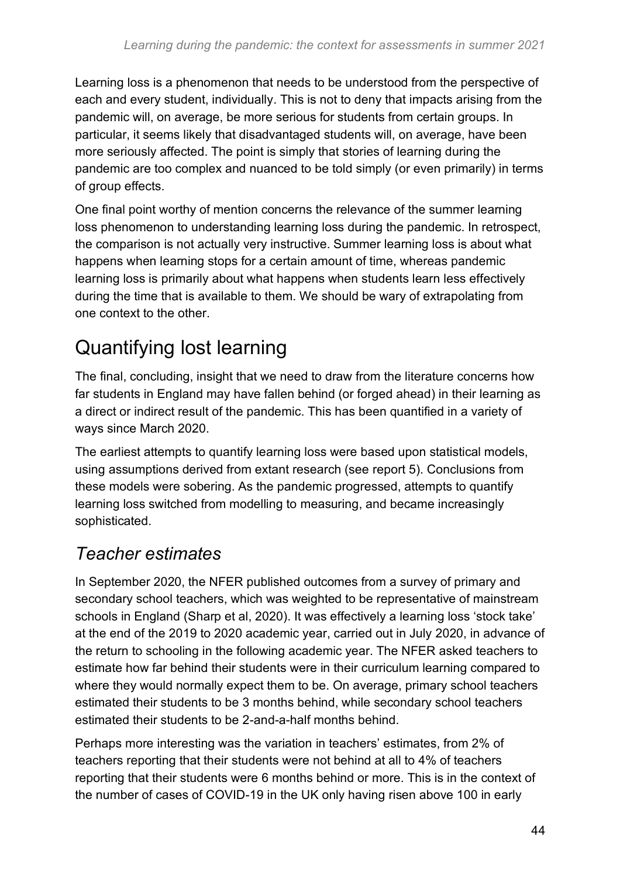Learning loss is a phenomenon that needs to be understood from the perspective of each and every student, individually. This is not to deny that impacts arising from the pandemic will, on average, be more serious for students from certain groups. In particular, it seems likely that disadvantaged students will, on average, have been more seriously affected. The point is simply that stories of learning during the pandemic are too complex and nuanced to be told simply (or even primarily) in terms of group effects.

One final point worthy of mention concerns the relevance of the summer learning loss phenomenon to understanding learning loss during the pandemic. In retrospect, the comparison is not actually very instructive. Summer learning loss is about what happens when learning stops for a certain amount of time, whereas pandemic learning loss is primarily about what happens when students learn less effectively during the time that is available to them. We should be wary of extrapolating from one context to the other.

# Quantifying lost learning

The final, concluding, insight that we need to draw from the literature concerns how far students in England may have fallen behind (or forged ahead) in their learning as a direct or indirect result of the pandemic. This has been quantified in a variety of ways since March 2020.

The earliest attempts to quantify learning loss were based upon statistical models, using assumptions derived from extant research (see report 5). Conclusions from these models were sobering. As the pandemic progressed, attempts to quantify learning loss switched from modelling to measuring, and became increasingly sophisticated.

## *Teacher estimates*

In September 2020, the NFER published outcomes from a survey of primary and secondary school teachers, which was weighted to be representative of mainstream schools in England (Sharp et al, 2020). It was effectively a learning loss 'stock take' at the end of the 2019 to 2020 academic year, carried out in July 2020, in advance of the return to schooling in the following academic year. The NFER asked teachers to estimate how far behind their students were in their curriculum learning compared to where they would normally expect them to be. On average, primary school teachers estimated their students to be 3 months behind, while secondary school teachers estimated their students to be 2-and-a-half months behind.

Perhaps more interesting was the variation in teachers' estimates, from 2% of teachers reporting that their students were not behind at all to 4% of teachers reporting that their students were 6 months behind or more. This is in the context of the number of cases of COVID-19 in the UK only having risen above 100 in early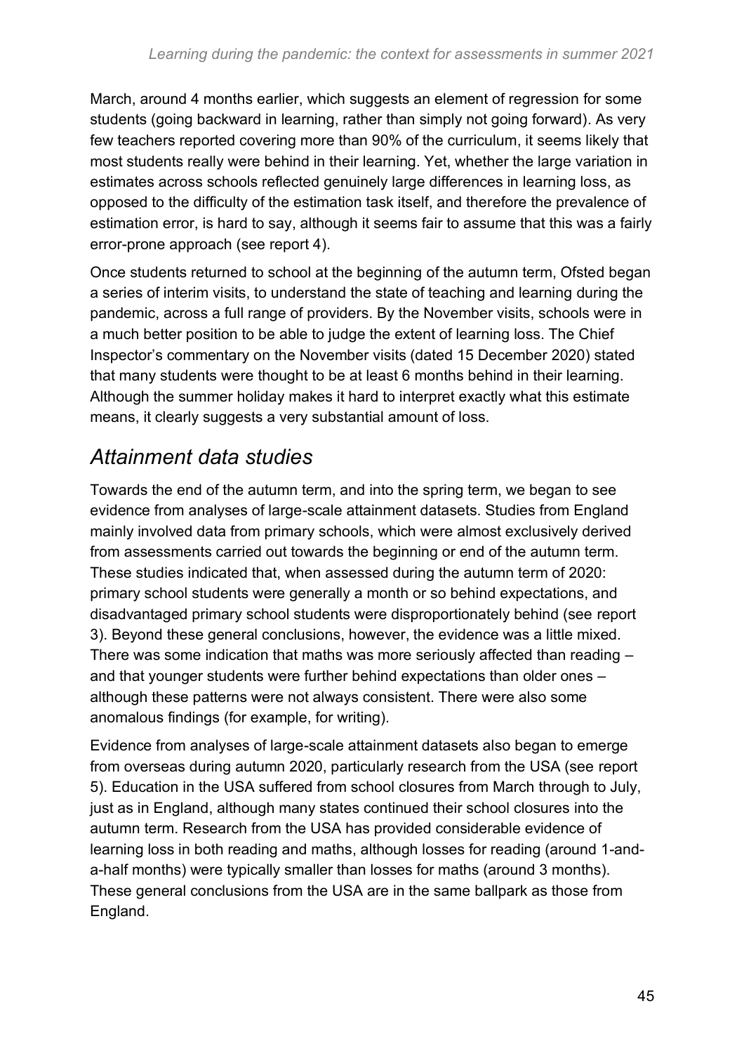March, around 4 months earlier, which suggests an element of regression for some students (going backward in learning, rather than simply not going forward). As very few teachers reported covering more than 90% of the curriculum, it seems likely that most students really were behind in their learning. Yet, whether the large variation in estimates across schools reflected genuinely large differences in learning loss, as opposed to the difficulty of the estimation task itself, and therefore the prevalence of estimation error, is hard to say, although it seems fair to assume that this was a fairly error-prone approach (see report 4).

Once students returned to school at the beginning of the autumn term, Ofsted began a series of interim visits, to understand the state of teaching and learning during the pandemic, across a full range of providers. By the November visits, schools were in a much better position to be able to judge the extent of learning loss. The Chief Inspector's commentary on the November visits (dated 15 December 2020) stated that many students were thought to be at least 6 months behind in their learning. Although the summer holiday makes it hard to interpret exactly what this estimate means, it clearly suggests a very substantial amount of loss.

## *Attainment data studies*

Towards the end of the autumn term, and into the spring term, we began to see evidence from analyses of large-scale attainment datasets. Studies from England mainly involved data from primary schools, which were almost exclusively derived from assessments carried out towards the beginning or end of the autumn term. These studies indicated that, when assessed during the autumn term of 2020: primary school students were generally a month or so behind expectations, and disadvantaged primary school students were disproportionately behind (see report 3). Beyond these general conclusions, however, the evidence was a little mixed. There was some indication that maths was more seriously affected than reading – and that younger students were further behind expectations than older ones – although these patterns were not always consistent. There were also some anomalous findings (for example, for writing).

Evidence from analyses of large-scale attainment datasets also began to emerge from overseas during autumn 2020, particularly research from the USA (see report 5). Education in the USA suffered from school closures from March through to July, just as in England, although many states continued their school closures into the autumn term. Research from the USA has provided considerable evidence of learning loss in both reading and maths, although losses for reading (around 1-and-a-half months) were typically smaller than losses for maths (around 3 months). These general conclusions from the USA are in the same ballpark as those from England.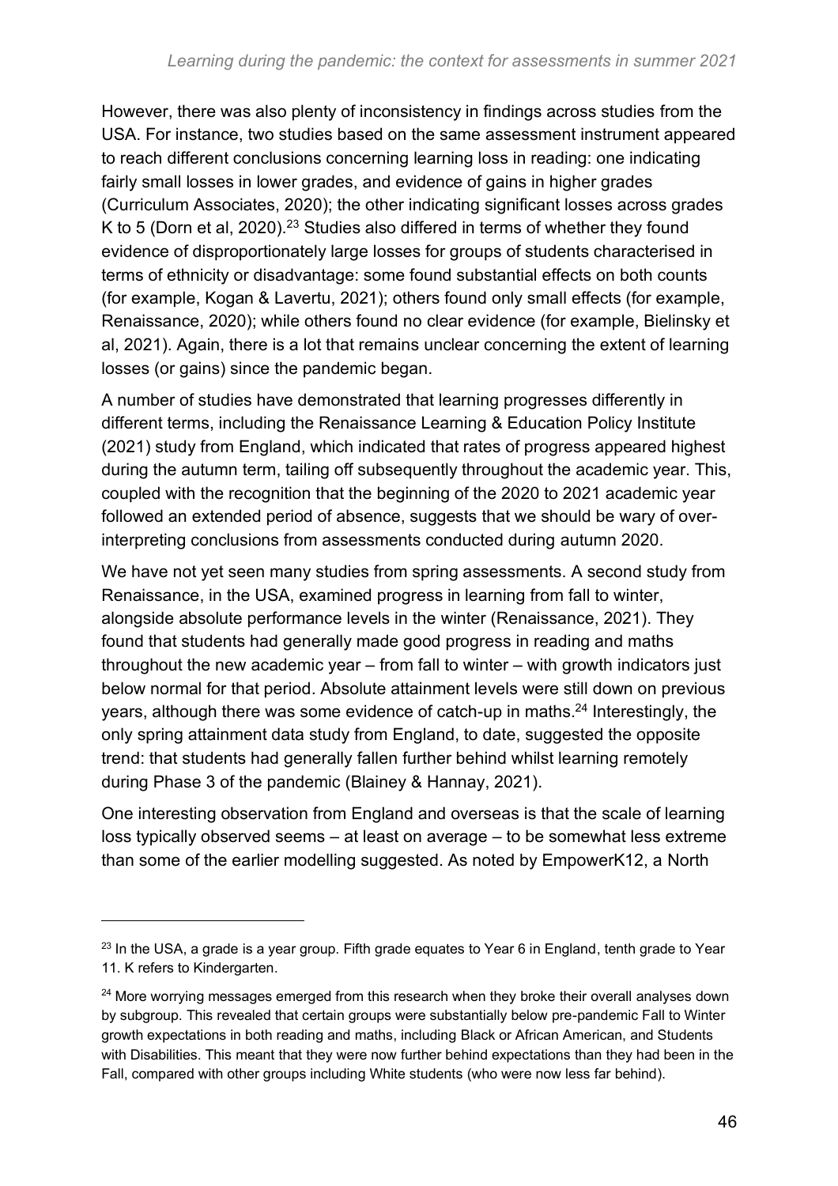However, there was also plenty of inconsistency in findings across studies from the USA. For instance, two studies based on the same assessment instrument appeared to reach different conclusions concerning learning loss in reading: one indicating fairly small losses in lower grades, and evidence of gains in higher grades (Curriculum Associates, 2020); the other indicating significant losses across grades K to 5 (Dorn et al, 2020).[23] Studies also differed in terms of whether they found evidence of disproportionately large losses for groups of students characterised in terms of ethnicity or disadvantage: some found substantial effects on both counts (for example, Kogan & Lavertu, 2021); others found only small effects (for example, Renaissance, 2020); while others found no clear evidence (for example, Bielinsky et al, 2021). Again, there is a lot that remains unclear concerning the extent of learning losses (or gains) since the pandemic began.

A number of studies have demonstrated that learning progresses differently in different terms, including the Renaissance Learning & Education Policy Institute (2021) study from England, which indicated that rates of progress appeared highest during the autumn term, tailing off subsequently throughout the academic year. This, coupled with the recognition that the beginning of the 2020 to 2021 academic year followed an extended period of absence, suggests that we should be wary of over-interpreting conclusions from assessments conducted during autumn 2020.

We have not yet seen many studies from spring assessments. A second study from Renaissance, in the USA, examined progress in learning from fall to winter, alongside absolute performance levels in the winter (Renaissance, 2021). They found that students had generally made good progress in reading and maths throughout the new academic year – from fall to winter – with growth indicators just below normal for that period. Absolute attainment levels were still down on previous years, although there was some evidence of catch-up in maths.[24] Interestingly, the only spring attainment data study from England, to date, suggested the opposite trend: that students had generally fallen further behind whilst learning remotely during Phase 3 of the pandemic (Blainey & Hannay, 2021).

One interesting observation from England and overseas is that the scale of learning loss typically observed seems – at least on average – to be somewhat less extreme than some of the earlier modelling suggested. As noted by EmpowerK12, a North

---

[23] In the USA, a grade is a year group. Fifth grade equates to Year 6 in England, tenth grade to Year 11. K refers to Kindergarten.

[24] More worrying messages emerged from this research when they broke their overall analyses down by subgroup. This revealed that certain groups were substantially below pre-pandemic Fall to Winter growth expectations in both reading and maths, including Black or African American, and Students with Disabilities. This meant that they were now further behind expectations than they had been in the Fall, compared with other groups including White students (who were now less far behind).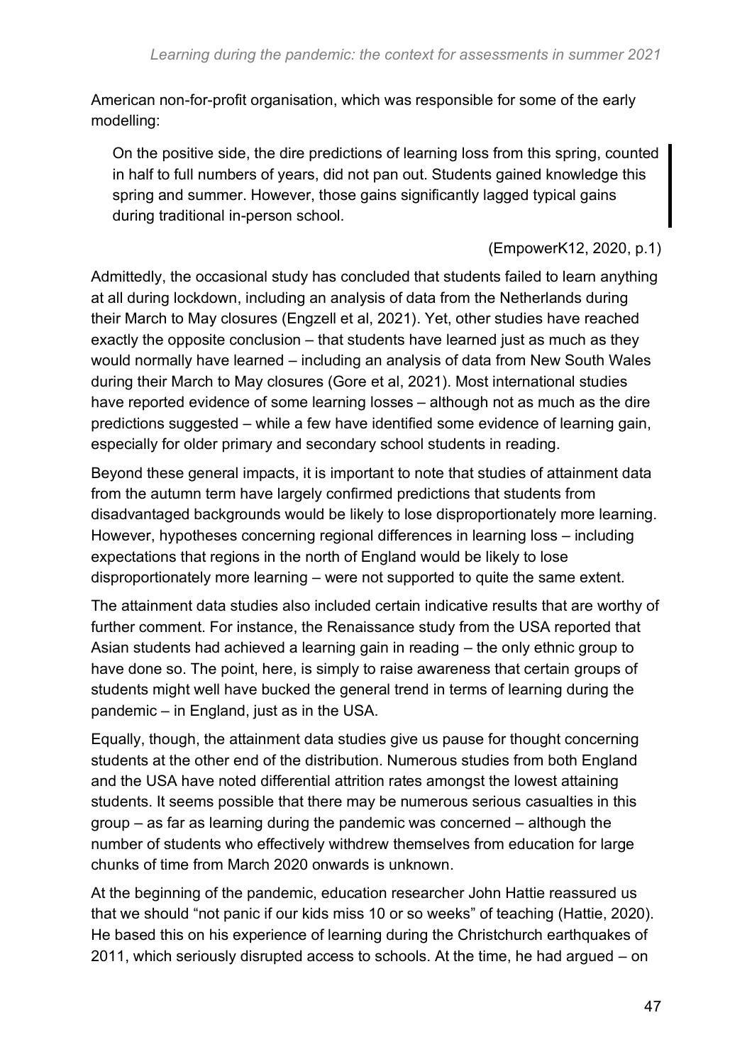American non-for-profit organisation, which was responsible for some of the early modelling:

> On the positive side, the dire predictions of learning loss from this spring, counted in half to full numbers of years, did not pan out. Students gained knowledge this spring and summer. However, those gains significantly lagged typical gains during traditional in-person school.
>
> (EmpowerK12, 2020, p.1)

Admittedly, the occasional study has concluded that students failed to learn anything at all during lockdown, including an analysis of data from the Netherlands during their March to May closures (Engzell et al, 2021). Yet, other studies have reached exactly the opposite conclusion – that students have learned just as much as they would normally have learned – including an analysis of data from New South Wales during their March to May closures (Gore et al, 2021). Most international studies have reported evidence of some learning losses – although not as much as the dire predictions suggested – while a few have identified some evidence of learning gain, especially for older primary and secondary school students in reading.

Beyond these general impacts, it is important to note that studies of attainment data from the autumn term have largely confirmed predictions that students from disadvantaged backgrounds would be likely to lose disproportionately more learning. However, hypotheses concerning regional differences in learning loss – including expectations that regions in the north of England would be likely to lose disproportionately more learning – were not supported to quite the same extent.

The attainment data studies also included certain indicative results that are worthy of further comment. For instance, the Renaissance study from the USA reported that Asian students had achieved a learning gain in reading – the only ethnic group to have done so. The point, here, is simply to raise awareness that certain groups of students might well have bucked the general trend in terms of learning during the pandemic – in England, just as in the USA.

Equally, though, the attainment data studies give us pause for thought concerning students at the other end of the distribution. Numerous studies from both England and the USA have noted differential attrition rates amongst the lowest attaining students. It seems possible that there may be numerous serious casualties in this group – as far as learning during the pandemic was concerned – although the number of students who effectively withdrew themselves from education for large chunks of time from March 2020 onwards is unknown.

At the beginning of the pandemic, education researcher John Hattie reassured us that we should "not panic if our kids miss 10 or so weeks" of teaching (Hattie, 2020). He based this on his experience of learning during the Christchurch earthquakes of 2011, which seriously disrupted access to schools. At the time, he had argued – on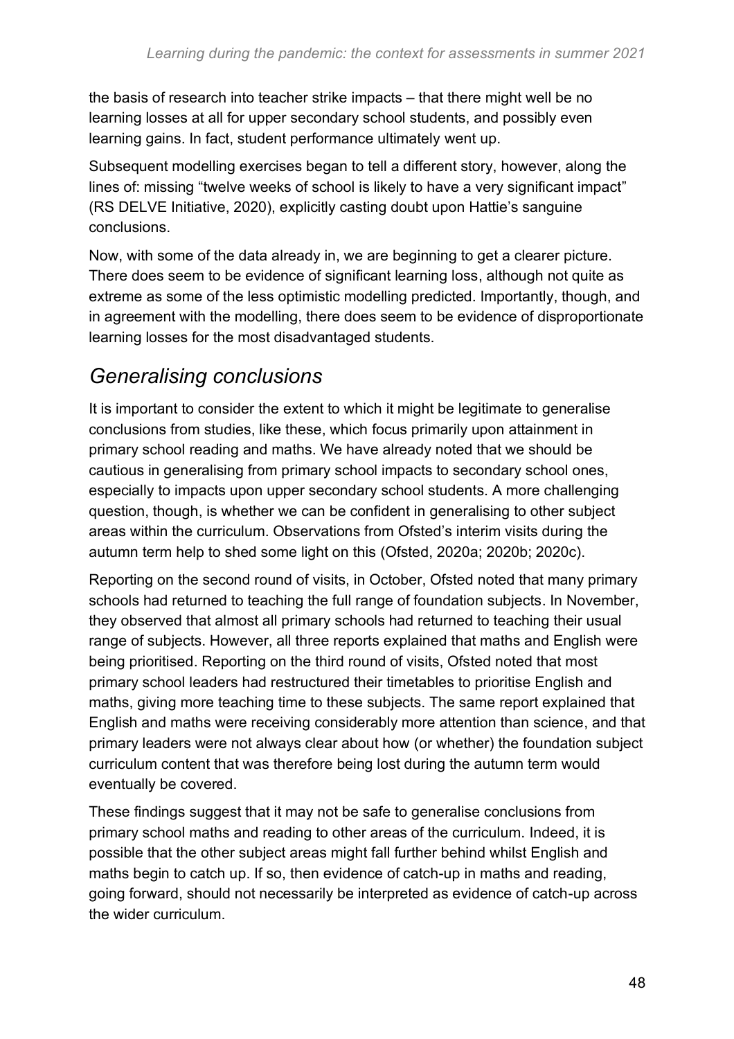the basis of research into teacher strike impacts – that there might well be no learning losses at all for upper secondary school students, and possibly even learning gains. In fact, student performance ultimately went up.

Subsequent modelling exercises began to tell a different story, however, along the lines of: missing "twelve weeks of school is likely to have a very significant impact" (RS DELVE Initiative, 2020), explicitly casting doubt upon Hattie's sanguine conclusions.

Now, with some of the data already in, we are beginning to get a clearer picture. There does seem to be evidence of significant learning loss, although not quite as extreme as some of the less optimistic modelling predicted. Importantly, though, and in agreement with the modelling, there does seem to be evidence of disproportionate learning losses for the most disadvantaged students.

## *Generalising conclusions*

It is important to consider the extent to which it might be legitimate to generalise conclusions from studies, like these, which focus primarily upon attainment in primary school reading and maths. We have already noted that we should be cautious in generalising from primary school impacts to secondary school ones, especially to impacts upon upper secondary school students. A more challenging question, though, is whether we can be confident in generalising to other subject areas within the curriculum. Observations from Ofsted's interim visits during the autumn term help to shed some light on this (Ofsted, 2020a; 2020b; 2020c).

Reporting on the second round of visits, in October, Ofsted noted that many primary schools had returned to teaching the full range of foundation subjects. In November, they observed that almost all primary schools had returned to teaching their usual range of subjects. However, all three reports explained that maths and English were being prioritised. Reporting on the third round of visits, Ofsted noted that most primary school leaders had restructured their timetables to prioritise English and maths, giving more teaching time to these subjects. The same report explained that English and maths were receiving considerably more attention than science, and that primary leaders were not always clear about how (or whether) the foundation subject curriculum content that was therefore being lost during the autumn term would eventually be covered.

These findings suggest that it may not be safe to generalise conclusions from primary school maths and reading to other areas of the curriculum. Indeed, it is possible that the other subject areas might fall further behind whilst English and maths begin to catch up. If so, then evidence of catch-up in maths and reading, going forward, should not necessarily be interpreted as evidence of catch-up across the wider curriculum.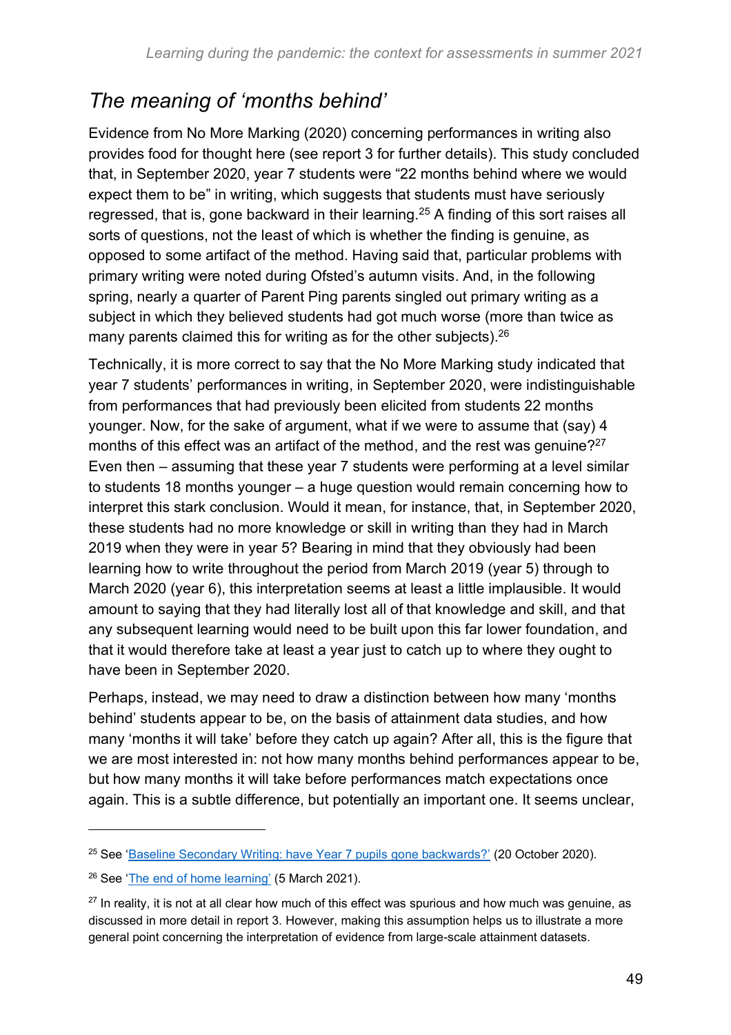## *The meaning of 'months behind'*

Evidence from No More Marking (2020) concerning performances in writing also provides food for thought here (see report 3 for further details). This study concluded that, in September 2020, year 7 students were "22 months behind where we would expect them to be" in writing, which suggests that students must have seriously regressed, that is, gone backward in their learning.[25] A finding of this sort raises all sorts of questions, not the least of which is whether the finding is genuine, as opposed to some artifact of the method. Having said that, particular problems with primary writing were noted during Ofsted's autumn visits. And, in the following spring, nearly a quarter of Parent Ping parents singled out primary writing as a subject in which they believed students had got much worse (more than twice as many parents claimed this for writing as for the other subjects).[26]

Technically, it is more correct to say that the No More Marking study indicated that year 7 students' performances in writing, in September 2020, were indistinguishable from performances that had previously been elicited from students 22 months younger. Now, for the sake of argument, what if we were to assume that (say) 4 months of this effect was an artifact of the method, and the rest was genuine?[27] Even then – assuming that these year 7 students were performing at a level similar to students 18 months younger – a huge question would remain concerning how to interpret this stark conclusion. Would it mean, for instance, that, in September 2020, these students had no more knowledge or skill in writing than they had in March 2019 when they were in year 5? Bearing in mind that they obviously had been learning how to write throughout the period from March 2019 (year 5) through to March 2020 (year 6), this interpretation seems at least a little implausible. It would amount to saying that they had literally lost all of that knowledge and skill, and that any subsequent learning would need to be built upon this far lower foundation, and that it would therefore take at least a year just to catch up to where they ought to have been in September 2020.

Perhaps, instead, we may need to draw a distinction between how many 'months behind' students appear to be, on the basis of attainment data studies, and how many 'months it will take' before they catch up again? After all, this is the figure that we are most interested in: not how many months behind performances appear to be, but how many months it will take before performances match expectations once again. This is a subtle difference, but potentially an important one. It seems unclear,

---

[25] See 'Baseline Secondary Writing: have Year 7 pupils gone backwards?' (20 October 2020).

[26] See 'The end of home learning' (5 March 2021).

[27] In reality, it is not at all clear how much of this effect was spurious and how much was genuine, as discussed in more detail in report 3. However, making this assumption helps us to illustrate a more general point concerning the interpretation of evidence from large-scale attainment datasets.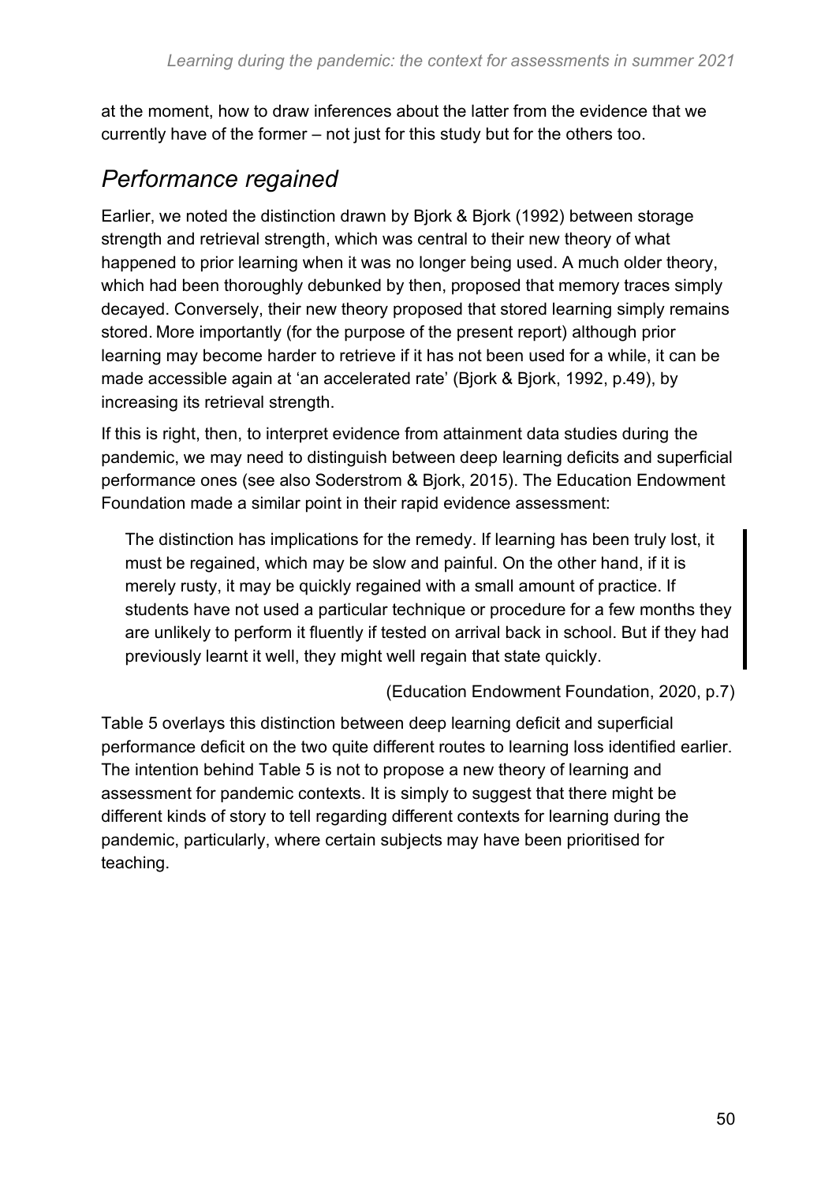at the moment, how to draw inferences about the latter from the evidence that we currently have of the former – not just for this study but for the others too.

## *Performance regained*

Earlier, we noted the distinction drawn by Bjork & Bjork (1992) between storage strength and retrieval strength, which was central to their new theory of what happened to prior learning when it was no longer being used. A much older theory, which had been thoroughly debunked by then, proposed that memory traces simply decayed. Conversely, their new theory proposed that stored learning simply remains stored. More importantly (for the purpose of the present report) although prior learning may become harder to retrieve if it has not been used for a while, it can be made accessible again at 'an accelerated rate' (Bjork & Bjork, 1992, p.49), by increasing its retrieval strength.

If this is right, then, to interpret evidence from attainment data studies during the pandemic, we may need to distinguish between deep learning deficits and superficial performance ones (see also Soderstrom & Bjork, 2015). The Education Endowment Foundation made a similar point in their rapid evidence assessment:

> The distinction has implications for the remedy. If learning has been truly lost, it must be regained, which may be slow and painful. On the other hand, if it is merely rusty, it may be quickly regained with a small amount of practice. If students have not used a particular technique or procedure for a few months they are unlikely to perform it fluently if tested on arrival back in school. But if they had previously learnt it well, they might well regain that state quickly.
>
> (Education Endowment Foundation, 2020, p.7)

Table 5 overlays this distinction between deep learning deficit and superficial performance deficit on the two quite different routes to learning loss identified earlier. The intention behind Table 5 is not to propose a new theory of learning and assessment for pandemic contexts. It is simply to suggest that there might be different kinds of story to tell regarding different contexts for learning during the pandemic, particularly, where certain subjects may have been prioritised for teaching.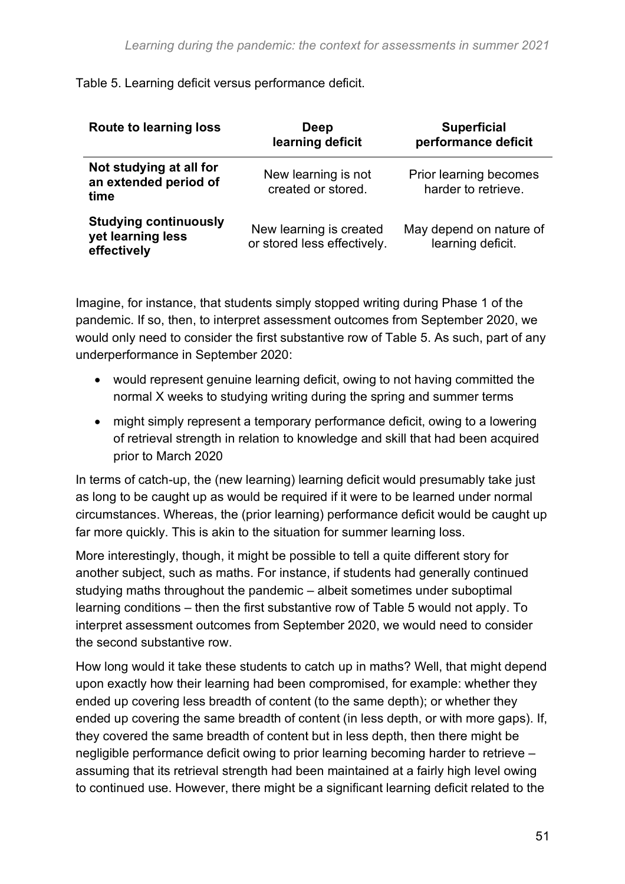Table 5. Learning deficit versus performance deficit.

| Route to learning loss | Deep learning deficit | Superficial performance deficit |
| --- | --- | --- |
| **Not studying at all for an extended period of time** | New learning is not created or stored. | Prior learning becomes harder to retrieve. |
| **Studying continuously yet learning less effectively** | New learning is created or stored less effectively. | May depend on nature of learning deficit. |

Imagine, for instance, that students simply stopped writing during Phase 1 of the pandemic. If so, then, to interpret assessment outcomes from September 2020, we would only need to consider the first substantive row of Table 5. As such, part of any underperformance in September 2020:

- would represent genuine learning deficit, owing to not having committed the normal X weeks to studying writing during the spring and summer terms
- might simply represent a temporary performance deficit, owing to a lowering of retrieval strength in relation to knowledge and skill that had been acquired prior to March 2020

In terms of catch-up, the (new learning) learning deficit would presumably take just as long to be caught up as would be required if it were to be learned under normal circumstances. Whereas, the (prior learning) performance deficit would be caught up far more quickly. This is akin to the situation for summer learning loss.

More interestingly, though, it might be possible to tell a quite different story for another subject, such as maths. For instance, if students had generally continued studying maths throughout the pandemic – albeit sometimes under suboptimal learning conditions – then the first substantive row of Table 5 would not apply. To interpret assessment outcomes from September 2020, we would need to consider the second substantive row.

How long would it take these students to catch up in maths? Well, that might depend upon exactly how their learning had been compromised, for example: whether they ended up covering less breadth of content (to the same depth); or whether they ended up covering the same breadth of content (in less depth, or with more gaps). If, they covered the same breadth of content but in less depth, then there might be negligible performance deficit owing to prior learning becoming harder to retrieve – assuming that its retrieval strength had been maintained at a fairly high level owing to continued use. However, there might be a significant learning deficit related to the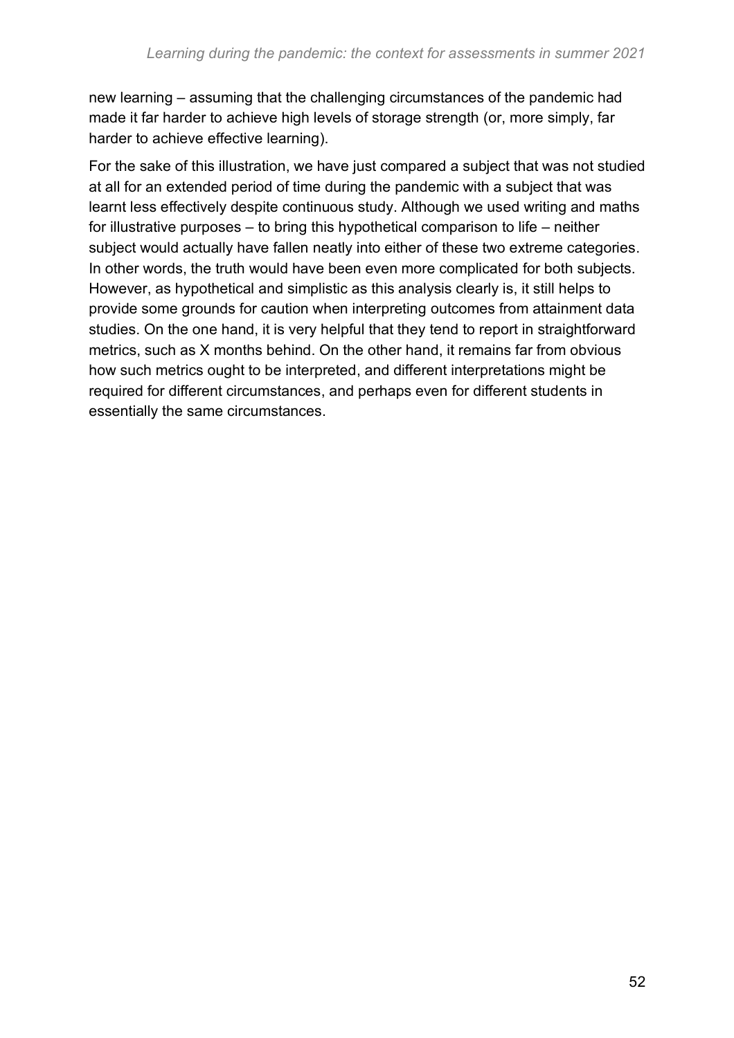new learning – assuming that the challenging circumstances of the pandemic had made it far harder to achieve high levels of storage strength (or, more simply, far harder to achieve effective learning).

For the sake of this illustration, we have just compared a subject that was not studied at all for an extended period of time during the pandemic with a subject that was learnt less effectively despite continuous study. Although we used writing and maths for illustrative purposes – to bring this hypothetical comparison to life – neither subject would actually have fallen neatly into either of these two extreme categories. In other words, the truth would have been even more complicated for both subjects. However, as hypothetical and simplistic as this analysis clearly is, it still helps to provide some grounds for caution when interpreting outcomes from attainment data studies. On the one hand, it is very helpful that they tend to report in straightforward metrics, such as X months behind. On the other hand, it remains far from obvious how such metrics ought to be interpreted, and different interpretations might be required for different circumstances, and perhaps even for different students in essentially the same circumstances.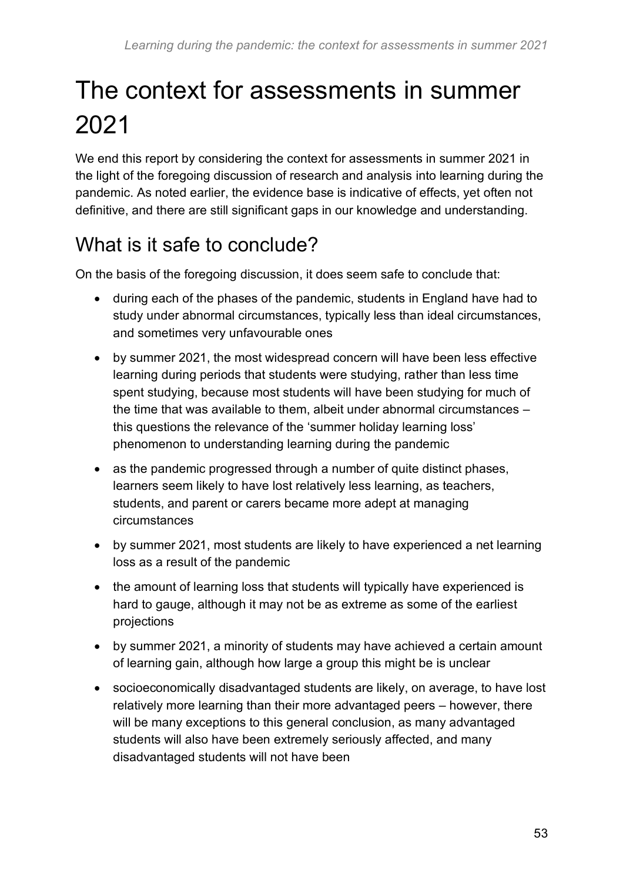# The context for assessments in summer 2021

We end this report by considering the context for assessments in summer 2021 in the light of the foregoing discussion of research and analysis into learning during the pandemic. As noted earlier, the evidence base is indicative of effects, yet often not definitive, and there are still significant gaps in our knowledge and understanding.

## What is it safe to conclude?

On the basis of the foregoing discussion, it does seem safe to conclude that:

- during each of the phases of the pandemic, students in England have had to study under abnormal circumstances, typically less than ideal circumstances, and sometimes very unfavourable ones
- by summer 2021, the most widespread concern will have been less effective learning during periods that students were studying, rather than less time spent studying, because most students will have been studying for much of the time that was available to them, albeit under abnormal circumstances – this questions the relevance of the 'summer holiday learning loss' phenomenon to understanding learning during the pandemic
- as the pandemic progressed through a number of quite distinct phases, learners seem likely to have lost relatively less learning, as teachers, students, and parent or carers became more adept at managing circumstances
- by summer 2021, most students are likely to have experienced a net learning loss as a result of the pandemic
- the amount of learning loss that students will typically have experienced is hard to gauge, although it may not be as extreme as some of the earliest projections
- by summer 2021, a minority of students may have achieved a certain amount of learning gain, although how large a group this might be is unclear
- socioeconomically disadvantaged students are likely, on average, to have lost relatively more learning than their more advantaged peers – however, there will be many exceptions to this general conclusion, as many advantaged students will also have been extremely seriously affected, and many disadvantaged students will not have been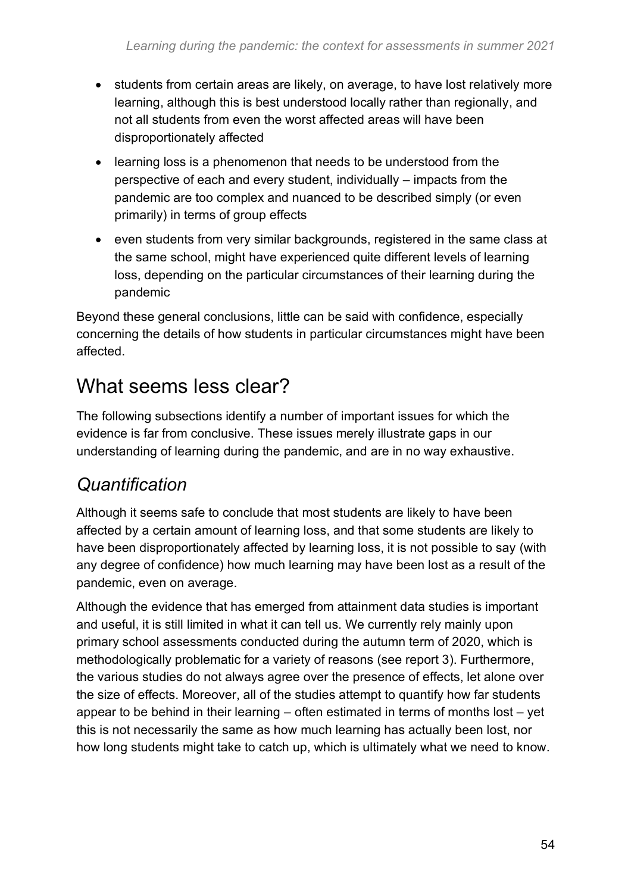- students from certain areas are likely, on average, to have lost relatively more learning, although this is best understood locally rather than regionally, and not all students from even the worst affected areas will have been disproportionately affected
- learning loss is a phenomenon that needs to be understood from the perspective of each and every student, individually – impacts from the pandemic are too complex and nuanced to be described simply (or even primarily) in terms of group effects
- even students from very similar backgrounds, registered in the same class at the same school, might have experienced quite different levels of learning loss, depending on the particular circumstances of their learning during the pandemic

Beyond these general conclusions, little can be said with confidence, especially concerning the details of how students in particular circumstances might have been affected.

## What seems less clear?

The following subsections identify a number of important issues for which the evidence is far from conclusive. These issues merely illustrate gaps in our understanding of learning during the pandemic, and are in no way exhaustive.

### *Quantification*

Although it seems safe to conclude that most students are likely to have been affected by a certain amount of learning loss, and that some students are likely to have been disproportionately affected by learning loss, it is not possible to say (with any degree of confidence) how much learning may have been lost as a result of the pandemic, even on average.

Although the evidence that has emerged from attainment data studies is important and useful, it is still limited in what it can tell us. We currently rely mainly upon primary school assessments conducted during the autumn term of 2020, which is methodologically problematic for a variety of reasons (see report 3). Furthermore, the various studies do not always agree over the presence of effects, let alone over the size of effects. Moreover, all of the studies attempt to quantify how far students appear to be behind in their learning – often estimated in terms of months lost – yet this is not necessarily the same as how much learning has actually been lost, nor how long students might take to catch up, which is ultimately what we need to know.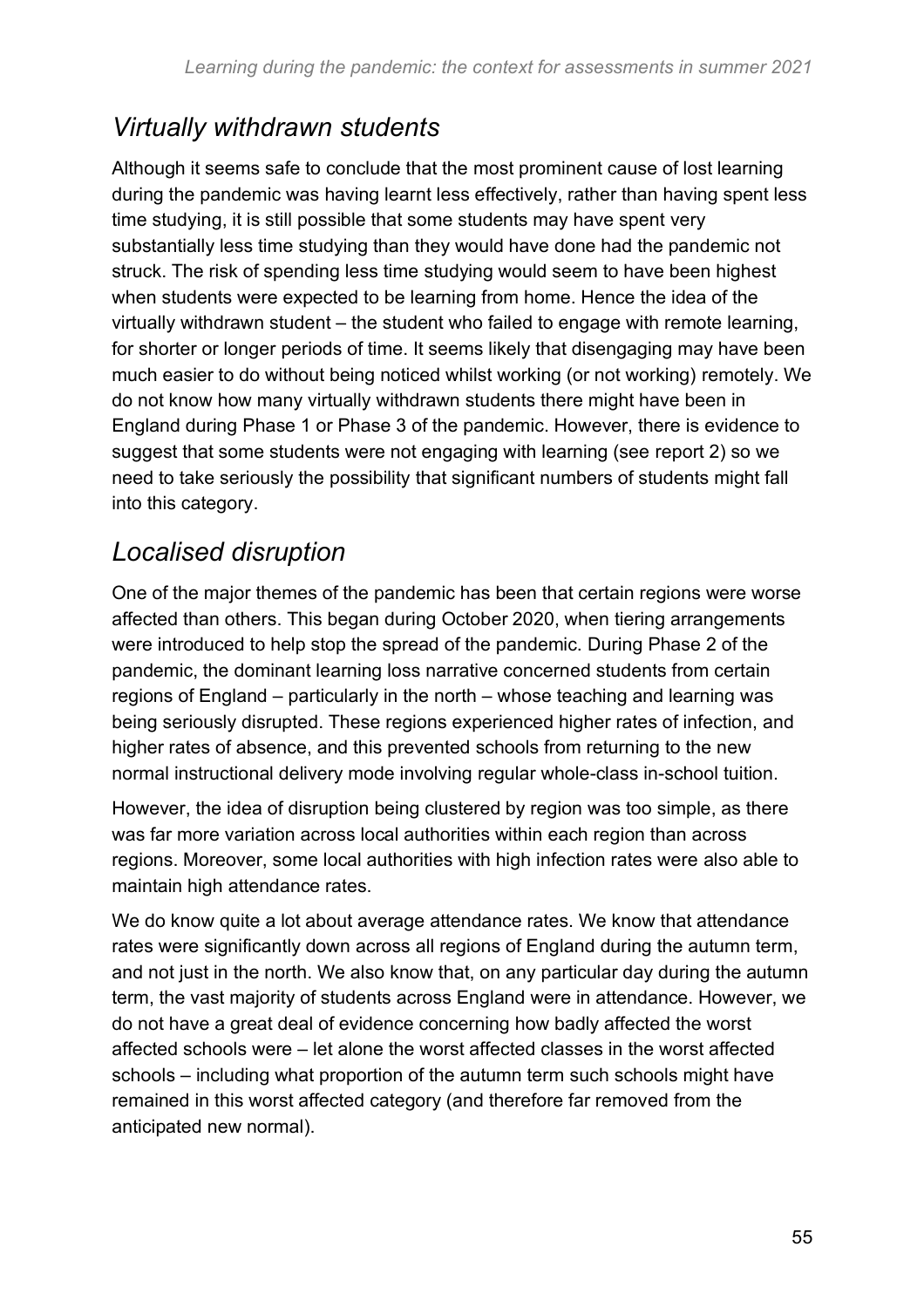## *Virtually withdrawn students*

Although it seems safe to conclude that the most prominent cause of lost learning during the pandemic was having learnt less effectively, rather than having spent less time studying, it is still possible that some students may have spent very substantially less time studying than they would have done had the pandemic not struck. The risk of spending less time studying would seem to have been highest when students were expected to be learning from home. Hence the idea of the virtually withdrawn student – the student who failed to engage with remote learning, for shorter or longer periods of time. It seems likely that disengaging may have been much easier to do without being noticed whilst working (or not working) remotely. We do not know how many virtually withdrawn students there might have been in England during Phase 1 or Phase 3 of the pandemic. However, there is evidence to suggest that some students were not engaging with learning (see report 2) so we need to take seriously the possibility that significant numbers of students might fall into this category.

## *Localised disruption*

One of the major themes of the pandemic has been that certain regions were worse affected than others. This began during October 2020, when tiering arrangements were introduced to help stop the spread of the pandemic. During Phase 2 of the pandemic, the dominant learning loss narrative concerned students from certain regions of England – particularly in the north – whose teaching and learning was being seriously disrupted. These regions experienced higher rates of infection, and higher rates of absence, and this prevented schools from returning to the new normal instructional delivery mode involving regular whole-class in-school tuition.

However, the idea of disruption being clustered by region was too simple, as there was far more variation across local authorities within each region than across regions. Moreover, some local authorities with high infection rates were also able to maintain high attendance rates.

We do know quite a lot about average attendance rates. We know that attendance rates were significantly down across all regions of England during the autumn term, and not just in the north. We also know that, on any particular day during the autumn term, the vast majority of students across England were in attendance. However, we do not have a great deal of evidence concerning how badly affected the worst affected schools were – let alone the worst affected classes in the worst affected schools – including what proportion of the autumn term such schools might have remained in this worst affected category (and therefore far removed from the anticipated new normal).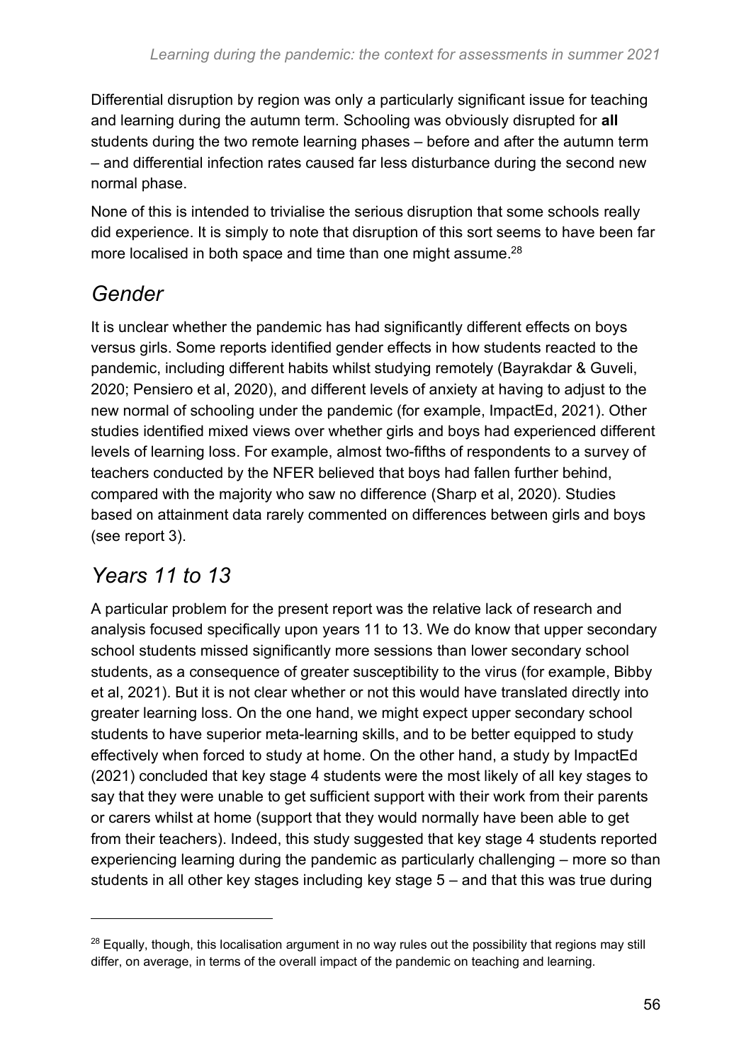Differential disruption by region was only a particularly significant issue for teaching and learning during the autumn term. Schooling was obviously disrupted for **all** students during the two remote learning phases – before and after the autumn term – and differential infection rates caused far less disturbance during the second new normal phase.

None of this is intended to trivialise the serious disruption that some schools really did experience. It is simply to note that disruption of this sort seems to have been far more localised in both space and time than one might assume.[28]

## *Gender*

It is unclear whether the pandemic has had significantly different effects on boys versus girls. Some reports identified gender effects in how students reacted to the pandemic, including different habits whilst studying remotely (Bayrakdar & Guveli, 2020; Pensiero et al, 2020), and different levels of anxiety at having to adjust to the new normal of schooling under the pandemic (for example, ImpactEd, 2021). Other studies identified mixed views over whether girls and boys had experienced different levels of learning loss. For example, almost two-fifths of respondents to a survey of teachers conducted by the NFER believed that boys had fallen further behind, compared with the majority who saw no difference (Sharp et al, 2020). Studies based on attainment data rarely commented on differences between girls and boys (see report 3).

## *Years 11 to 13*

A particular problem for the present report was the relative lack of research and analysis focused specifically upon years 11 to 13. We do know that upper secondary school students missed significantly more sessions than lower secondary school students, as a consequence of greater susceptibility to the virus (for example, Bibby et al, 2021). But it is not clear whether or not this would have translated directly into greater learning loss. On the one hand, we might expect upper secondary school students to have superior meta-learning skills, and to be better equipped to study effectively when forced to study at home. On the other hand, a study by ImpactEd (2021) concluded that key stage 4 students were the most likely of all key stages to say that they were unable to get sufficient support with their work from their parents or carers whilst at home (support that they would normally have been able to get from their teachers). Indeed, this study suggested that key stage 4 students reported experiencing learning during the pandemic as particularly challenging – more so than students in all other key stages including key stage 5 – and that this was true during

---

[28] Equally, though, this localisation argument in no way rules out the possibility that regions may still differ, on average, in terms of the overall impact of the pandemic on teaching and learning.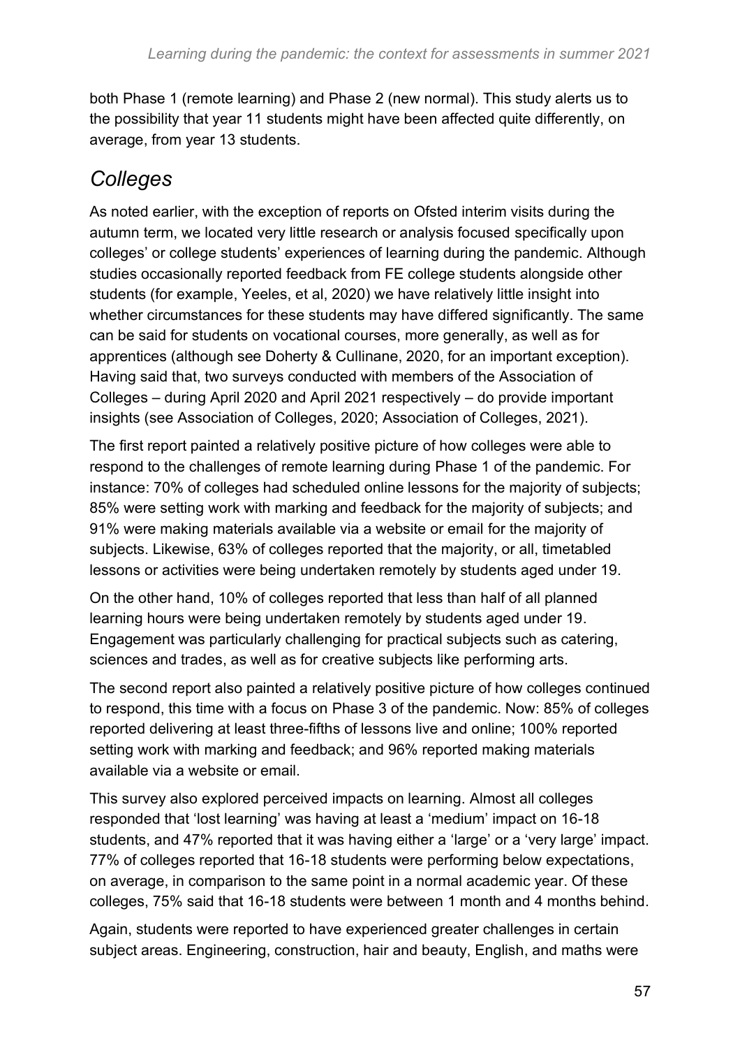both Phase 1 (remote learning) and Phase 2 (new normal). This study alerts us to the possibility that year 11 students might have been affected quite differently, on average, from year 13 students.

## *Colleges*

As noted earlier, with the exception of reports on Ofsted interim visits during the autumn term, we located very little research or analysis focused specifically upon colleges' or college students' experiences of learning during the pandemic. Although studies occasionally reported feedback from FE college students alongside other students (for example, Yeeles, et al, 2020) we have relatively little insight into whether circumstances for these students may have differed significantly. The same can be said for students on vocational courses, more generally, as well as for apprentices (although see Doherty & Cullinane, 2020, for an important exception). Having said that, two surveys conducted with members of the Association of Colleges – during April 2020 and April 2021 respectively – do provide important insights (see Association of Colleges, 2020; Association of Colleges, 2021).

The first report painted a relatively positive picture of how colleges were able to respond to the challenges of remote learning during Phase 1 of the pandemic. For instance: 70% of colleges had scheduled online lessons for the majority of subjects; 85% were setting work with marking and feedback for the majority of subjects; and 91% were making materials available via a website or email for the majority of subjects. Likewise, 63% of colleges reported that the majority, or all, timetabled lessons or activities were being undertaken remotely by students aged under 19.

On the other hand, 10% of colleges reported that less than half of all planned learning hours were being undertaken remotely by students aged under 19. Engagement was particularly challenging for practical subjects such as catering, sciences and trades, as well as for creative subjects like performing arts.

The second report also painted a relatively positive picture of how colleges continued to respond, this time with a focus on Phase 3 of the pandemic. Now: 85% of colleges reported delivering at least three-fifths of lessons live and online; 100% reported setting work with marking and feedback; and 96% reported making materials available via a website or email.

This survey also explored perceived impacts on learning. Almost all colleges responded that 'lost learning' was having at least a 'medium' impact on 16-18 students, and 47% reported that it was having either a 'large' or a 'very large' impact. 77% of colleges reported that 16-18 students were performing below expectations, on average, in comparison to the same point in a normal academic year. Of these colleges, 75% said that 16-18 students were between 1 month and 4 months behind.

Again, students were reported to have experienced greater challenges in certain subject areas. Engineering, construction, hair and beauty, English, and maths were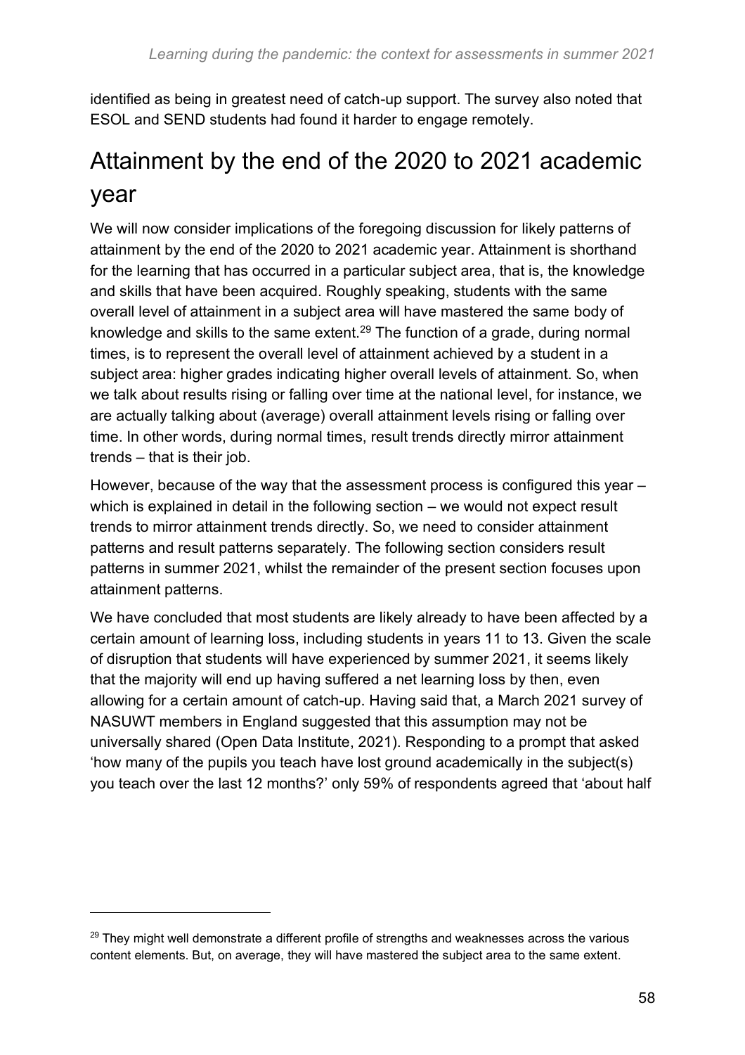identified as being in greatest need of catch-up support. The survey also noted that ESOL and SEND students had found it harder to engage remotely.

## Attainment by the end of the 2020 to 2021 academic year

We will now consider implications of the foregoing discussion for likely patterns of attainment by the end of the 2020 to 2021 academic year. Attainment is shorthand for the learning that has occurred in a particular subject area, that is, the knowledge and skills that have been acquired. Roughly speaking, students with the same overall level of attainment in a subject area will have mastered the same body of knowledge and skills to the same extent.[29] The function of a grade, during normal times, is to represent the overall level of attainment achieved by a student in a subject area: higher grades indicating higher overall levels of attainment. So, when we talk about results rising or falling over time at the national level, for instance, we are actually talking about (average) overall attainment levels rising or falling over time. In other words, during normal times, result trends directly mirror attainment trends – that is their job.

However, because of the way that the assessment process is configured this year – which is explained in detail in the following section – we would not expect result trends to mirror attainment trends directly. So, we need to consider attainment patterns and result patterns separately. The following section considers result patterns in summer 2021, whilst the remainder of the present section focuses upon attainment patterns.

We have concluded that most students are likely already to have been affected by a certain amount of learning loss, including students in years 11 to 13. Given the scale of disruption that students will have experienced by summer 2021, it seems likely that the majority will end up having suffered a net learning loss by then, even allowing for a certain amount of catch-up. Having said that, a March 2021 survey of NASUWT members in England suggested that this assumption may not be universally shared (Open Data Institute, 2021). Responding to a prompt that asked 'how many of the pupils you teach have lost ground academically in the subject(s) you teach over the last 12 months?' only 59% of respondents agreed that 'about half

---

[29] They might well demonstrate a different profile of strengths and weaknesses across the various content elements. But, on average, they will have mastered the subject area to the same extent.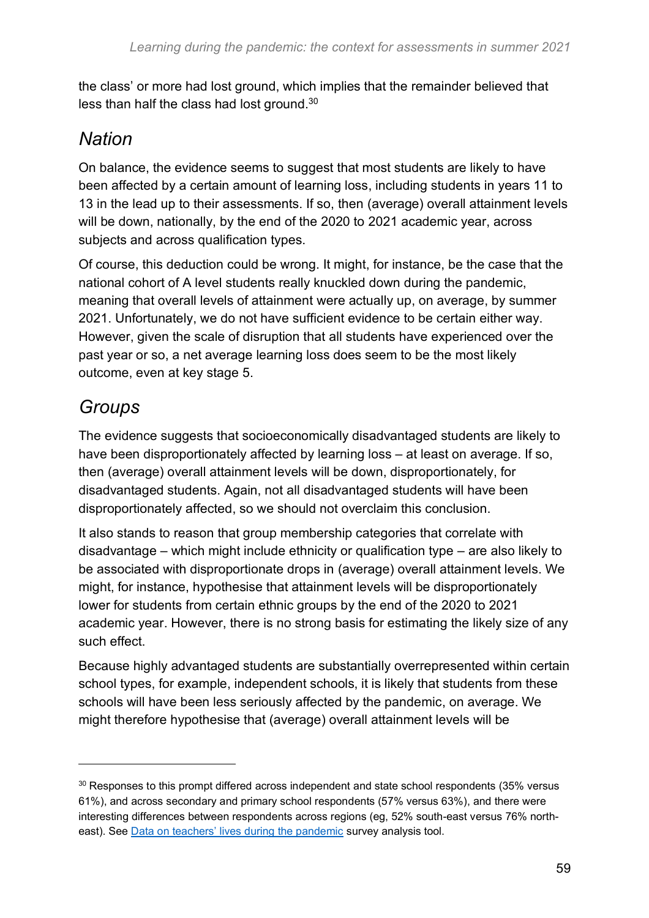the class' or more had lost ground, which implies that the remainder believed that less than half the class had lost ground.[30]

## *Nation*

On balance, the evidence seems to suggest that most students are likely to have been affected by a certain amount of learning loss, including students in years 11 to 13 in the lead up to their assessments. If so, then (average) overall attainment levels will be down, nationally, by the end of the 2020 to 2021 academic year, across subjects and across qualification types.

Of course, this deduction could be wrong. It might, for instance, be the case that the national cohort of A level students really knuckled down during the pandemic, meaning that overall levels of attainment were actually up, on average, by summer 2021. Unfortunately, we do not have sufficient evidence to be certain either way. However, given the scale of disruption that all students have experienced over the past year or so, a net average learning loss does seem to be the most likely outcome, even at key stage 5.

## *Groups*

The evidence suggests that socioeconomically disadvantaged students are likely to have been disproportionately affected by learning loss – at least on average. If so, then (average) overall attainment levels will be down, disproportionately, for disadvantaged students. Again, not all disadvantaged students will have been disproportionately affected, so we should not overclaim this conclusion.

It also stands to reason that group membership categories that correlate with disadvantage – which might include ethnicity or qualification type – are also likely to be associated with disproportionate drops in (average) overall attainment levels. We might, for instance, hypothesise that attainment levels will be disproportionately lower for students from certain ethnic groups by the end of the 2020 to 2021 academic year. However, there is no strong basis for estimating the likely size of any such effect.

Because highly advantaged students are substantially overrepresented within certain school types, for example, independent schools, it is likely that students from these schools will have been less seriously affected by the pandemic, on average. We might therefore hypothesise that (average) overall attainment levels will be

---

[30] Responses to this prompt differed across independent and state school respondents (35% versus 61%), and across secondary and primary school respondents (57% versus 63%), and there were interesting differences between respondents across regions (eg, 52% south-east versus 76% north-east). See [Data on teachers' lives during the pandemic]() survey analysis tool.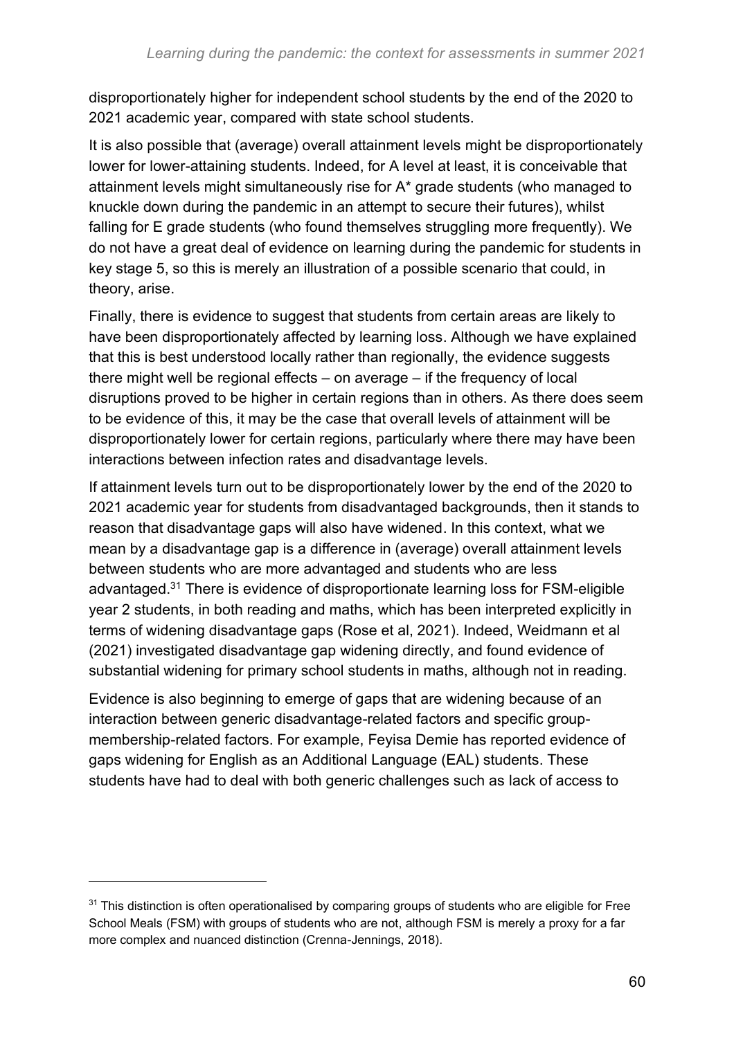disproportionately higher for independent school students by the end of the 2020 to 2021 academic year, compared with state school students.

It is also possible that (average) overall attainment levels might be disproportionately lower for lower-attaining students. Indeed, for A level at least, it is conceivable that attainment levels might simultaneously rise for A* grade students (who managed to knuckle down during the pandemic in an attempt to secure their futures), whilst falling for E grade students (who found themselves struggling more frequently). We do not have a great deal of evidence on learning during the pandemic for students in key stage 5, so this is merely an illustration of a possible scenario that could, in theory, arise.

Finally, there is evidence to suggest that students from certain areas are likely to have been disproportionately affected by learning loss. Although we have explained that this is best understood locally rather than regionally, the evidence suggests there might well be regional effects – on average – if the frequency of local disruptions proved to be higher in certain regions than in others. As there does seem to be evidence of this, it may be the case that overall levels of attainment will be disproportionately lower for certain regions, particularly where there may have been interactions between infection rates and disadvantage levels.

If attainment levels turn out to be disproportionately lower by the end of the 2020 to 2021 academic year for students from disadvantaged backgrounds, then it stands to reason that disadvantage gaps will also have widened. In this context, what we mean by a disadvantage gap is a difference in (average) overall attainment levels between students who are more advantaged and students who are less advantaged.[31] There is evidence of disproportionate learning loss for FSM-eligible year 2 students, in both reading and maths, which has been interpreted explicitly in terms of widening disadvantage gaps (Rose et al, 2021). Indeed, Weidmann et al (2021) investigated disadvantage gap widening directly, and found evidence of substantial widening for primary school students in maths, although not in reading.

Evidence is also beginning to emerge of gaps that are widening because of an interaction between generic disadvantage-related factors and specific group-membership-related factors. For example, Feyisa Demie has reported evidence of gaps widening for English as an Additional Language (EAL) students. These students have had to deal with both generic challenges such as lack of access to

---

[31] This distinction is often operationalised by comparing groups of students who are eligible for Free School Meals (FSM) with groups of students who are not, although FSM is merely a proxy for a far more complex and nuanced distinction (Crenna-Jennings, 2018).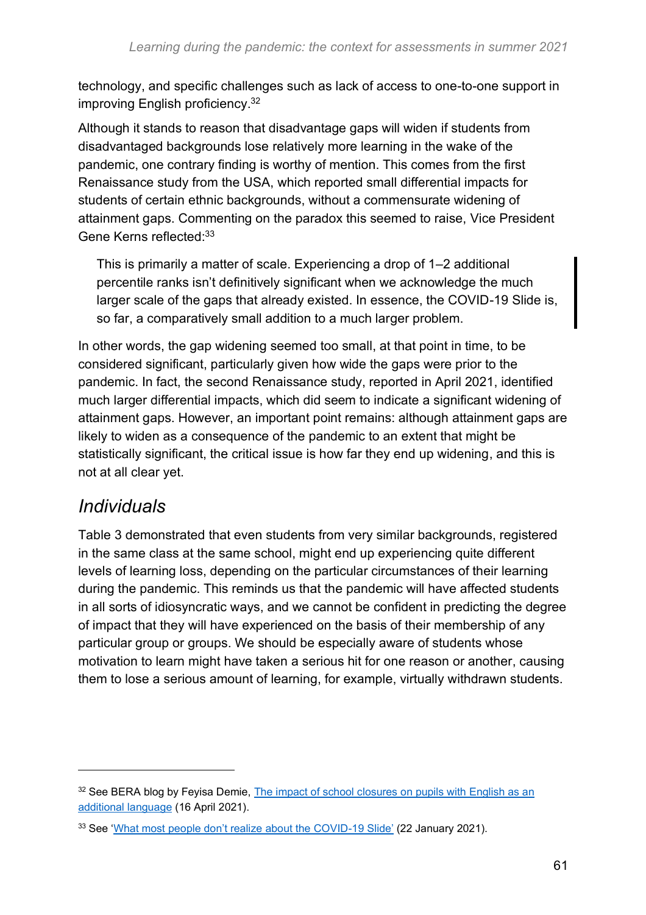technology, and specific challenges such as lack of access to one-to-one support in improving English proficiency.[32]

Although it stands to reason that disadvantage gaps will widen if students from disadvantaged backgrounds lose relatively more learning in the wake of the pandemic, one contrary finding is worthy of mention. This comes from the first Renaissance study from the USA, which reported small differential impacts for students of certain ethnic backgrounds, without a commensurate widening of attainment gaps. Commenting on the paradox this seemed to raise, Vice President Gene Kerns reflected:[33]

> This is primarily a matter of scale. Experiencing a drop of 1–2 additional percentile ranks isn't definitively significant when we acknowledge the much larger scale of the gaps that already existed. In essence, the COVID-19 Slide is, so far, a comparatively small addition to a much larger problem.

In other words, the gap widening seemed too small, at that point in time, to be considered significant, particularly given how wide the gaps were prior to the pandemic. In fact, the second Renaissance study, reported in April 2021, identified much larger differential impacts, which did seem to indicate a significant widening of attainment gaps. However, an important point remains: although attainment gaps are likely to widen as a consequence of the pandemic to an extent that might be statistically significant, the critical issue is how far they end up widening, and this is not at all clear yet.

## *Individuals*

Table 3 demonstrated that even students from very similar backgrounds, registered in the same class at the same school, might end up experiencing quite different levels of learning loss, depending on the particular circumstances of their learning during the pandemic. This reminds us that the pandemic will have affected students in all sorts of idiosyncratic ways, and we cannot be confident in predicting the degree of impact that they will have experienced on the basis of their membership of any particular group or groups. We should be especially aware of students whose motivation to learn might have taken a serious hit for one reason or another, causing them to lose a serious amount of learning, for example, virtually withdrawn students.

---

[32] See BERA blog by Feyisa Demie, [The impact of school closures on pupils with English as an additional language]() (16 April 2021).

[33] See ['What most people don't realize about the COVID-19 Slide']() (22 January 2021).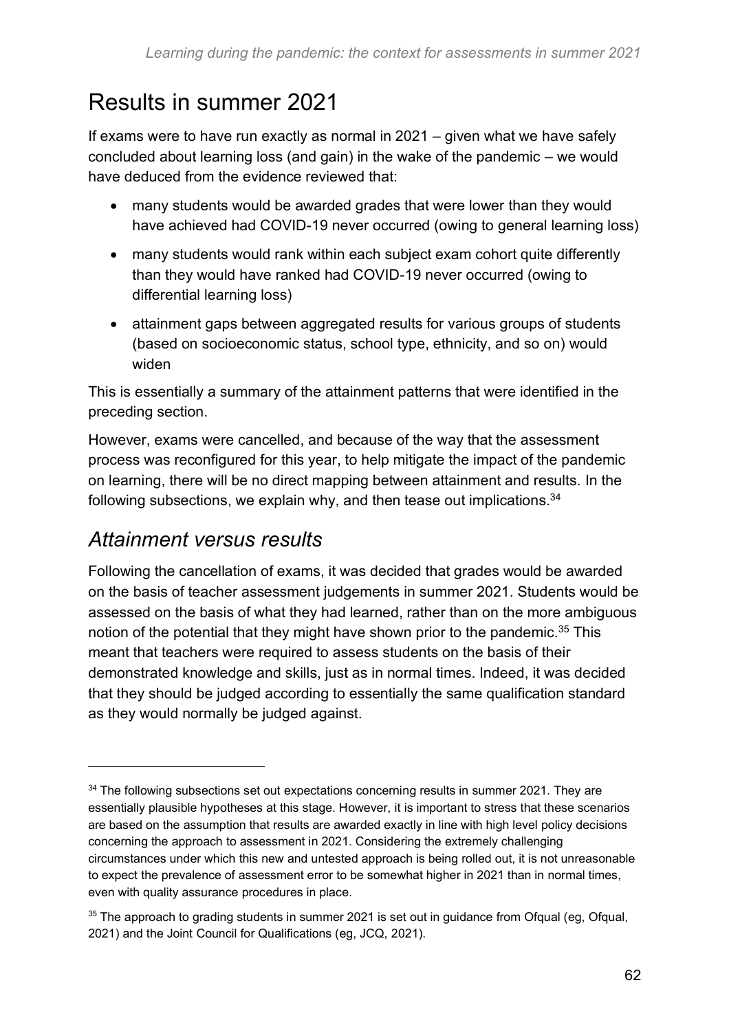## Results in summer 2021

If exams were to have run exactly as normal in 2021 – given what we have safely concluded about learning loss (and gain) in the wake of the pandemic – we would have deduced from the evidence reviewed that:

- many students would be awarded grades that were lower than they would have achieved had COVID-19 never occurred (owing to general learning loss)
- many students would rank within each subject exam cohort quite differently than they would have ranked had COVID-19 never occurred (owing to differential learning loss)
- attainment gaps between aggregated results for various groups of students (based on socioeconomic status, school type, ethnicity, and so on) would widen

This is essentially a summary of the attainment patterns that were identified in the preceding section.

However, exams were cancelled, and because of the way that the assessment process was reconfigured for this year, to help mitigate the impact of the pandemic on learning, there will be no direct mapping between attainment and results. In the following subsections, we explain why, and then tease out implications.[34]

### *Attainment versus results*

Following the cancellation of exams, it was decided that grades would be awarded on the basis of teacher assessment judgements in summer 2021. Students would be assessed on the basis of what they had learned, rather than on the more ambiguous notion of the potential that they might have shown prior to the pandemic.[35] This meant that teachers were required to assess students on the basis of their demonstrated knowledge and skills, just as in normal times. Indeed, it was decided that they should be judged according to essentially the same qualification standard as they would normally be judged against.

---

[34] The following subsections set out expectations concerning results in summer 2021. They are essentially plausible hypotheses at this stage. However, it is important to stress that these scenarios are based on the assumption that results are awarded exactly in line with high level policy decisions concerning the approach to assessment in 2021. Considering the extremely challenging circumstances under which this new and untested approach is being rolled out, it is not unreasonable to expect the prevalence of assessment error to be somewhat higher in 2021 than in normal times, even with quality assurance procedures in place.

[35] The approach to grading students in summer 2021 is set out in guidance from Ofqual (eg, Ofqual, 2021) and the Joint Council for Qualifications (eg, JCQ, 2021).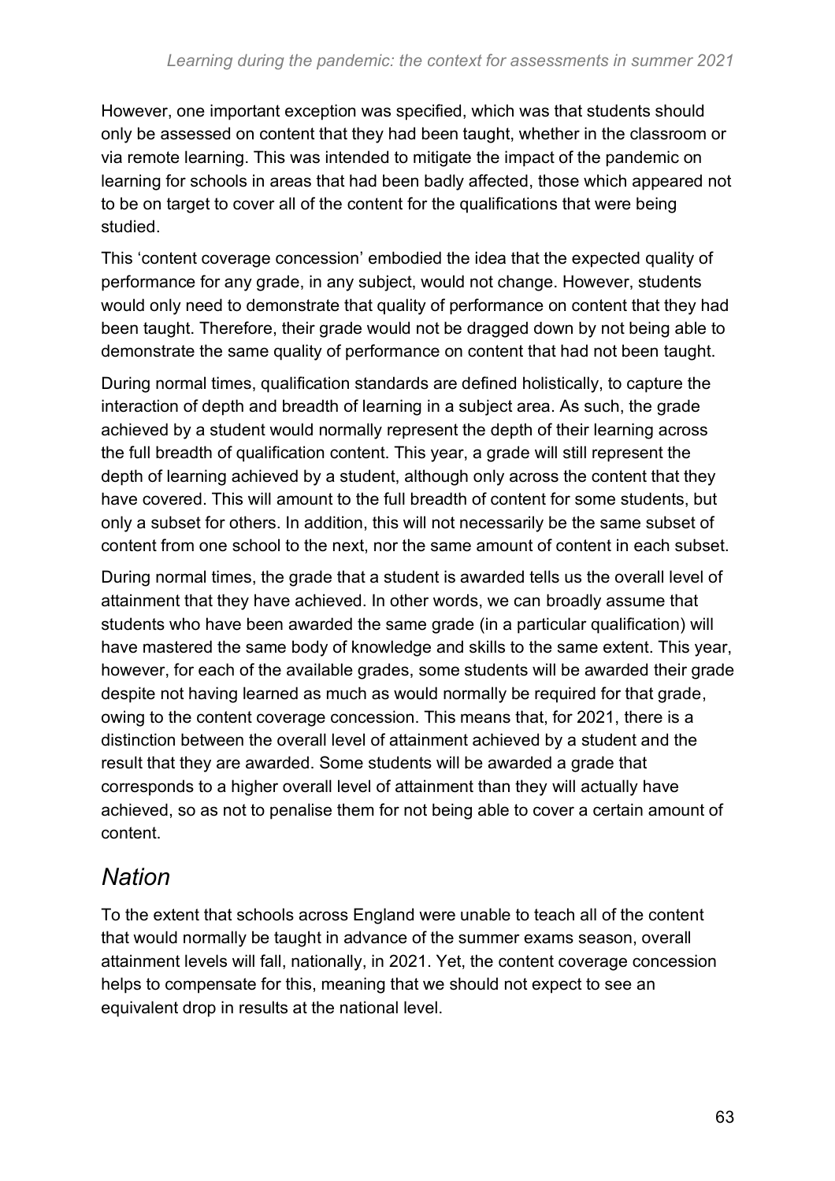However, one important exception was specified, which was that students should only be assessed on content that they had been taught, whether in the classroom or via remote learning. This was intended to mitigate the impact of the pandemic on learning for schools in areas that had been badly affected, those which appeared not to be on target to cover all of the content for the qualifications that were being studied.

This 'content coverage concession' embodied the idea that the expected quality of performance for any grade, in any subject, would not change. However, students would only need to demonstrate that quality of performance on content that they had been taught. Therefore, their grade would not be dragged down by not being able to demonstrate the same quality of performance on content that had not been taught.

During normal times, qualification standards are defined holistically, to capture the interaction of depth and breadth of learning in a subject area. As such, the grade achieved by a student would normally represent the depth of their learning across the full breadth of qualification content. This year, a grade will still represent the depth of learning achieved by a student, although only across the content that they have covered. This will amount to the full breadth of content for some students, but only a subset for others. In addition, this will not necessarily be the same subset of content from one school to the next, nor the same amount of content in each subset.

During normal times, the grade that a student is awarded tells us the overall level of attainment that they have achieved. In other words, we can broadly assume that students who have been awarded the same grade (in a particular qualification) will have mastered the same body of knowledge and skills to the same extent. This year, however, for each of the available grades, some students will be awarded their grade despite not having learned as much as would normally be required for that grade, owing to the content coverage concession. This means that, for 2021, there is a distinction between the overall level of attainment achieved by a student and the result that they are awarded. Some students will be awarded a grade that corresponds to a higher overall level of attainment than they will actually have achieved, so as not to penalise them for not being able to cover a certain amount of content.

## *Nation*

To the extent that schools across England were unable to teach all of the content that would normally be taught in advance of the summer exams season, overall attainment levels will fall, nationally, in 2021. Yet, the content coverage concession helps to compensate for this, meaning that we should not expect to see an equivalent drop in results at the national level.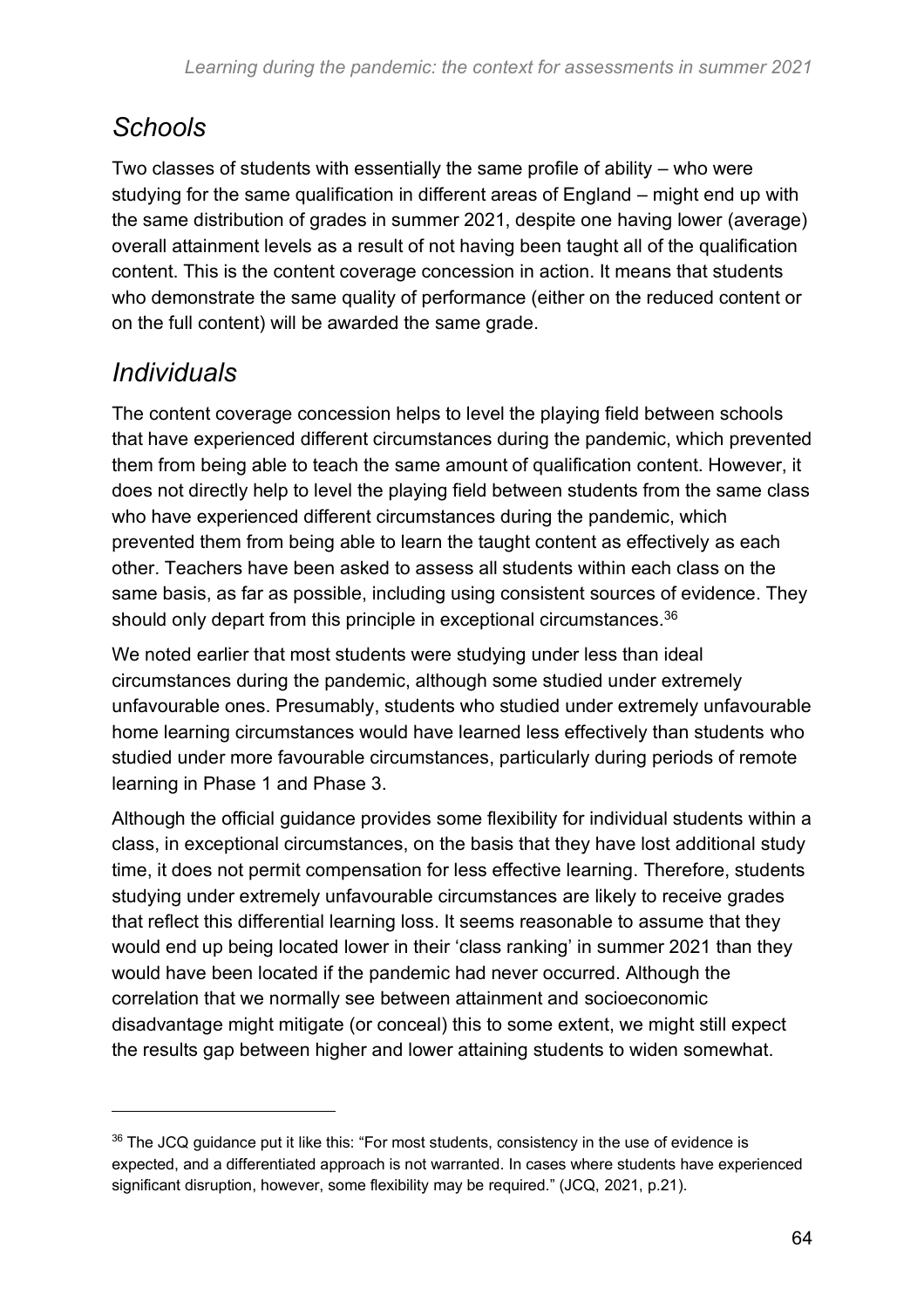## *Schools*

Two classes of students with essentially the same profile of ability – who were studying for the same qualification in different areas of England – might end up with the same distribution of grades in summer 2021, despite one having lower (average) overall attainment levels as a result of not having been taught all of the qualification content. This is the content coverage concession in action. It means that students who demonstrate the same quality of performance (either on the reduced content or on the full content) will be awarded the same grade.

## *Individuals*

The content coverage concession helps to level the playing field between schools that have experienced different circumstances during the pandemic, which prevented them from being able to teach the same amount of qualification content. However, it does not directly help to level the playing field between students from the same class who have experienced different circumstances during the pandemic, which prevented them from being able to learn the taught content as effectively as each other. Teachers have been asked to assess all students within each class on the same basis, as far as possible, including using consistent sources of evidence. They should only depart from this principle in exceptional circumstances.[36]

We noted earlier that most students were studying under less than ideal circumstances during the pandemic, although some studied under extremely unfavourable ones. Presumably, students who studied under extremely unfavourable home learning circumstances would have learned less effectively than students who studied under more favourable circumstances, particularly during periods of remote learning in Phase 1 and Phase 3.

Although the official guidance provides some flexibility for individual students within a class, in exceptional circumstances, on the basis that they have lost additional study time, it does not permit compensation for less effective learning. Therefore, students studying under extremely unfavourable circumstances are likely to receive grades that reflect this differential learning loss. It seems reasonable to assume that they would end up being located lower in their 'class ranking' in summer 2021 than they would have been located if the pandemic had never occurred. Although the correlation that we normally see between attainment and socioeconomic disadvantage might mitigate (or conceal) this to some extent, we might still expect the results gap between higher and lower attaining students to widen somewhat.

---

[36] The JCQ guidance put it like this: "For most students, consistency in the use of evidence is expected, and a differentiated approach is not warranted. In cases where students have experienced significant disruption, however, some flexibility may be required." (JCQ, 2021, p.21).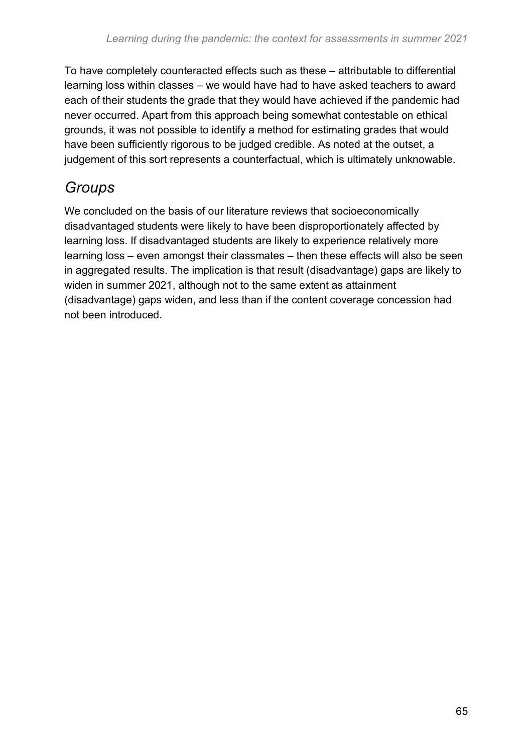To have completely counteracted effects such as these – attributable to differential learning loss within classes – we would have had to have asked teachers to award each of their students the grade that they would have achieved if the pandemic had never occurred. Apart from this approach being somewhat contestable on ethical grounds, it was not possible to identify a method for estimating grades that would have been sufficiently rigorous to be judged credible. As noted at the outset, a judgement of this sort represents a counterfactual, which is ultimately unknowable.

## *Groups*

We concluded on the basis of our literature reviews that socioeconomically disadvantaged students were likely to have been disproportionately affected by learning loss. If disadvantaged students are likely to experience relatively more learning loss – even amongst their classmates – then these effects will also be seen in aggregated results. The implication is that result (disadvantage) gaps are likely to widen in summer 2021, although not to the same extent as attainment (disadvantage) gaps widen, and less than if the content coverage concession had not been introduced.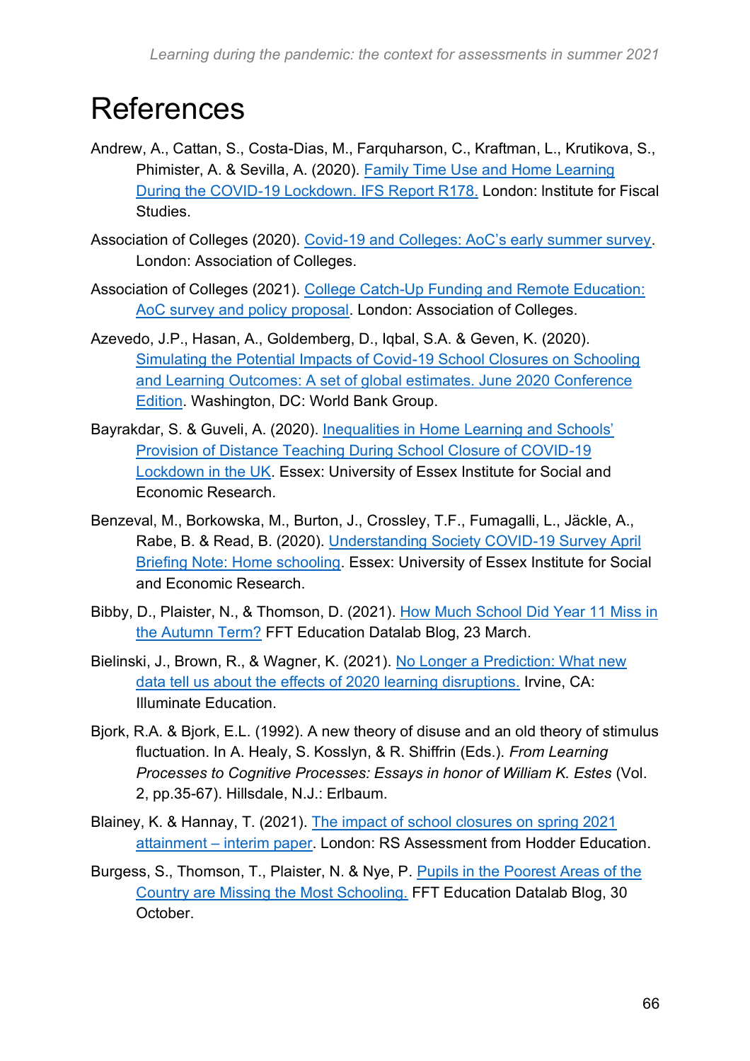# References

Andrew, A., Cattan, S., Costa-Dias, M., Farquharson, C., Kraftman, L., Krutikova, S., Phimister, A. & Sevilla, A. (2020). Family Time Use and Home Learning During the COVID-19 Lockdown. IFS Report R178. London: Institute for Fiscal Studies.

Association of Colleges (2020). Covid-19 and Colleges: AoC's early summer survey. London: Association of Colleges.

Association of Colleges (2021). College Catch-Up Funding and Remote Education: AoC survey and policy proposal. London: Association of Colleges.

Azevedo, J.P., Hasan, A., Goldemberg, D., Iqbal, S.A. & Geven, K. (2020). Simulating the Potential Impacts of Covid-19 School Closures on Schooling and Learning Outcomes: A set of global estimates. June 2020 Conference Edition. Washington, DC: World Bank Group.

Bayrakdar, S. & Guveli, A. (2020). Inequalities in Home Learning and Schools' Provision of Distance Teaching During School Closure of COVID-19 Lockdown in the UK. Essex: University of Essex Institute for Social and Economic Research.

Benzeval, M., Borkowska, M., Burton, J., Crossley, T.F., Fumagalli, L., Jäckle, A., Rabe, B. & Read, B. (2020). Understanding Society COVID-19 Survey April Briefing Note: Home schooling. Essex: University of Essex Institute for Social and Economic Research.

Bibby, D., Plaister, N., & Thomson, D. (2021). How Much School Did Year 11 Miss in the Autumn Term? FFT Education Datalab Blog, 23 March.

Bielinski, J., Brown, R., & Wagner, K. (2021). No Longer a Prediction: What new data tell us about the effects of 2020 learning disruptions. Irvine, CA: Illuminate Education.

Bjork, R.A. & Bjork, E.L. (1992). A new theory of disuse and an old theory of stimulus fluctuation. In A. Healy, S. Kosslyn, & R. Shiffrin (Eds.). *From Learning Processes to Cognitive Processes: Essays in honor of William K. Estes* (Vol. 2, pp.35-67). Hillsdale, N.J.: Erlbaum.

Blainey, K. & Hannay, T. (2021). The impact of school closures on spring 2021 attainment – interim paper. London: RS Assessment from Hodder Education.

Burgess, S., Thomson, T., Plaister, N. & Nye, P. Pupils in the Poorest Areas of the Country are Missing the Most Schooling. FFT Education Datalab Blog, 30 October.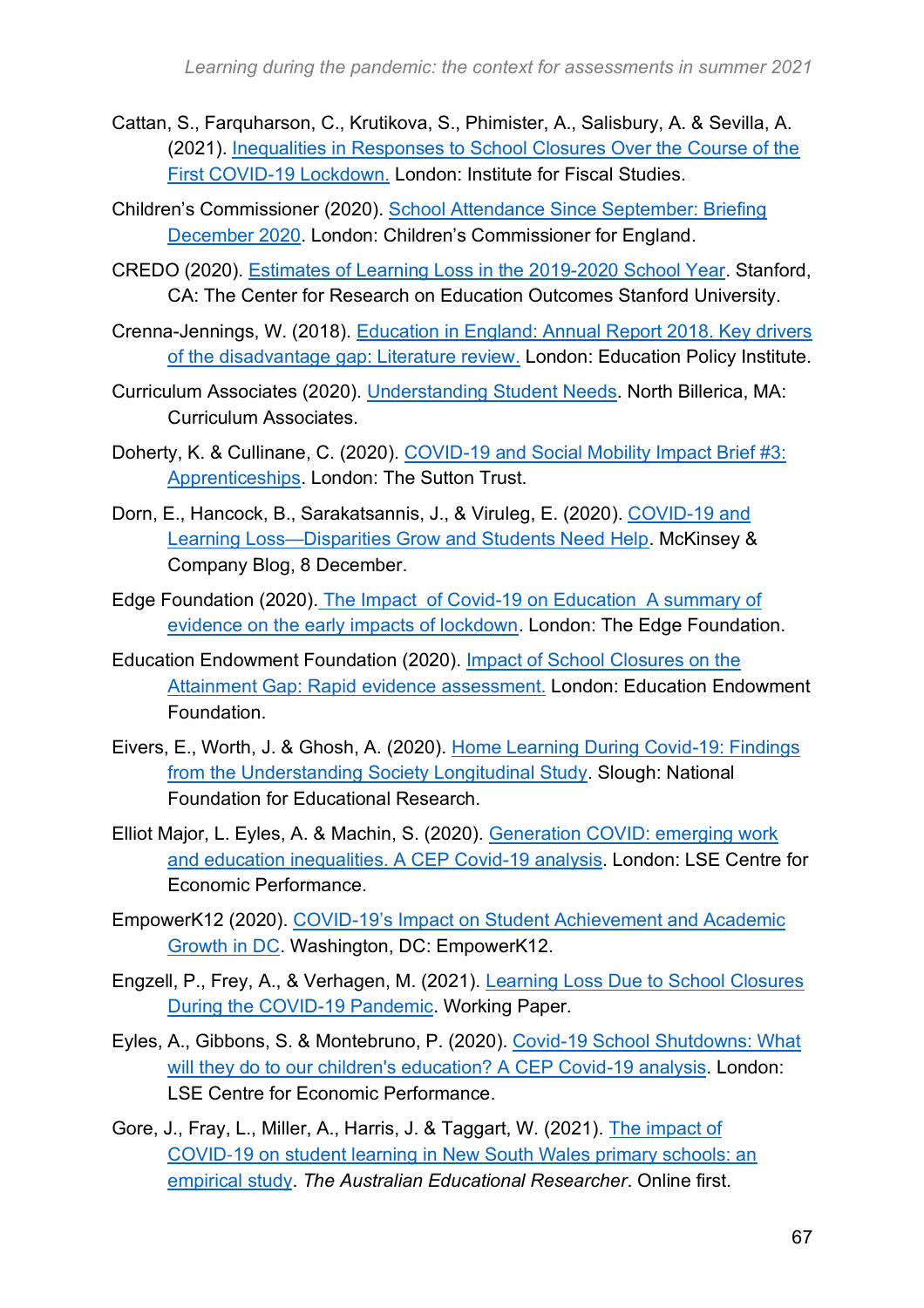Cattan, S., Farquharson, C., Krutikova, S., Phimister, A., Salisbury, A. & Sevilla, A. (2021). Inequalities in Responses to School Closures Over the Course of the First COVID-19 Lockdown. London: Institute for Fiscal Studies.

Children's Commissioner (2020). School Attendance Since September: Briefing December 2020. London: Children's Commissioner for England.

CREDO (2020). Estimates of Learning Loss in the 2019-2020 School Year. Stanford, CA: The Center for Research on Education Outcomes Stanford University.

Crenna-Jennings, W. (2018). Education in England: Annual Report 2018. Key drivers of the disadvantage gap: Literature review. London: Education Policy Institute.

Curriculum Associates (2020). Understanding Student Needs. North Billerica, MA: Curriculum Associates.

Doherty, K. & Cullinane, C. (2020). COVID-19 and Social Mobility Impact Brief #3: Apprenticeships. London: The Sutton Trust.

Dorn, E., Hancock, B., Sarakatsannis, J., & Viruleg, E. (2020). COVID-19 and Learning Loss—Disparities Grow and Students Need Help. McKinsey & Company Blog, 8 December.

Edge Foundation (2020). The Impact of Covid-19 on Education A summary of evidence on the early impacts of lockdown. London: The Edge Foundation.

Education Endowment Foundation (2020). Impact of School Closures on the Attainment Gap: Rapid evidence assessment. London: Education Endowment Foundation.

Eivers, E., Worth, J. & Ghosh, A. (2020). Home Learning During Covid-19: Findings from the Understanding Society Longitudinal Study. Slough: National Foundation for Educational Research.

Elliot Major, L. Eyles, A. & Machin, S. (2020). Generation COVID: emerging work and education inequalities. A CEP Covid-19 analysis. London: LSE Centre for Economic Performance.

EmpowerK12 (2020). COVID-19's Impact on Student Achievement and Academic Growth in DC. Washington, DC: EmpowerK12.

Engzell, P., Frey, A., & Verhagen, M. (2021). Learning Loss Due to School Closures During the COVID-19 Pandemic. Working Paper.

Eyles, A., Gibbons, S. & Montebruno, P. (2020). Covid-19 School Shutdowns: What will they do to our children's education? A CEP Covid-19 analysis. London: LSE Centre for Economic Performance.

Gore, J., Fray, L., Miller, A., Harris, J. & Taggart, W. (2021). The impact of COVID-19 on student learning in New South Wales primary schools: an empirical study. *The Australian Educational Researcher*. Online first.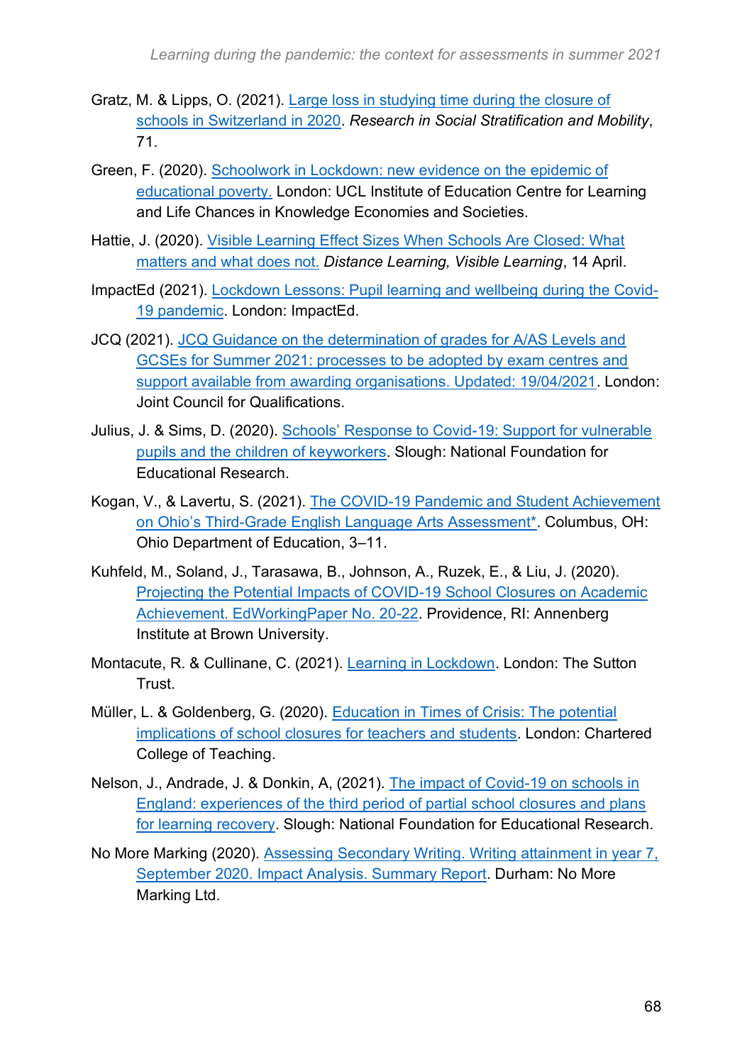Gratz, M. & Lipps, O. (2021). Large loss in studying time during the closure of schools in Switzerland in 2020. *Research in Social Stratification and Mobility*, 71.

Green, F. (2020). Schoolwork in Lockdown: new evidence on the epidemic of educational poverty. London: UCL Institute of Education Centre for Learning and Life Chances in Knowledge Economies and Societies.

Hattie, J. (2020). Visible Learning Effect Sizes When Schools Are Closed: What matters and what does not. *Distance Learning, Visible Learning*, 14 April.

ImpactEd (2021). Lockdown Lessons: Pupil learning and wellbeing during the Covid-19 pandemic. London: ImpactEd.

JCQ (2021). JCQ Guidance on the determination of grades for A/AS Levels and GCSEs for Summer 2021: processes to be adopted by exam centres and support available from awarding organisations. Updated: 19/04/2021. London: Joint Council for Qualifications.

Julius, J. & Sims, D. (2020). Schools' Response to Covid-19: Support for vulnerable pupils and the children of keyworkers. Slough: National Foundation for Educational Research.

Kogan, V., & Lavertu, S. (2021). The COVID-19 Pandemic and Student Achievement on Ohio's Third-Grade English Language Arts Assessment*. Columbus, OH: Ohio Department of Education, 3–11.

Kuhfeld, M., Soland, J., Tarasawa, B., Johnson, A., Ruzek, E., & Liu, J. (2020). Projecting the Potential Impacts of COVID-19 School Closures on Academic Achievement. EdWorkingPaper No. 20-22. Providence, RI: Annenberg Institute at Brown University.

Montacute, R. & Cullinane, C. (2021). Learning in Lockdown. London: The Sutton Trust.

Müller, L. & Goldenberg, G. (2020). Education in Times of Crisis: The potential implications of school closures for teachers and students. London: Chartered College of Teaching.

Nelson, J., Andrade, J. & Donkin, A, (2021). The impact of Covid-19 on schools in England: experiences of the third period of partial school closures and plans for learning recovery. Slough: National Foundation for Educational Research.

No More Marking (2020). Assessing Secondary Writing. Writing attainment in year 7, September 2020. Impact Analysis. Summary Report. Durham: No More Marking Ltd.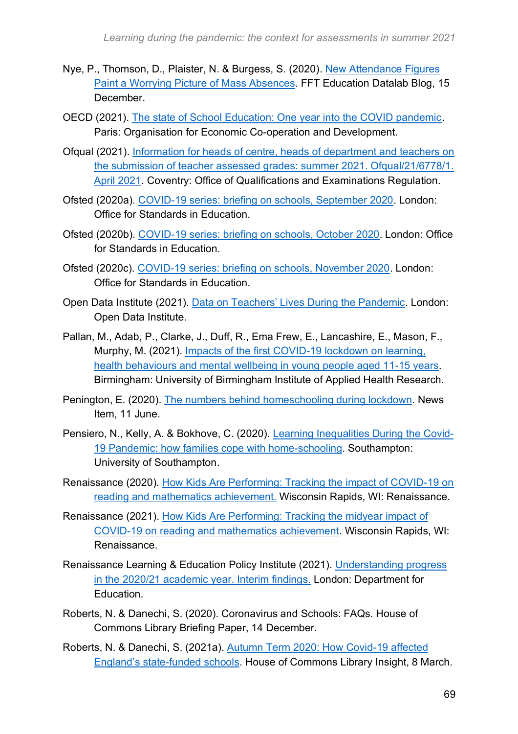Nye, P., Thomson, D., Plaister, N. & Burgess, S. (2020). New Attendance Figures Paint a Worrying Picture of Mass Absences. FFT Education Datalab Blog, 15 December.

OECD (2021). The state of School Education: One year into the COVID pandemic. Paris: Organisation for Economic Co-operation and Development.

Ofqual (2021). Information for heads of centre, heads of department and teachers on the submission of teacher assessed grades: summer 2021. Ofqual/21/6778/1. April 2021. Coventry: Office of Qualifications and Examinations Regulation.

Ofsted (2020a). COVID-19 series: briefing on schools, September 2020. London: Office for Standards in Education.

Ofsted (2020b). COVID-19 series: briefing on schools, October 2020. London: Office for Standards in Education.

Ofsted (2020c). COVID-19 series: briefing on schools, November 2020. London: Office for Standards in Education.

Open Data Institute (2021). Data on Teachers' Lives During the Pandemic. London: Open Data Institute.

Pallan, M., Adab, P., Clarke, J., Duff, R., Ema Frew, E., Lancashire, E., Mason, F., Murphy, M. (2021). Impacts of the first COVID-19 lockdown on learning, health behaviours and mental wellbeing in young people aged 11-15 years. Birmingham: University of Birmingham Institute of Applied Health Research.

Penington, E. (2020). The numbers behind homeschooling during lockdown. News Item, 11 June.

Pensiero, N., Kelly, A. & Bokhove, C. (2020). Learning Inequalities During the Covid-19 Pandemic: how families cope with home-schooling. Southampton: University of Southampton.

Renaissance (2020). How Kids Are Performing: Tracking the impact of COVID-19 on reading and mathematics achievement. Wisconsin Rapids, WI: Renaissance.

Renaissance (2021). How Kids Are Performing: Tracking the midyear impact of COVID-19 on reading and mathematics achievement. Wisconsin Rapids, WI: Renaissance.

Renaissance Learning & Education Policy Institute (2021). Understanding progress in the 2020/21 academic year. Interim findings. London: Department for Education.

Roberts, N. & Danechi, S. (2020). Coronavirus and Schools: FAQs. House of Commons Library Briefing Paper, 14 December.

Roberts, N. & Danechi, S. (2021a). Autumn Term 2020: How Covid-19 affected England's state-funded schools. House of Commons Library Insight, 8 March.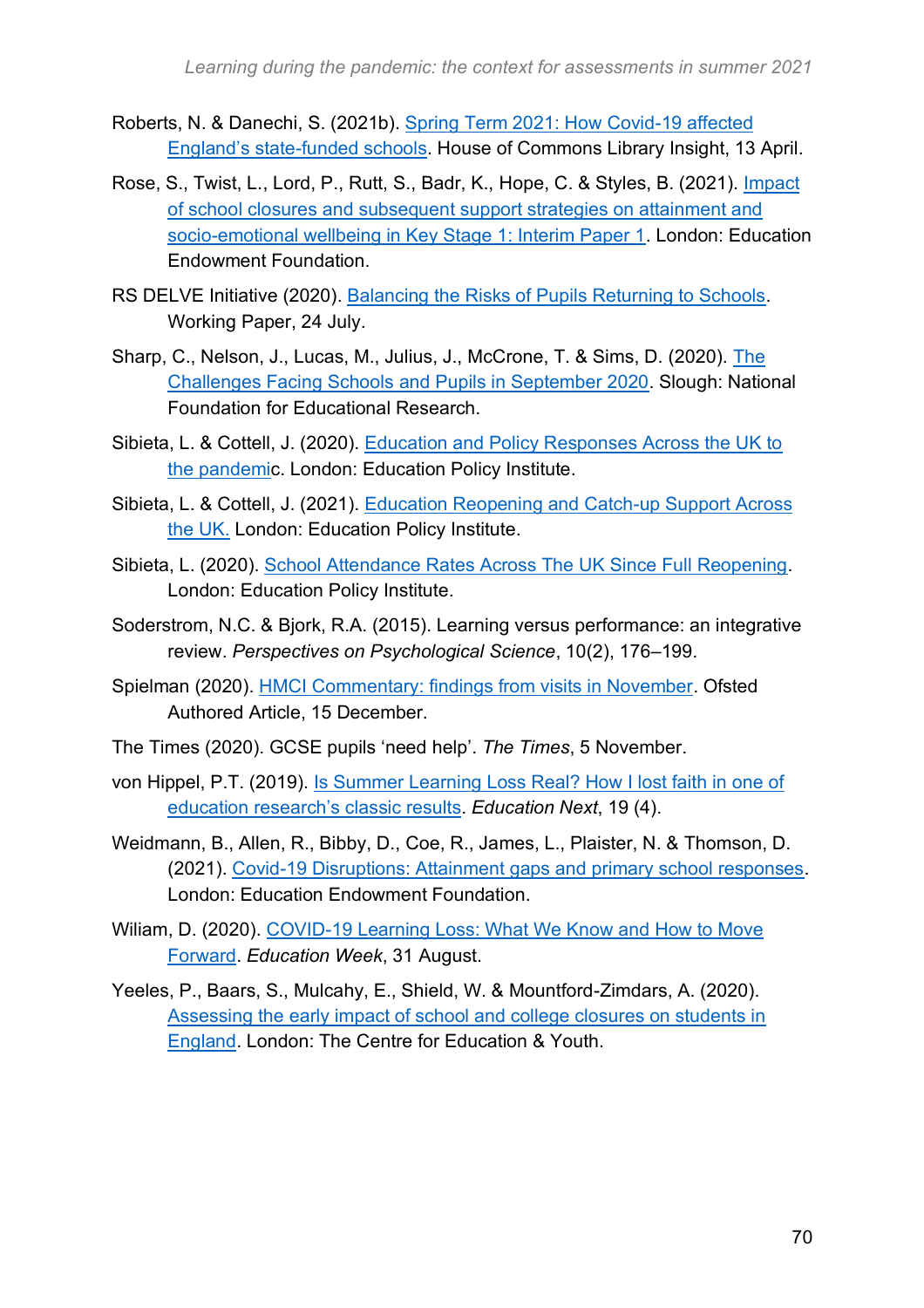Roberts, N. & Danechi, S. (2021b). Spring Term 2021: How Covid-19 affected England's state-funded schools. House of Commons Library Insight, 13 April.

Rose, S., Twist, L., Lord, P., Rutt, S., Badr, K., Hope, C. & Styles, B. (2021). Impact of school closures and subsequent support strategies on attainment and socio-emotional wellbeing in Key Stage 1: Interim Paper 1. London: Education Endowment Foundation.

RS DELVE Initiative (2020). Balancing the Risks of Pupils Returning to Schools. Working Paper, 24 July.

Sharp, C., Nelson, J., Lucas, M., Julius, J., McCrone, T. & Sims, D. (2020). The Challenges Facing Schools and Pupils in September 2020. Slough: National Foundation for Educational Research.

Sibieta, L. & Cottell, J. (2020). Education and Policy Responses Across the UK to the pandemic. London: Education Policy Institute.

Sibieta, L. & Cottell, J. (2021). Education Reopening and Catch-up Support Across the UK. London: Education Policy Institute.

Sibieta, L. (2020). School Attendance Rates Across The UK Since Full Reopening. London: Education Policy Institute.

Soderstrom, N.C. & Bjork, R.A. (2015). Learning versus performance: an integrative review. *Perspectives on Psychological Science*, 10(2), 176–199.

Spielman (2020). HMCI Commentary: findings from visits in November. Ofsted Authored Article, 15 December.

The Times (2020). GCSE pupils 'need help'. *The Times*, 5 November.

von Hippel, P.T. (2019). Is Summer Learning Loss Real? How I lost faith in one of education research's classic results. *Education Next*, 19 (4).

Weidmann, B., Allen, R., Bibby, D., Coe, R., James, L., Plaister, N. & Thomson, D. (2021). Covid-19 Disruptions: Attainment gaps and primary school responses. London: Education Endowment Foundation.

Wiliam, D. (2020). COVID-19 Learning Loss: What We Know and How to Move Forward. *Education Week*, 31 August.

Yeeles, P., Baars, S., Mulcahy, E., Shield, W. & Mountford-Zimdars, A. (2020). Assessing the early impact of school and college closures on students in England. London: The Centre for Education & Youth.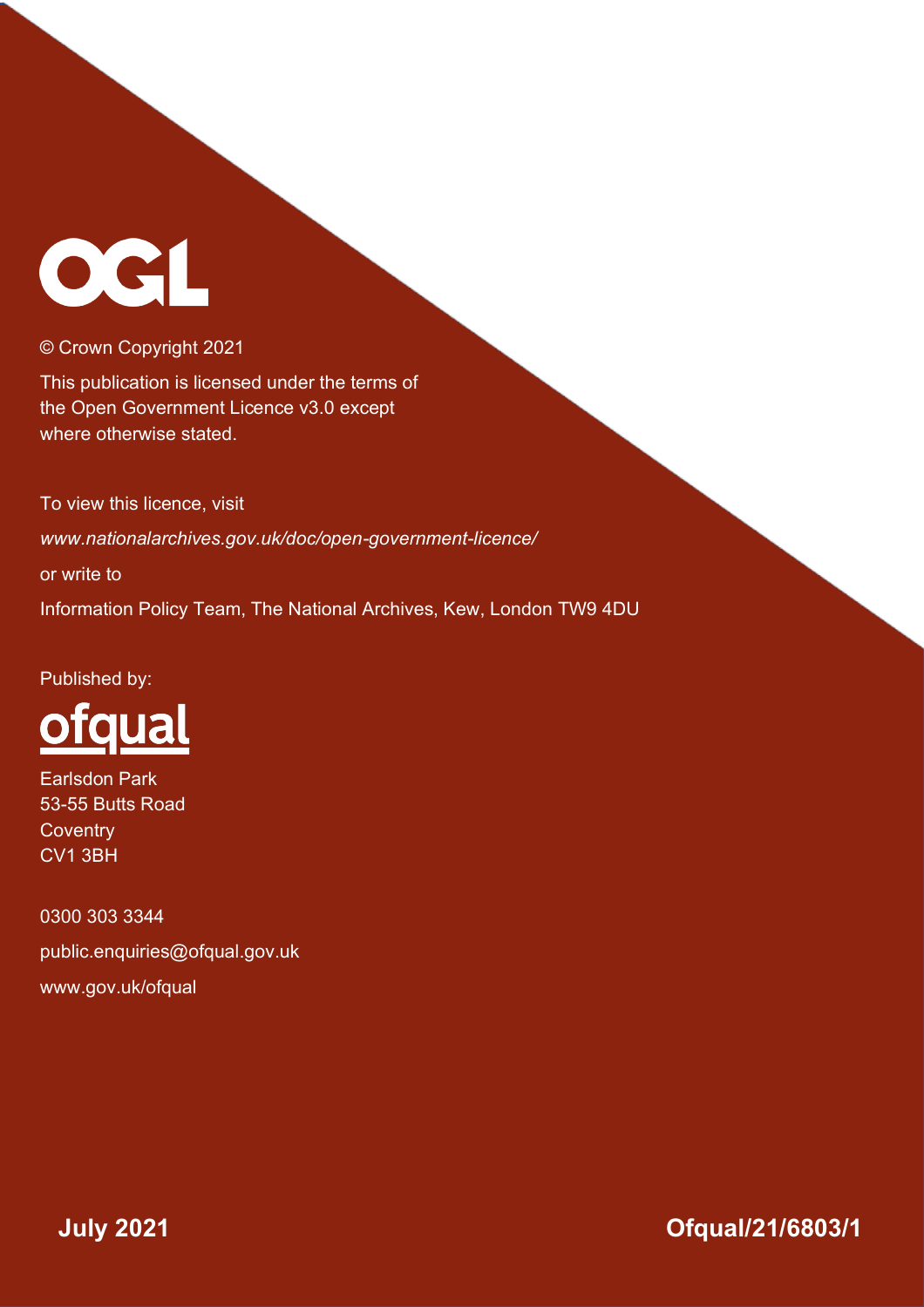OGL

© Crown Copyright 2021

This publication is licensed under the terms of the Open Government Licence v3.0 except where otherwise stated.

To view this licence, visit

*www.nationalarchives.gov.uk/doc/open-government-licence/*

or write to

Information Policy Team, The National Archives, Kew, London TW9 4DU

Published by:

ofqual

Earlsdon Park
53-55 Butts Road
Coventry
CV1 3BH

0300 303 3344

public.enquiries@ofqual.gov.uk

www.gov.uk/ofqual

**July 2021**

**Ofqual/21/6803/1**